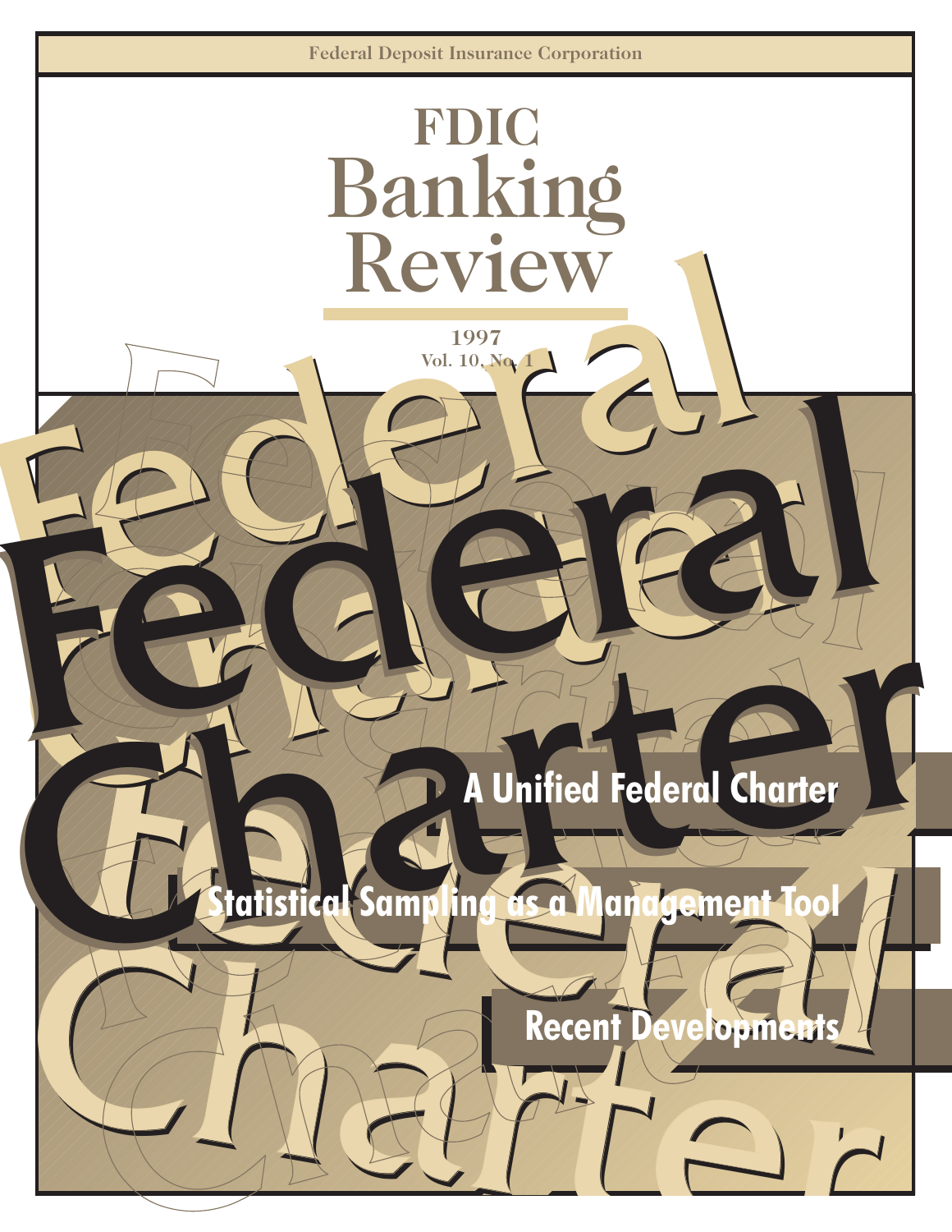Federal Deposit Insurance Corporation

# FDIC Banking Review

1997
Vol. 10, No. 1

## Federal Charter

A Unified Federal Charter

Statistical Sampling as a Management Tool

Recent Developments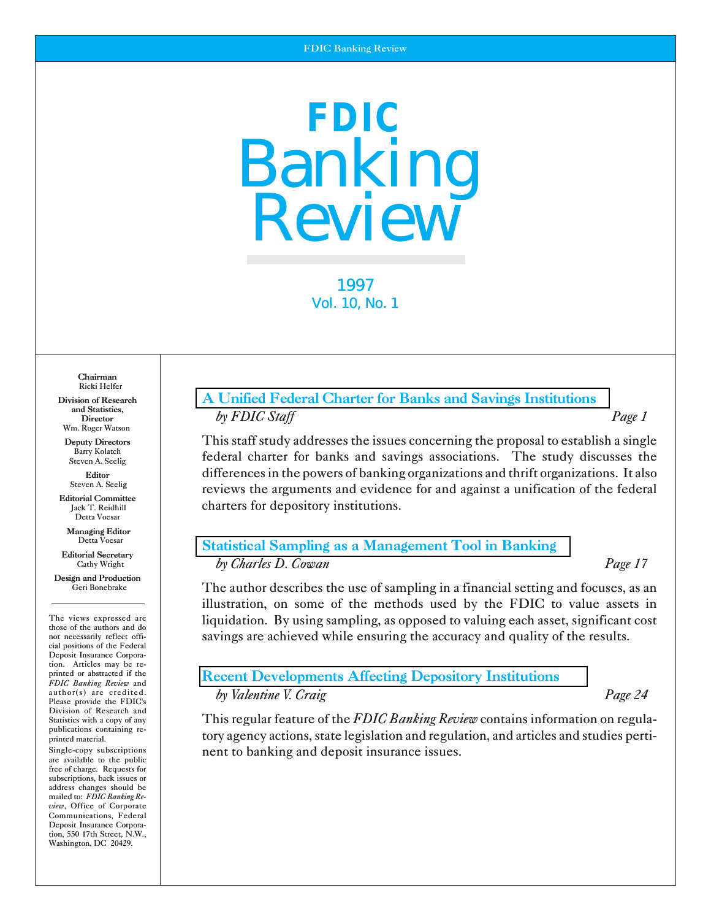# FDIC Banking Review

1997
Vol. 10, No. 1

**Chairman**
Ricki Helfer

**Division of Research and Statistics, Director**
Wm. Roger Watson

**Deputy Directors**
Barry Kolatch
Steven A. Seelig

**Editor**
Steven A. Seelig

**Editorial Committee**
Jack T. Reidhill
Detta Voesar

**Managing Editor**
Detta Voesar

**Editorial Secretary**
Cathy Wright

**Design and Production**
Geri Bonebrake

---

The views expressed are those of the authors and do not necessarily reflect official positions of the Federal Deposit Insurance Corporation. Articles may be reprinted or abstracted if the *FDIC Banking Review* and author(s) are credited. Please provide the FDIC's Division of Research and Statistics with a copy of any publications containing reprinted material.

Single-copy subscriptions are available to the public free of charge. Requests for subscriptions, back issues or address changes should be mailed to: *FDIC Banking Review*, Office of Corporate Communications, Federal Deposit Insurance Corporation, 550 17th Street, N.W., Washington, DC 20429.

## A Unified Federal Charter for Banks and Savings Institutions

*by FDIC Staff* — *Page 1*

This staff study addresses the issues concerning the proposal to establish a single federal charter for banks and savings associations. The study discusses the differences in the powers of banking organizations and thrift organizations. It also reviews the arguments and evidence for and against a unification of the federal charters for depository institutions.

## Statistical Sampling as a Management Tool in Banking

*by Charles D. Cowan* — *Page 17*

The author describes the use of sampling in a financial setting and focuses, as an illustration, on some of the methods used by the FDIC to value assets in liquidation. By using sampling, as opposed to valuing each asset, significant cost savings are achieved while ensuring the accuracy and quality of the results.

## Recent Developments Affecting Depository Institutions

*by Valentine V. Craig* — *Page 24*

This regular feature of the *FDIC Banking Review* contains information on regulatory agency actions, state legislation and regulation, and articles and studies pertinent to banking and deposit insurance issues.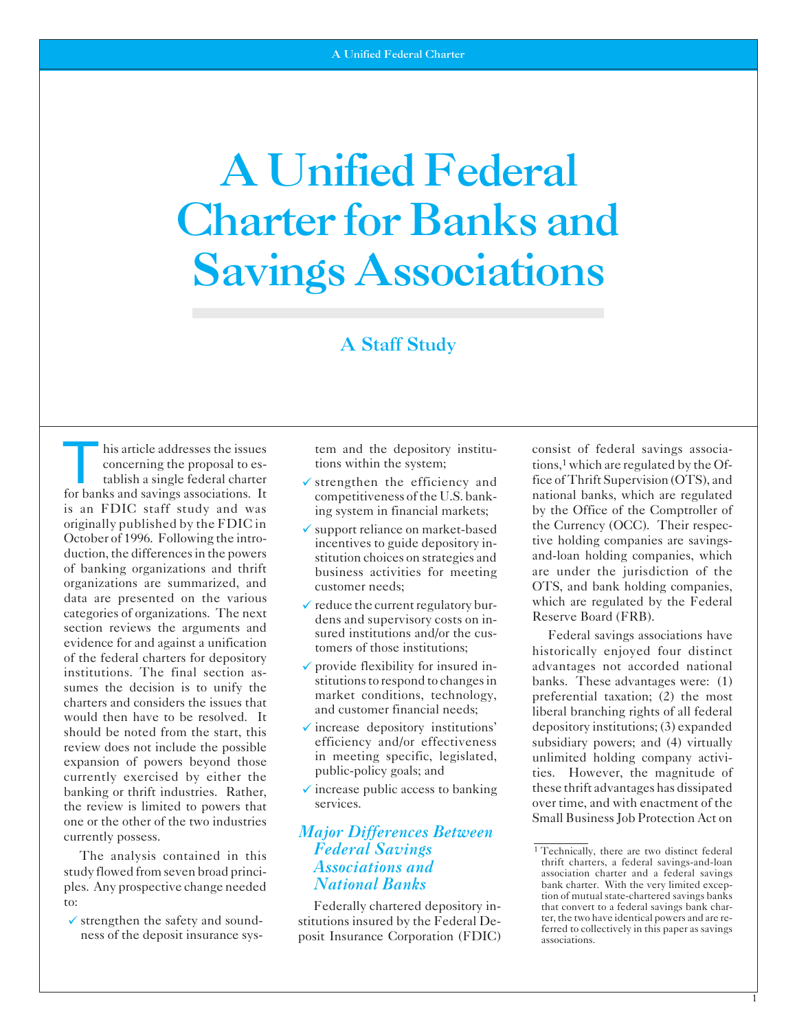# A Unified Federal Charter for Banks and Savings Associations

## A Staff Study

This article addresses the issues concerning the proposal to establish a single federal charter for banks and savings associations. It is an FDIC staff study and was originally published by the FDIC in October of 1996. Following the introduction, the differences in the powers of banking organizations and thrift organizations are summarized, and data are presented on the various categories of organizations. The next section reviews the arguments and evidence for and against a unification of the federal charters for depository institutions. The final section assumes the decision is to unify the charters and considers the issues that would then have to be resolved. It should be noted from the start, this review does not include the possible expansion of powers beyond those currently exercised by either the banking or thrift industries. Rather, the review is limited to powers that one or the other of the two industries currently possess.

The analysis contained in this study flowed from seven broad principles. Any prospective change needed to:

- ✓ strengthen the safety and soundness of the deposit insurance system and the depository institutions within the system;
- ✓ strengthen the efficiency and competitiveness of the U.S. banking system in financial markets;
- ✓ support reliance on market-based incentives to guide depository institution choices on strategies and business activities for meeting customer needs;
- ✓ reduce the current regulatory burdens and supervisory costs on insured institutions and/or the customers of those institutions;
- ✓ provide flexibility for insured institutions to respond to changes in market conditions, technology, and customer financial needs;
- ✓ increase depository institutions' efficiency and/or effectiveness in meeting specific, legislated, public-policy goals; and
- ✓ increase public access to banking services.

### *Major Differences Between Federal Savings Associations and National Banks*

Federally chartered depository institutions insured by the Federal Deposit Insurance Corporation (FDIC) consist of federal savings associations,[1] which are regulated by the Office of Thrift Supervision (OTS), and national banks, which are regulated by the Office of the Comptroller of the Currency (OCC). Their respective holding companies are savings-and-loan holding companies, which are under the jurisdiction of the OTS, and bank holding companies, which are regulated by the Federal Reserve Board (FRB).

Federal savings associations have historically enjoyed four distinct advantages not accorded national banks. These advantages were: (1) preferential taxation; (2) the most liberal branching rights of all federal depository institutions; (3) expanded subsidiary powers; and (4) virtually unlimited holding company activities. However, the magnitude of these thrift advantages has dissipated over time, and with enactment of the Small Business Job Protection Act on

---

[1] Technically, there are two distinct federal thrift charters, a federal savings-and-loan association charter and a federal savings bank charter. With the very limited exception of mutual state-chartered savings banks that convert to a federal savings bank charter, the two have identical powers and are referred to collectively in this paper as savings associations.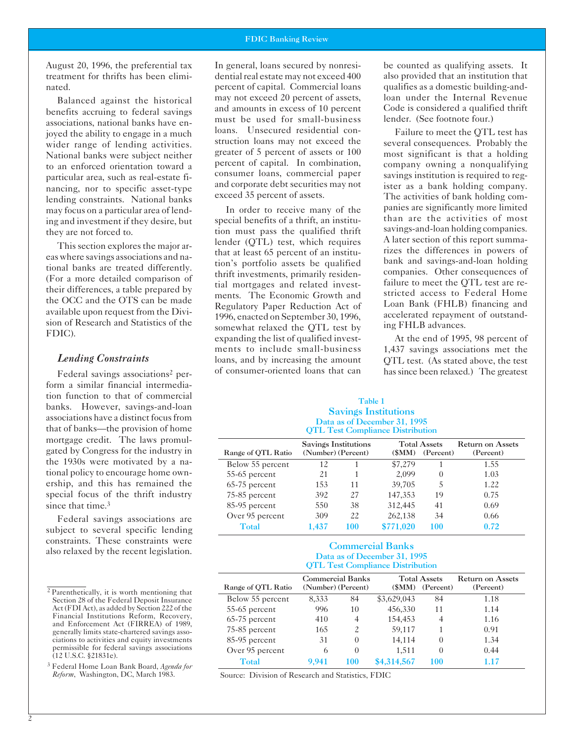August 20, 1996, the preferential tax treatment for thrifts has been eliminated.

Balanced against the historical benefits accruing to federal savings associations, national banks have enjoyed the ability to engage in a much wider range of lending activities. National banks were subject neither to an enforced orientation toward a particular area, such as real-estate financing, nor to specific asset-type lending constraints. National banks may focus on a particular area of lending and investment if they desire, but they are not forced to.

This section explores the major areas where savings associations and national banks are treated differently. (For a more detailed comparison of their differences, a table prepared by the OCC and the OTS can be made available upon request from the Division of Research and Statistics of the FDIC).

### *Lending Constraints*

Federal savings associations[2] perform a similar financial intermediation function to that of commercial banks. However, savings-and-loan associations have a distinct focus from that of banks—the provision of home mortgage credit. The laws promulgated by Congress for the industry in the 1930s were motivated by a national policy to encourage home ownership, and this has remained the special focus of the thrift industry since that time.[3]

Federal savings associations are subject to several specific lending constraints. These constraints were also relaxed by the recent legislation. In general, loans secured by nonresidential real estate may not exceed 400 percent of capital. Commercial loans may not exceed 20 percent of assets, and amounts in excess of 10 percent must be used for small-business loans. Unsecured residential construction loans may not exceed the greater of 5 percent of assets or 100 percent of capital. In combination, consumer loans, commercial paper and corporate debt securities may not exceed 35 percent of assets.

In order to receive many of the special benefits of a thrift, an institution must pass the qualified thrift lender (QTL) test, which requires that at least 65 percent of an institution's portfolio assets be qualified thrift investments, primarily residential mortgages and related investments. The Economic Growth and Regulatory Paper Reduction Act of 1996, enacted on September 30, 1996, somewhat relaxed the QTL test by expanding the list of qualified investments to include small-business loans, and by increasing the amount of consumer-oriented loans that can be counted as qualifying assets. It also provided that an institution that qualifies as a domestic building-and-loan under the Internal Revenue Code is considered a qualified thrift lender. (See footnote four.)

Failure to meet the QTL test has several consequences. Probably the most significant is that a holding company owning a nonqualifying savings institution is required to register as a bank holding company. The activities of bank holding companies are significantly more limited than are the activities of most savings-and-loan holding companies. A later section of this report summarizes the differences in powers of bank and savings-and-loan holding companies. Other consequences of failure to meet the QTL test are restricted access to Federal Home Loan Bank (FHLB) financing and accelerated repayment of outstanding FHLB advances.

At the end of 1995, 98 percent of 1,437 savings associations met the QTL test. (As stated above, the test has since been relaxed.) The greatest

**Table 1**
**Savings Institutions**
**Data as of December 31, 1995**
**QTL Test Compliance Distribution**

| Range of QTL Ratio | Savings Institutions (Number) | (Percent) | Total Assets ($MM) | (Percent) | Return on Assets (Percent) |
|---|---|---|---|---|---|
| Below 55 percent | 12 | 1 | $7,279 | 1 | 1.55 |
| 55-65 percent | 21 | 1 | 2,099 | 0 | 1.03 |
| 65-75 percent | 153 | 11 | 39,705 | 5 | 1.22 |
| 75-85 percent | 392 | 27 | 147,353 | 19 | 0.75 |
| 85-95 percent | 550 | 38 | 312,445 | 41 | 0.69 |
| Over 95 percent | 309 | 22 | 262,138 | 34 | 0.66 |
| **Total** | **1,437** | **100** | **$771,020** | **100** | **0.72** |

**Commercial Banks**
**Data as of December 31, 1995**
**QTL Test Compliance Distribution**

| Range of QTL Ratio | Commercial Banks (Number) | (Percent) | Total Assets ($MM) | (Percent) | Return on Assets (Percent) |
|---|---|---|---|---|---|
| Below 55 percent | 8,333 | 84 | $3,629,043 | 84 | 1.18 |
| 55-65 percent | 996 | 10 | 456,330 | 11 | 1.14 |
| 65-75 percent | 410 | 4 | 154,453 | 4 | 1.16 |
| 75-85 percent | 165 | 2 | 59,117 | 1 | 0.91 |
| 85-95 percent | 31 | 0 | 14,114 | 0 | 1.34 |
| Over 95 percent | 6 | 0 | 1,511 | 0 | 0.44 |
| **Total** | **9,941** | **100** | **$4,314,567** | **100** | **1.17** |

Source: Division of Research and Statistics, FDIC

[2] Parenthetically, it is worth mentioning that Section 28 of the Federal Deposit Insurance Act (FDI Act), as added by Section 222 of the Financial Institutions Reform, Recovery, and Enforcement Act (FIRREA) of 1989, generally limits state-chartered savings associations to activities and equity investments permissible for federal savings associations (12 U.S.C. §21831e).

[3] Federal Home Loan Bank Board, *Agenda for Reform*, Washington, DC, March 1983.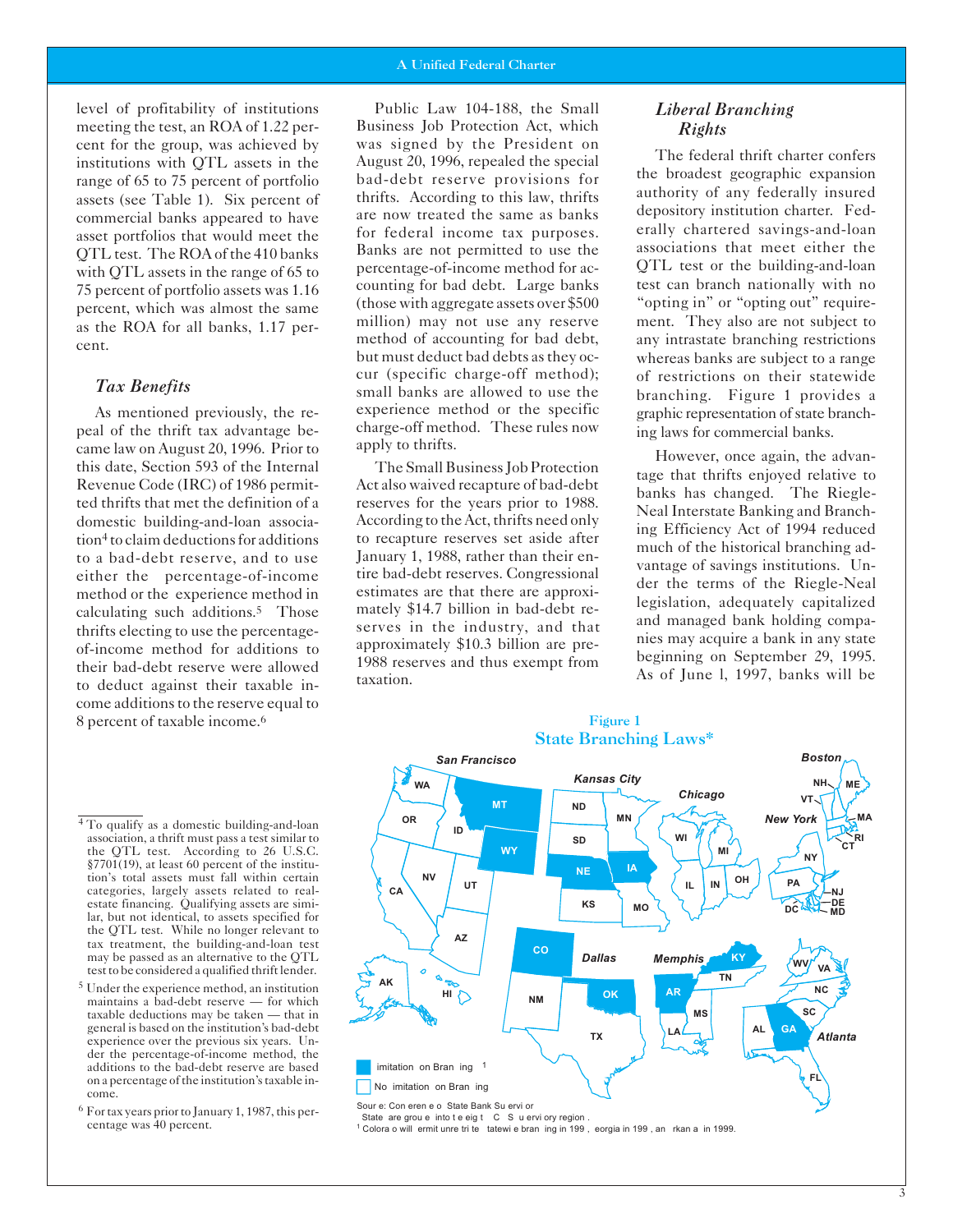level of profitability of institutions meeting the test, an ROA of 1.22 percent for the group, was achieved by institutions with QTL assets in the range of 65 to 75 percent of portfolio assets (see Table 1). Six percent of commercial banks appeared to have asset portfolios that would meet the QTL test. The ROA of the 410 banks with QTL assets in the range of 65 to 75 percent of portfolio assets was 1.16 percent, which was almost the same as the ROA for all banks, 1.17 percent.

### *Tax Benefits*

As mentioned previously, the repeal of the thrift tax advantage became law on August 20, 1996. Prior to this date, Section 593 of the Internal Revenue Code (IRC) of 1986 permitted thrifts that met the definition of a domestic building-and-loan association[4] to claim deductions for additions to a bad-debt reserve, and to use either the percentage-of-income method or the experience method in calculating such additions.[5] Those thrifts electing to use the percentage-of-income method for additions to their bad-debt reserve were allowed to deduct against their taxable income additions to the reserve equal to 8 percent of taxable income.[6]

Public Law 104-188, the Small Business Job Protection Act, which was signed by the President on August 20, 1996, repealed the special bad-debt reserve provisions for thrifts. According to this law, thrifts are now treated the same as banks for federal income tax purposes. Banks are not permitted to use the percentage-of-income method for accounting for bad debt. Large banks (those with aggregate assets over $500 million) may not use any reserve method of accounting for bad debt, but must deduct bad debts as they occur (specific charge-off method); small banks are allowed to use the experience method or the specific charge-off method. These rules now apply to thrifts.

The Small Business Job Protection Act also waived recapture of bad-debt reserves for the years prior to 1988. According to the Act, thrifts need only to recapture reserves set aside after January 1, 1988, rather than their entire bad-debt reserves. Congressional estimates are that there are approximately $14.7 billion in bad-debt reserves in the industry, and that approximately $10.3 billion are pre-1988 reserves and thus exempt from taxation.

### *Liberal Branching Rights*

The federal thrift charter confers the broadest geographic expansion authority of any federally insured depository institution charter. Federally chartered savings-and-loan associations that meet either the QTL test or the building-and-loan test can branch nationally with no "opting in" or "opting out" requirement. They also are not subject to any intrastate branching restrictions whereas banks are subject to a range of restrictions on their statewide branching. Figure 1 provides a graphic representation of state branching laws for commercial banks.

However, once again, the advantage that thrifts enjoyed relative to banks has changed. The Riegle-Neal Interstate Banking and Branching Efficiency Act of 1994 reduced much of the historical branching advantage of savings institutions. Under the terms of the Riegle-Neal legislation, adequately capitalized and managed bank holding companies may acquire a bank in any state beginning on September 29, 1995. As of June l, 1997, banks will be

**Figure 1**
**State Branching Laws***

Limitation on Branching[1]
No Limitation on Branching

Source: Conference of State Bank Supervisors
*States are grouped into the eight FDIC supervisory regions.
[1] Colorado will permit unrestricted statewide branching in 1997, Georgia in 1998, and Arkansas in 1999.

---

[4] To qualify as a domestic building-and-loan association, a thrift must pass a test similar to the QTL test. According to 26 U.S.C. §7701(19), at least 60 percent of the institution's total assets must fall within certain categories, largely assets related to real-estate financing. Qualifying assets are similar, but not identical, to assets specified for the QTL test. While no longer relevant to tax treatment, the building-and-loan test may be passed as an alternative to the QTL test to be considered a qualified thrift lender.

[5] Under the experience method, an institution maintains a bad-debt reserve — for which taxable deductions may be taken — that in general is based on the institution's bad-debt experience over the previous six years. Under the percentage-of-income method, the additions to the bad-debt reserve are based on a percentage of the institution's taxable income.

[6] For tax years prior to January 1, 1987, this percentage was 40 percent.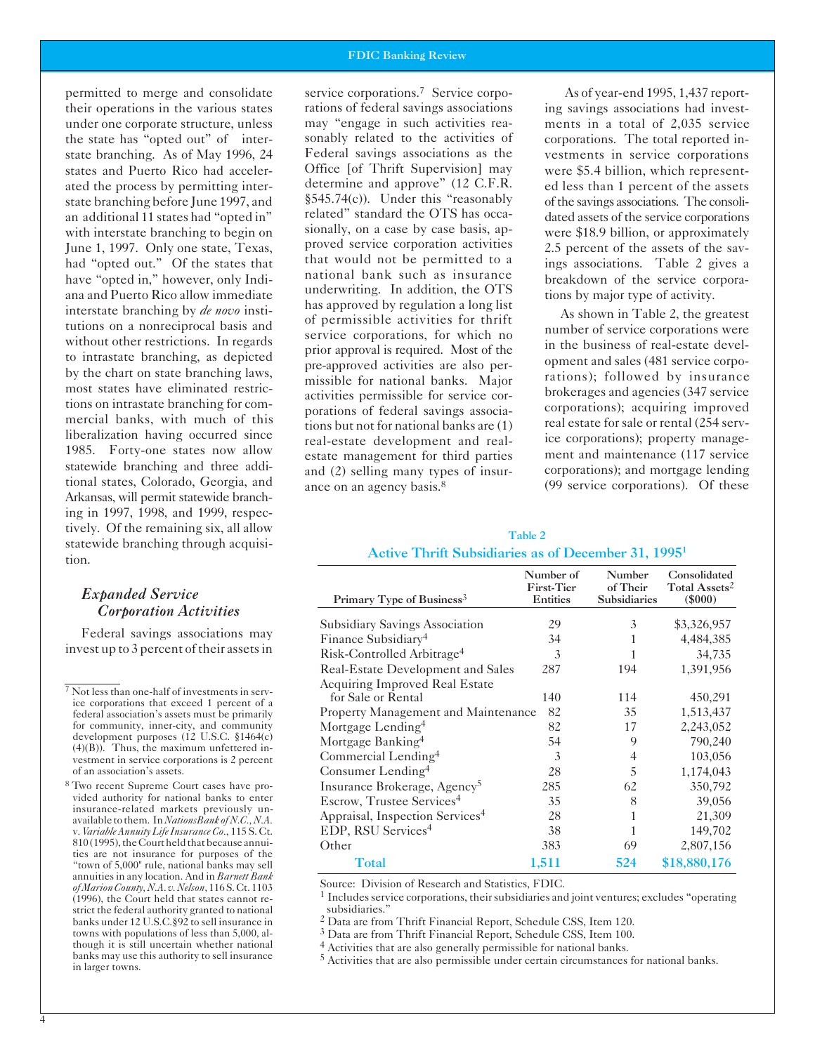permitted to merge and consolidate their operations in the various states under one corporate structure, unless the state has "opted out" of interstate branching. As of May 1996, 24 states and Puerto Rico had accelerated the process by permitting interstate branching before June 1997, and an additional 11 states had "opted in" with interstate branching to begin on June 1, 1997. Only one state, Texas, had "opted out." Of the states that have "opted in," however, only Indiana and Puerto Rico allow immediate interstate branching by *de novo* institutions on a nonreciprocal basis and without other restrictions. In regards to intrastate branching, as depicted by the chart on state branching laws, most states have eliminated restrictions on intrastate branching for commercial banks, with much of this liberalization having occurred since 1985. Forty-one states now allow statewide branching and three additional states, Colorado, Georgia, and Arkansas, will permit statewide branching in 1997, 1998, and 1999, respectively. Of the remaining six, all allow statewide branching through acquisition.

### *Expanded Service Corporation Activities*

Federal savings associations may invest up to 3 percent of their assets in service corporations.[7] Service corporations of federal savings associations may "engage in such activities reasonably related to the activities of Federal savings associations as the Office [of Thrift Supervision] may determine and approve" (12 C.F.R. §545.74(c)). Under this "reasonably related" standard the OTS has occasionally, on a case by case basis, approved service corporation activities that would not be permitted to a national bank such as insurance underwriting. In addition, the OTS has approved by regulation a long list of permissible activities for thrift service corporations, for which no prior approval is required. Most of the pre-approved activities are also permissible for national banks. Major activities permissible for service corporations of federal savings associations but not for national banks are (1) real-estate development and real-estate management for third parties and (2) selling many types of insurance on an agency basis.[8]

As of year-end 1995, 1,437 reporting savings associations had investments in a total of 2,035 service corporations. The total reported investments in service corporations were $5.4 billion, which represented less than 1 percent of the assets of the savings associations. The consolidated assets of the service corporations were $18.9 billion, or approximately 2.5 percent of the assets of the savings associations. Table 2 gives a breakdown of the service corporations by major type of activity.

As shown in Table 2, the greatest number of service corporations were in the business of real-estate development and sales (481 service corporations); followed by insurance brokerages and agencies (347 service corporations); acquiring improved real estate for sale or rental (254 service corporations); property management and maintenance (117 service corporations); and mortgage lending (99 service corporations). Of these

**Table 2**
**Active Thrift Subsidiaries as of December 31, 1995[1]**

| Primary Type of Business[3] | Number of First-Tier Entities | Number of Their Subsidiaries | Consolidated Total Assets[2] ($000) |
|---|---|---|---|
| Subsidiary Savings Association | 29 | 3 | $3,326,957 |
| Finance Subsidiary[4] | 34 | 1 | 4,484,385 |
| Risk-Controlled Arbitrage[4] | 3 | 1 | 34,735 |
| Real-Estate Development and Sales | 287 | 194 | 1,391,956 |
| Acquiring Improved Real Estate for Sale or Rental | 140 | 114 | 450,291 |
| Property Management and Maintenance | 82 | 35 | 1,513,437 |
| Mortgage Lending[4] | 82 | 17 | 2,243,052 |
| Mortgage Banking[4] | 54 | 9 | 790,240 |
| Commercial Lending[4] | 3 | 4 | 103,056 |
| Consumer Lending[4] | 28 | 5 | 1,174,043 |
| Insurance Brokerage, Agency[5] | 285 | 62 | 350,792 |
| Escrow, Trustee Services[4] | 35 | 8 | 39,056 |
| Appraisal, Inspection Services[4] | 28 | 1 | 21,309 |
| EDP, RSU Services[4] | 38 | 1 | 149,702 |
| Other | 383 | 69 | 2,807,156 |
| **Total** | **1,511** | **524** | **$18,880,176** |

Source: Division of Research and Statistics, FDIC.
[1] Includes service corporations, their subsidiaries and joint ventures; excludes "operating subsidiaries."
[2] Data are from Thrift Financial Report, Schedule CSS, Item 120.
[3] Data are from Thrift Financial Report, Schedule CSS, Item 100.
[4] Activities that are also generally permissible for national banks.
[5] Activities that are also permissible under certain circumstances for national banks.

---

[7] Not less than one-half of investments in service corporations that exceed 1 percent of a federal association's assets must be primarily for community, inner-city, and community development purposes (12 U.S.C. §1464(c)(4)(B)). Thus, the maximum unfettered investment in service corporations is 2 percent of an association's assets.

[8] Two recent Supreme Court cases have provided authority for national banks to enter insurance-related markets previously unavailable to them. In *NationsBank of N.C., N.A. v. Variable Annuity Life Insurance Co.*, 115 S. Ct. 810 (1995), the Court held that because annuities are not insurance for purposes of the "town of 5,000" rule, national banks may sell annuities in any location. And in *Barnett Bank of Marion County, N.A. v. Nelson*, 116 S. Ct. 1103 (1996), the Court held that states cannot restrict the federal authority granted to national banks under 12 U.S.C.§92 to sell insurance in towns with populations of less than 5,000, although it is still uncertain whether national banks may use this authority to sell insurance in larger towns.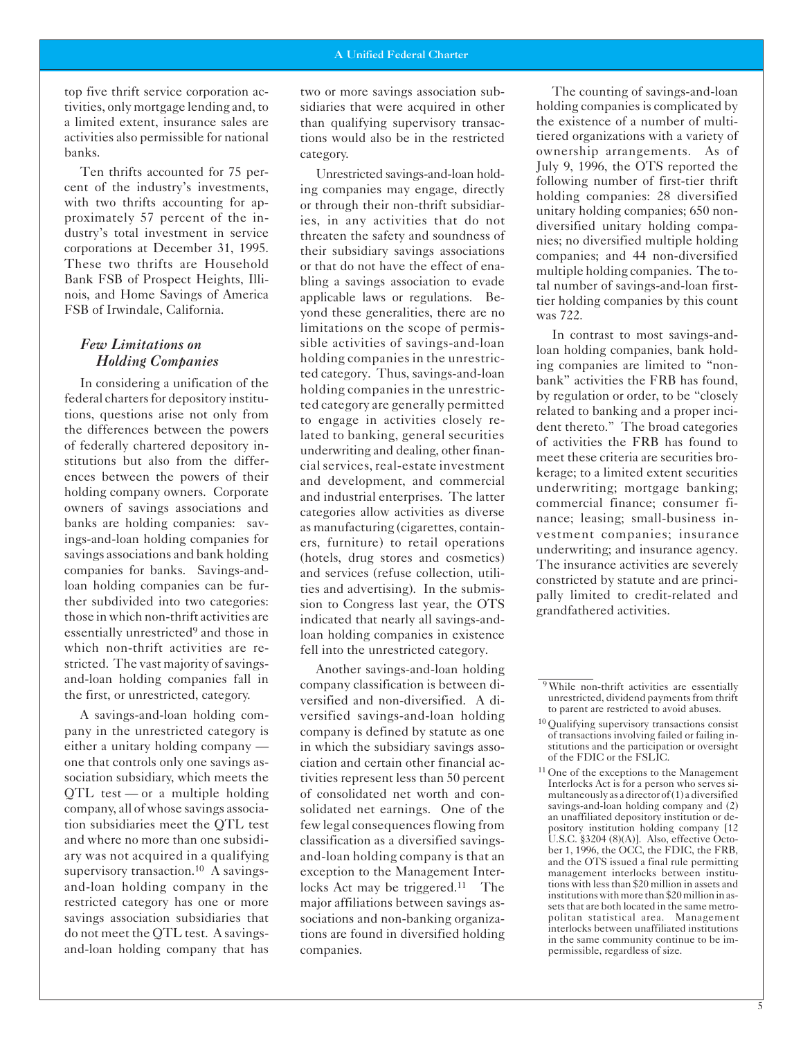top five thrift service corporation activities, only mortgage lending and, to a limited extent, insurance sales are activities also permissible for national banks.

Ten thrifts accounted for 75 percent of the industry's investments, with two thrifts accounting for approximately 57 percent of the industry's total investment in service corporations at December 31, 1995. These two thrifts are Household Bank FSB of Prospect Heights, Illinois, and Home Savings of America FSB of Irwindale, California.

### *Few Limitations on Holding Companies*

In considering a unification of the federal charters for depository institutions, questions arise not only from the differences between the powers of federally chartered depository institutions but also from the differences between the powers of their holding company owners. Corporate owners of savings associations and banks are holding companies: savings-and-loan holding companies for savings associations and bank holding companies for banks. Savings-and-loan holding companies can be further subdivided into two categories: those in which non-thrift activities are essentially unrestricted[9] and those in which non-thrift activities are restricted. The vast majority of savings-and-loan holding companies fall in the first, or unrestricted, category.

A savings-and-loan holding company in the unrestricted category is either a unitary holding company — one that controls only one savings association subsidiary, which meets the QTL test — or a multiple holding company, all of whose savings association subsidiaries meet the QTL test and where no more than one subsidiary was not acquired in a qualifying supervisory transaction.[10] A savings-and-loan holding company in the restricted category has one or more savings association subsidiaries that do not meet the QTL test. A savings-and-loan holding company that has two or more savings association subsidiaries that were acquired in other than qualifying supervisory transactions would also be in the restricted category.

Unrestricted savings-and-loan holding companies may engage, directly or through their non-thrift subsidiaries, in any activities that do not threaten the safety and soundness of their subsidiary savings associations or that do not have the effect of enabling a savings association to evade applicable laws or regulations. Beyond these generalities, there are no limitations on the scope of permissible activities of savings-and-loan holding companies in the unrestricted category. Thus, savings-and-loan holding companies in the unrestricted category are generally permitted to engage in activities closely related to banking, general securities underwriting and dealing, other financial services, real-estate investment and development, and commercial and industrial enterprises. The latter categories allow activities as diverse as manufacturing (cigarettes, containers, furniture) to retail operations (hotels, drug stores and cosmetics) and services (refuse collection, utilities and advertising). In the submission to Congress last year, the OTS indicated that nearly all savings-and-loan holding companies in existence fell into the unrestricted category.

Another savings-and-loan holding company classification is between diversified and non-diversified. A diversified savings-and-loan holding company is defined by statute as one in which the subsidiary savings association and certain other financial activities represent less than 50 percent of consolidated net worth and consolidated net earnings. One of the few legal consequences flowing from classification as a diversified savings-and-loan holding company is that an exception to the Management Interlocks Act may be triggered.[11] The major affiliations between savings associations and non-banking organizations are found in diversified holding companies.

The counting of savings-and-loan holding companies is complicated by the existence of a number of multi-tiered organizations with a variety of ownership arrangements. As of July 9, 1996, the OTS reported the following number of first-tier thrift holding companies: 28 diversified unitary holding companies; 650 non-diversified unitary holding companies; no diversified multiple holding companies; and 44 non-diversified multiple holding companies. The total number of savings-and-loan first-tier holding companies by this count was 722.

In contrast to most savings-and-loan holding companies, bank holding companies are limited to "nonbank" activities the FRB has found, by regulation or order, to be "closely related to banking and a proper incident thereto." The broad categories of activities the FRB has found to meet these criteria are securities brokerage; to a limited extent securities underwriting; mortgage banking; commercial finance; consumer finance; leasing; small-business investment companies; insurance underwriting; and insurance agency. The insurance activities are severely constricted by statute and are principally limited to credit-related and grandfathered activities.

---

[9] While non-thrift activities are essentially unrestricted, dividend payments from thrift to parent are restricted to avoid abuses.

[10] Qualifying supervisory transactions consist of transactions involving failed or failing institutions and the participation or oversight of the FDIC or the FSLIC.

[11] One of the exceptions to the Management Interlocks Act is for a person who serves simultaneously as a director of (1) a diversified savings-and-loan holding company and (2) an unaffiliated depository institution or depository institution holding company [12 U.S.C. §3204 (8)(A)]. Also, effective October 1, 1996, the OCC, the FDIC, the FRB, and the OTS issued a final rule permitting management interlocks between institutions with less than $20 million in assets and institutions with more than $20 million in assets that are both located in the same metropolitan statistical area. Management interlocks between unaffiliated institutions in the same community continue to be impermissible, regardless of size.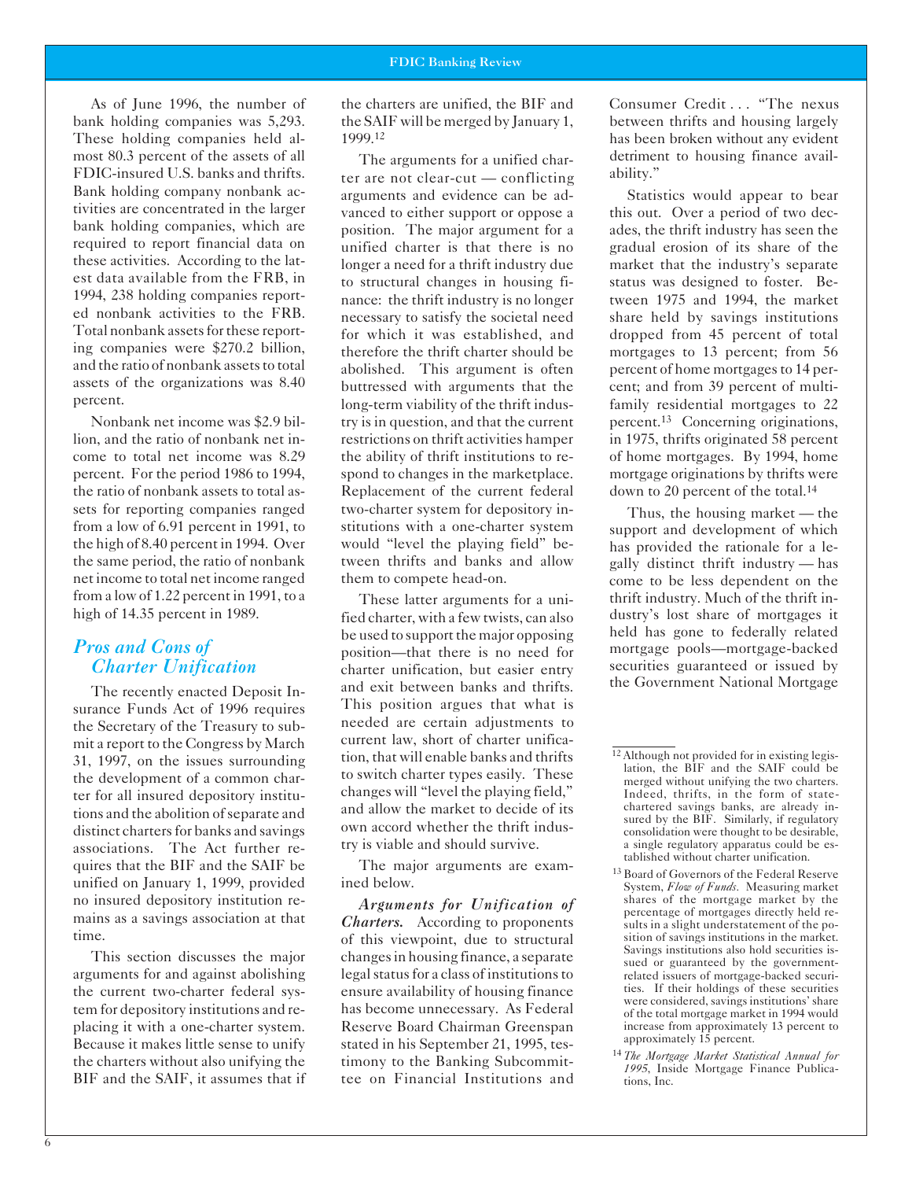As of June 1996, the number of bank holding companies was 5,293. These holding companies held almost 80.3 percent of the assets of all FDIC-insured U.S. banks and thrifts. Bank holding company nonbank activities are concentrated in the larger bank holding companies, which are required to report financial data on these activities. According to the latest data available from the FRB, in 1994, 238 holding companies reported nonbank activities to the FRB. Total nonbank assets for these reporting companies were $270.2 billion, and the ratio of nonbank assets to total assets of the organizations was 8.40 percent.

Nonbank net income was $2.9 billion, and the ratio of nonbank net income to total net income was 8.29 percent. For the period 1986 to 1994, the ratio of nonbank assets to total assets for reporting companies ranged from a low of 6.91 percent in 1991, to the high of 8.40 percent in 1994. Over the same period, the ratio of nonbank net income to total net income ranged from a low of 1.22 percent in 1991, to a high of 14.35 percent in 1989.

## *Pros and Cons of Charter Unification*

The recently enacted Deposit Insurance Funds Act of 1996 requires the Secretary of the Treasury to submit a report to the Congress by March 31, 1997, on the issues surrounding the development of a common charter for all insured depository institutions and the abolition of separate and distinct charters for banks and savings associations. The Act further requires that the BIF and the SAIF be unified on January 1, 1999, provided no insured depository institution remains as a savings association at that time.

This section discusses the major arguments for and against abolishing the current two-charter federal system for depository institutions and replacing it with a one-charter system. Because it makes little sense to unify the charters without also unifying the BIF and the SAIF, it assumes that if the charters are unified, the BIF and the SAIF will be merged by January 1, 1999.[12]

The arguments for a unified charter are not clear-cut — conflicting arguments and evidence can be advanced to either support or oppose a position. The major argument for a unified charter is that there is no longer a need for a thrift industry due to structural changes in housing finance: the thrift industry is no longer necessary to satisfy the societal need for which it was established, and therefore the thrift charter should be abolished. This argument is often buttressed with arguments that the long-term viability of the thrift industry is in question, and that the current restrictions on thrift activities hamper the ability of thrift institutions to respond to changes in the marketplace. Replacement of the current federal two-charter system for depository institutions with a one-charter system would "level the playing field" between thrifts and banks and allow them to compete head-on.

These latter arguments for a unified charter, with a few twists, can also be used to support the major opposing position—that there is no need for charter unification, but easier entry and exit between banks and thrifts. This position argues that what is needed are certain adjustments to current law, short of charter unification, that will enable banks and thrifts to switch charter types easily. These changes will "level the playing field," and allow the market to decide of its own accord whether the thrift industry is viable and should survive.

The major arguments are examined below.

***Arguments for Unification of Charters.*** According to proponents of this viewpoint, due to structural changes in housing finance, a separate legal status for a class of institutions to ensure availability of housing finance has become unnecessary. As Federal Reserve Board Chairman Greenspan stated in his September 21, 1995, testimony to the Banking Subcommittee on Financial Institutions and Consumer Credit . . . "The nexus between thrifts and housing largely has been broken without any evident detriment to housing finance availability."

Statistics would appear to bear this out. Over a period of two decades, the thrift industry has seen the gradual erosion of its share of the market that the industry's separate status was designed to foster. Between 1975 and 1994, the market share held by savings institutions dropped from 45 percent of total mortgages to 13 percent; from 56 percent of home mortgages to 14 percent; and from 39 percent of multifamily residential mortgages to 22 percent.[13] Concerning originations, in 1975, thrifts originated 58 percent of home mortgages. By 1994, home mortgage originations by thrifts were down to 20 percent of the total.[14]

Thus, the housing market — the support and development of which has provided the rationale for a legally distinct thrift industry — has come to be less dependent on the thrift industry. Much of the thrift industry's lost share of mortgages it held has gone to federally related mortgage pools—mortgage-backed securities guaranteed or issued by the Government National Mortgage

---

[12] Although not provided for in existing legislation, the BIF and the SAIF could be merged without unifying the two charters. Indeed, thrifts, in the form of state-chartered savings banks, are already insured by the BIF. Similarly, if regulatory consolidation were thought to be desirable, a single regulatory apparatus could be established without charter unification.

[13] Board of Governors of the Federal Reserve System, *Flow of Funds*. Measuring market shares of the mortgage market by the percentage of mortgages directly held results in a slight understatement of the position of savings institutions in the market. Savings institutions also hold securities issued or guaranteed by the government-related issuers of mortgage-backed securities. If their holdings of these securities were considered, savings institutions' share of the total mortgage market in 1994 would increase from approximately 13 percent to approximately 15 percent.

[14] *The Mortgage Market Statistical Annual for 1995*, Inside Mortgage Finance Publications, Inc.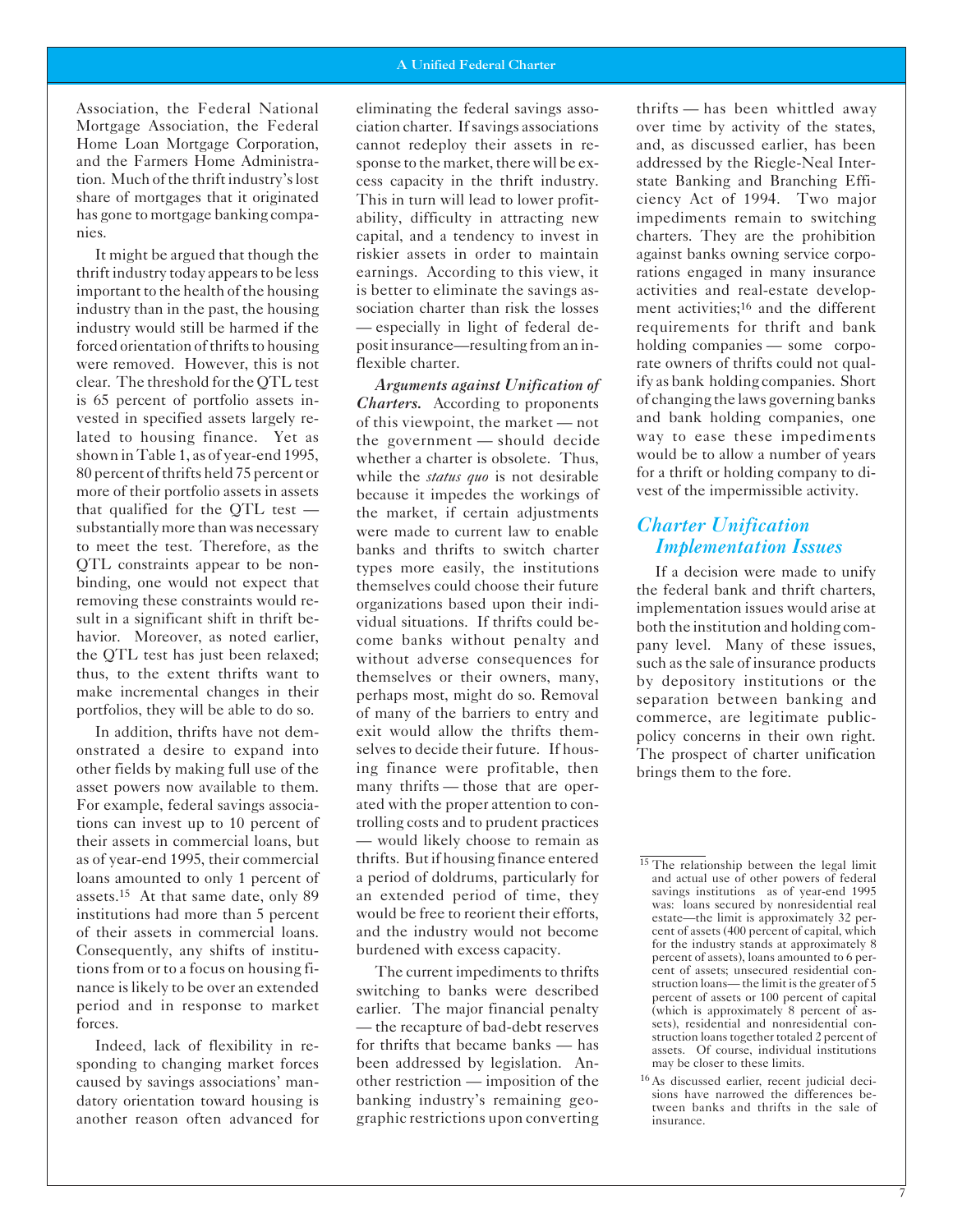Association, the Federal National Mortgage Association, the Federal Home Loan Mortgage Corporation, and the Farmers Home Administration. Much of the thrift industry's lost share of mortgages that it originated has gone to mortgage banking companies.

It might be argued that though the thrift industry today appears to be less important to the health of the housing industry than in the past, the housing industry would still be harmed if the forced orientation of thrifts to housing were removed. However, this is not clear. The threshold for the QTL test is 65 percent of portfolio assets invested in specified assets largely related to housing finance. Yet as shown in Table 1, as of year-end 1995, 80 percent of thrifts held 75 percent or more of their portfolio assets in assets that qualified for the QTL test — substantially more than was necessary to meet the test. Therefore, as the QTL constraints appear to be nonbinding, one would not expect that removing these constraints would result in a significant shift in thrift behavior. Moreover, as noted earlier, the QTL test has just been relaxed; thus, to the extent thrifts want to make incremental changes in their portfolios, they will be able to do so.

In addition, thrifts have not demonstrated a desire to expand into other fields by making full use of the asset powers now available to them. For example, federal savings associations can invest up to 10 percent of their assets in commercial loans, but as of year-end 1995, their commercial loans amounted to only 1 percent of assets.[15] At that same date, only 89 institutions had more than 5 percent of their assets in commercial loans. Consequently, any shifts of institutions from or to a focus on housing finance is likely to be over an extended period and in response to market forces.

Indeed, lack of flexibility in responding to changing market forces caused by savings associations' mandatory orientation toward housing is another reason often advanced for eliminating the federal savings association charter. If savings associations cannot redeploy their assets in response to the market, there will be excess capacity in the thrift industry. This in turn will lead to lower profitability, difficulty in attracting new capital, and a tendency to invest in riskier assets in order to maintain earnings. According to this view, it is better to eliminate the savings association charter than risk the losses — especially in light of federal deposit insurance—resulting from an inflexible charter.

***Arguments against Unification of Charters.*** According to proponents of this viewpoint, the market — not the government — should decide whether a charter is obsolete. Thus, while the *status quo* is not desirable because it impedes the workings of the market, if certain adjustments were made to current law to enable banks and thrifts to switch charter types more easily, the institutions themselves could choose their future organizations based upon their individual situations. If thrifts could become banks without penalty and without adverse consequences for themselves or their owners, many, perhaps most, might do so. Removal of many of the barriers to entry and exit would allow the thrifts themselves to decide their future. If housing finance were profitable, then many thrifts — those that are operated with the proper attention to controlling costs and to prudent practices — would likely choose to remain as thrifts. But if housing finance entered a period of doldrums, particularly for an extended period of time, they would be free to reorient their efforts, and the industry would not become burdened with excess capacity.

The current impediments to thrifts switching to banks were described earlier. The major financial penalty — the recapture of bad-debt reserves for thrifts that became banks — has been addressed by legislation. Another restriction — imposition of the banking industry's remaining geographic restrictions upon converting thrifts — has been whittled away over time by activity of the states, and, as discussed earlier, has been addressed by the Riegle-Neal Interstate Banking and Branching Efficiency Act of 1994. Two major impediments remain to switching charters. They are the prohibition against banks owning service corporations engaged in many insurance activities and real-estate development activities;[16] and the different requirements for thrift and bank holding companies — some corporate owners of thrifts could not qualify as bank holding companies. Short of changing the laws governing banks and bank holding companies, one way to ease these impediments would be to allow a number of years for a thrift or holding company to divest of the impermissible activity.

## Charter Unification Implementation Issues

If a decision were made to unify the federal bank and thrift charters, implementation issues would arise at both the institution and holding company level. Many of these issues, such as the sale of insurance products by depository institutions or the separation between banking and commerce, are legitimate public-policy concerns in their own right. The prospect of charter unification brings them to the fore.

---

[15] The relationship between the legal limit and actual use of other powers of federal savings institutions as of year-end 1995 was: loans secured by nonresidential real estate—the limit is approximately 32 percent of assets (400 percent of capital, which for the industry stands at approximately 8 percent of assets), loans amounted to 6 percent of assets; unsecured residential construction loans— the limit is the greater of 5 percent of assets or 100 percent of capital (which is approximately 8 percent of assets), residential and nonresidential construction loans together totaled 2 percent of assets. Of course, individual institutions may be closer to these limits.

[16] As discussed earlier, recent judicial decisions have narrowed the differences between banks and thrifts in the sale of insurance.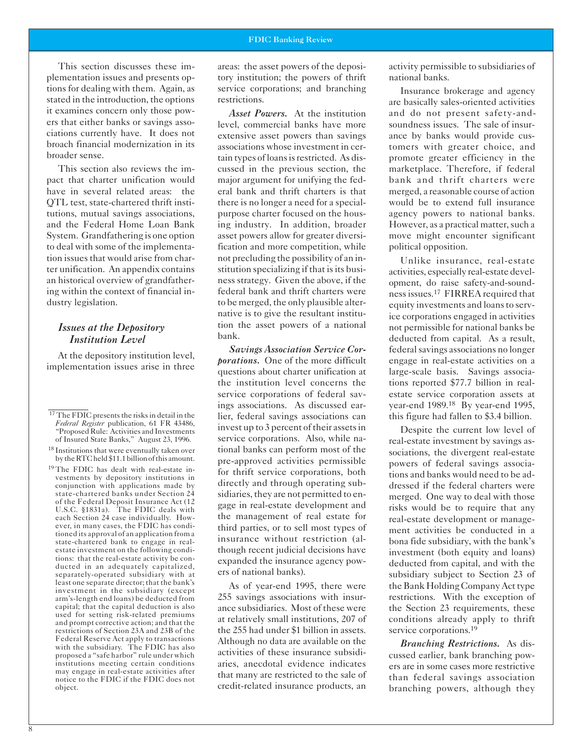This section discusses these implementation issues and presents options for dealing with them. Again, as stated in the introduction, the options it examines concern only those powers that either banks or savings associations currently have. It does not broach financial modernization in its broader sense.

This section also reviews the impact that charter unification would have in several related areas: the QTL test, state-chartered thrift institutions, mutual savings associations, and the Federal Home Loan Bank System. Grandfathering is one option to deal with some of the implementation issues that would arise from charter unification. An appendix contains an historical overview of grandfathering within the context of financial industry legislation.

### *Issues at the Depository Institution Level*

At the depository institution level, implementation issues arise in three areas: the asset powers of the depository institution; the powers of thrift service corporations; and branching restrictions.

***Asset Powers.*** At the institution level, commercial banks have more extensive asset powers than savings associations whose investment in certain types of loans is restricted. As discussed in the previous section, the major argument for unifying the federal bank and thrift charters is that there is no longer a need for a special-purpose charter focused on the housing industry. In addition, broader asset powers allow for greater diversification and more competition, while not precluding the possibility of an institution specializing if that is its business strategy. Given the above, if the federal bank and thrift charters were to be merged, the only plausible alternative is to give the resultant institution the asset powers of a national bank.

***Savings Association Service Corporations.*** One of the more difficult questions about charter unification at the institution level concerns the service corporations of federal savings associations. As discussed earlier, federal savings associations can invest up to 3 percent of their assets in service corporations. Also, while national banks can perform most of the pre-approved activities permissible for thrift service corporations, both directly and through operating subsidiaries, they are not permitted to engage in real-estate development and the management of real estate for third parties, or to sell most types of insurance without restriction (although recent judicial decisions have expanded the insurance agency powers of national banks).

As of year-end 1995, there were 255 savings associations with insurance subsidiaries. Most of these were at relatively small institutions, 207 of the 255 had under $1 billion in assets. Although no data are available on the activities of these insurance subsidiaries, anecdotal evidence indicates that many are restricted to the sale of credit-related insurance products, an activity permissible to subsidiaries of national banks.

Insurance brokerage and agency are basically sales-oriented activities and do not present safety-and-soundness issues. The sale of insurance by banks would provide customers with greater choice, and promote greater efficiency in the marketplace. Therefore, if federal bank and thrift charters were merged, a reasonable course of action would be to extend full insurance agency powers to national banks. However, as a practical matter, such a move might encounter significant political opposition.

Unlike insurance, real-estate activities, especially real-estate development, do raise safety-and-soundness issues.[17] FIRREA required that equity investments and loans to service corporations engaged in activities not permissible for national banks be deducted from capital. As a result, federal savings associations no longer engage in real-estate activities on a large-scale basis. Savings associations reported $77.7 billion in real-estate service corporation assets at year-end 1989.[18] By year-end 1995, this figure had fallen to $3.4 billion.

Despite the current low level of real-estate investment by savings associations, the divergent real-estate powers of federal savings associations and banks would need to be addressed if the federal charters were merged. One way to deal with those risks would be to require that any real-estate development or management activities be conducted in a bona fide subsidiary, with the bank's investment (both equity and loans) deducted from capital, and with the subsidiary subject to Section 23 of the Bank Holding Company Act type restrictions. With the exception of the Section 23 requirements, these conditions already apply to thrift service corporations.[19]

***Branching Restrictions.*** As discussed earlier, bank branching powers are in some cases more restrictive than federal savings association branching powers, although they

---

[17] The FDIC presents the risks in detail in the *Federal Register* publication, 61 FR 43486, "Proposed Rule: Activities and Investments of Insured State Banks," August 23, 1996.

[18] Institutions that were eventually taken over by the RTC held $11.1 billion of this amount.

[19] The FDIC has dealt with real-estate investments by depository institutions in conjunction with applications made by state-chartered banks under Section 24 of the Federal Deposit Insurance Act (12 U.S.C. §1831a). The FDIC deals with each Section 24 case individually. However, in many cases, the FDIC has conditioned its approval of an application from a state-chartered bank to engage in real-estate investment on the following conditions: that the real-estate activity be conducted in an adequately capitalized, separately-operated subsidiary with at least one separate director; that the bank's investment in the subsidiary (except arm's-length end loans) be deducted from capital; that the capital deduction is also used for setting risk-related premiums and prompt corrective action; and that the restrictions of Section 23A and 23B of the Federal Reserve Act apply to transactions with the subsidiary. The FDIC has also proposed a "safe harbor" rule under which institutions meeting certain conditions may engage in real-estate activities after notice to the FDIC if the FDIC does not object.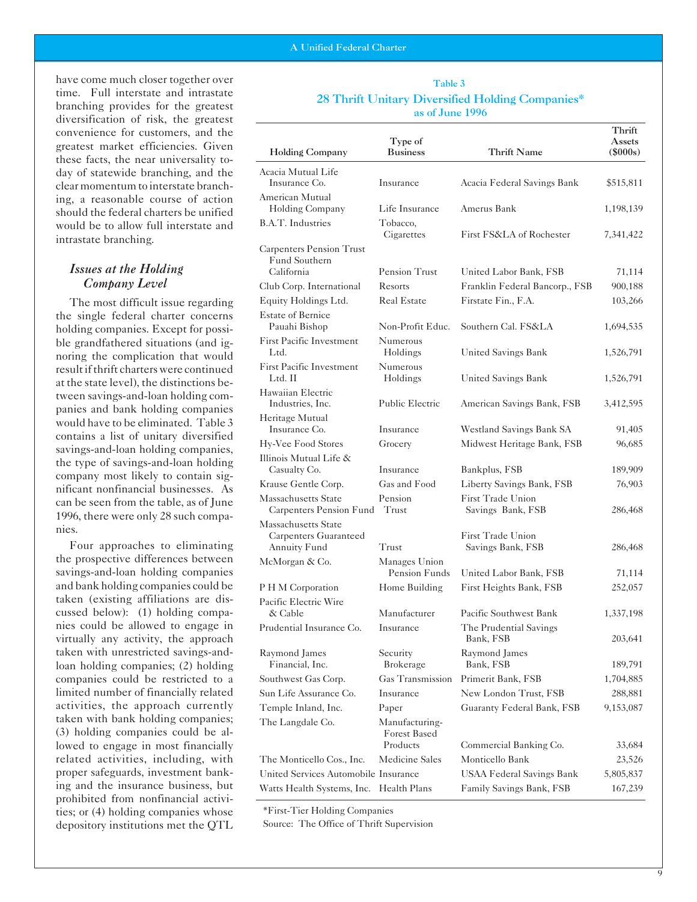have come much closer together over time. Full interstate and intrastate branching provides for the greatest diversification of risk, the greatest convenience for customers, and the greatest market efficiencies. Given these facts, the near universality today of statewide branching, and the clear momentum to interstate branching, a reasonable course of action should the federal charters be unified would be to allow full interstate and intrastate branching.

### *Issues at the Holding Company Level*

The most difficult issue regarding the single federal charter concerns holding companies. Except for possible grandfathered situations (and ignoring the complication that would result if thrift charters were continued at the state level), the distinctions between savings-and-loan holding companies and bank holding companies would have to be eliminated. Table 3 contains a list of unitary diversified savings-and-loan holding companies, the type of savings-and-loan holding company most likely to contain significant nonfinancial businesses. As can be seen from the table, as of June 1996, there were only 28 such companies.

Four approaches to eliminating the prospective differences between savings-and-loan holding companies and bank holding companies could be taken (existing affiliations are discussed below): (1) holding companies could be allowed to engage in virtually any activity, the approach taken with unrestricted savings-and-loan holding companies; (2) holding companies could be restricted to a limited number of financially related activities, the approach currently taken with bank holding companies; (3) holding companies could be allowed to engage in most financially related activities, including, with proper safeguards, investment banking and the insurance business, but prohibited from nonfinancial activities; or (4) holding companies whose depository institutions met the QTL

Table 3
28 Thrift Unitary Diversified Holding Companies*
as of June 1996

| Holding Company | Type of Business | Thrift Name | Thrift Assets ($000s) |
|---|---|---|---|
| Acacia Mutual Life Insurance Co. | Insurance | Acacia Federal Savings Bank | $515,811 |
| American Mutual Holding Company | Life Insurance | Amerus Bank | 1,198,139 |
| B.A.T. Industries | Tobacco, Cigarettes | First FS&LA of Rochester | 7,341,422 |
| Carpenters Pension Trust Fund Southern California | Pension Trust | United Labor Bank, FSB | 71,114 |
| Club Corp. International | Resorts | Franklin Federal Bancorp., FSB | 900,188 |
| Equity Holdings Ltd. | Real Estate | Firstate Fin., F.A. | 103,266 |
| Estate of Bernice Pauahi Bishop | Non-Profit Educ. | Southern Cal. FS&LA | 1,694,535 |
| First Pacific Investment Ltd. | Numerous Holdings | United Savings Bank | 1,526,791 |
| First Pacific Investment Ltd. II | Numerous Holdings | United Savings Bank | 1,526,791 |
| Hawaiian Electric Industries, Inc. | Public Electric | American Savings Bank, FSB | 3,412,595 |
| Heritage Mutual Insurance Co. | Insurance | Westland Savings Bank SA | 91,405 |
| Hy-Vee Food Stores | Grocery | Midwest Heritage Bank, FSB | 96,685 |
| Illinois Mutual Life & Casualty Co. | Insurance | Bankplus, FSB | 189,909 |
| Krause Gentle Corp. | Gas and Food | Liberty Savings Bank, FSB | 76,903 |
| Massachusetts State Carpenters Pension Fund | Pension Trust | First Trade Union Savings Bank, FSB | 286,468 |
| Massachusetts State Carpenters Guaranteed Annuity Fund | Trust | First Trade Union Savings Bank, FSB | 286,468 |
| McMorgan & Co. | Manages Union Pension Funds | United Labor Bank, FSB | 71,114 |
| P H M Corporation | Home Building | First Heights Bank, FSB | 252,057 |
| Pacific Electric Wire & Cable | Manufacturer | Pacific Southwest Bank | 1,337,198 |
| Prudential Insurance Co. | Insurance | The Prudential Savings Bank, FSB | 203,641 |
| Raymond James Financial, Inc. | Security Brokerage | Raymond James Bank, FSB | 189,791 |
| Southwest Gas Corp. | Gas Transmission | Primerit Bank, FSB | 1,704,885 |
| Sun Life Assurance Co. | Insurance | New London Trust, FSB | 288,881 |
| Temple Inland, Inc. | Paper | Guaranty Federal Bank, FSB | 9,153,087 |
| The Langdale Co. | Manufacturing-Forest Based Products | Commercial Banking Co. | 33,684 |
| The Monticello Cos., Inc. | Medicine Sales | Monticello Bank | 23,526 |
| United Services Automobile | Insurance | USAA Federal Savings Bank | 5,805,837 |
| Watts Health Systems, Inc. | Health Plans | Family Savings Bank, FSB | 167,239 |

*First-Tier Holding Companies
Source: The Office of Thrift Supervision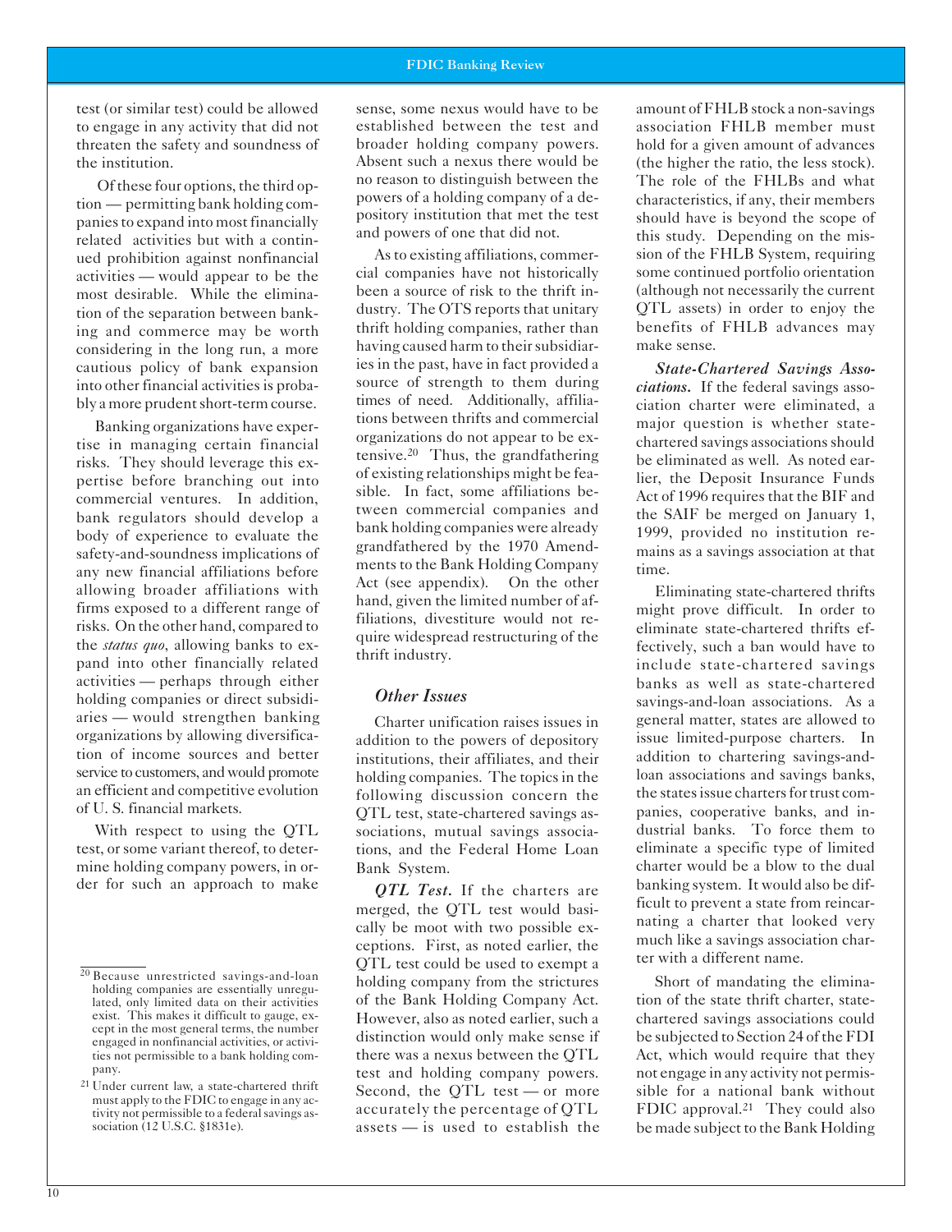test (or similar test) could be allowed to engage in any activity that did not threaten the safety and soundness of the institution.

Of these four options, the third option — permitting bank holding companies to expand into most financially related activities but with a continued prohibition against nonfinancial activities — would appear to be the most desirable. While the elimination of the separation between banking and commerce may be worth considering in the long run, a more cautious policy of bank expansion into other financial activities is probably a more prudent short-term course.

Banking organizations have expertise in managing certain financial risks. They should leverage this expertise before branching out into commercial ventures. In addition, bank regulators should develop a body of experience to evaluate the safety-and-soundness implications of any new financial affiliations before allowing broader affiliations with firms exposed to a different range of risks. On the other hand, compared to the *status quo*, allowing banks to expand into other financially related activities — perhaps through either holding companies or direct subsidiaries — would strengthen banking organizations by allowing diversification of income sources and better service to customers, and would promote an efficient and competitive evolution of U. S. financial markets.

With respect to using the QTL test, or some variant thereof, to determine holding company powers, in order for such an approach to make sense, some nexus would have to be established between the test and broader holding company powers. Absent such a nexus there would be no reason to distinguish between the powers of a holding company of a depository institution that met the test and powers of one that did not.

As to existing affiliations, commercial companies have not historically been a source of risk to the thrift industry. The OTS reports that unitary thrift holding companies, rather than having caused harm to their subsidiaries in the past, have in fact provided a source of strength to them during times of need. Additionally, affiliations between thrifts and commercial organizations do not appear to be extensive.[20] Thus, the grandfathering of existing relationships might be feasible. In fact, some affiliations between commercial companies and bank holding companies were already grandfathered by the 1970 Amendments to the Bank Holding Company Act (see appendix). On the other hand, given the limited number of affiliations, divestiture would not require widespread restructuring of the thrift industry.

### Other Issues

Charter unification raises issues in addition to the powers of depository institutions, their affiliates, and their holding companies. The topics in the following discussion concern the QTL test, state-chartered savings associations, mutual savings associations, and the Federal Home Loan Bank System.

***QTL Test.*** If the charters are merged, the QTL test would basically be moot with two possible exceptions. First, as noted earlier, the QTL test could be used to exempt a holding company from the strictures of the Bank Holding Company Act. However, also as noted earlier, such a distinction would only make sense if there was a nexus between the QTL test and holding company powers. Second, the QTL test — or more accurately the percentage of QTL assets — is used to establish the amount of FHLB stock a non-savings association FHLB member must hold for a given amount of advances (the higher the ratio, the less stock). The role of the FHLBs and what characteristics, if any, their members should have is beyond the scope of this study. Depending on the mission of the FHLB System, requiring some continued portfolio orientation (although not necessarily the current QTL assets) in order to enjoy the benefits of FHLB advances may make sense.

***State-Chartered Savings Associations.*** If the federal savings association charter were eliminated, a major question is whether state-chartered savings associations should be eliminated as well. As noted earlier, the Deposit Insurance Funds Act of 1996 requires that the BIF and the SAIF be merged on January 1, 1999, provided no institution remains as a savings association at that time.

Eliminating state-chartered thrifts might prove difficult. In order to eliminate state-chartered thrifts effectively, such a ban would have to include state-chartered savings banks as well as state-chartered savings-and-loan associations. As a general matter, states are allowed to issue limited-purpose charters. In addition to chartering savings-and-loan associations and savings banks, the states issue charters for trust companies, cooperative banks, and industrial banks. To force them to eliminate a specific type of limited charter would be a blow to the dual banking system. It would also be difficult to prevent a state from reincarnating a charter that looked very much like a savings association charter with a different name.

Short of mandating the elimination of the state thrift charter, state-chartered savings associations could be subjected to Section 24 of the FDI Act, which would require that they not engage in any activity not permissible for a national bank without FDIC approval.[21] They could also be made subject to the Bank Holding

---

[20] Because unrestricted savings-and-loan holding companies are essentially unregulated, only limited data on their activities exist. This makes it difficult to gauge, except in the most general terms, the number engaged in nonfinancial activities, or activities not permissible to a bank holding company.

[21] Under current law, a state-chartered thrift must apply to the FDIC to engage in any activity not permissible to a federal savings association (12 U.S.C. §1831e).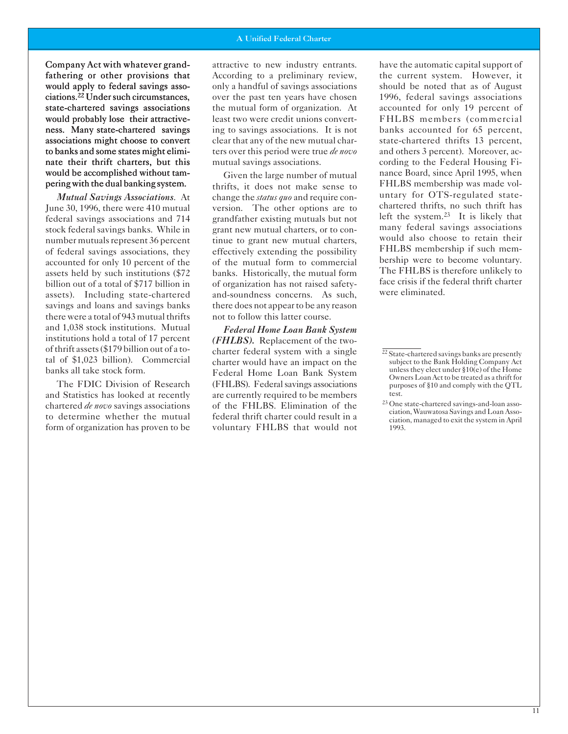Company Act with whatever grandfathering or other provisions that would apply to federal savings associations.[22] Under such circumstances, state-chartered savings associations would probably lose their attractiveness. Many state-chartered savings associations might choose to convert to banks and some states might eliminate their thrift charters, but this would be accomplished without tampering with the dual banking system.

***Mutual Savings Associations.*** At June 30, 1996, there were 410 mutual federal savings associations and 714 stock federal savings banks. While in number mutuals represent 36 percent of federal savings associations, they accounted for only 10 percent of the assets held by such institutions ($72 billion out of a total of $717 billion in assets). Including state-chartered savings and loans and savings banks there were a total of 943 mutual thrifts and 1,038 stock institutions. Mutual institutions hold a total of 17 percent of thrift assets ($179 billion out of a total of $1,023 billion). Commercial banks all take stock form.

The FDIC Division of Research and Statistics has looked at recently chartered *de novo* savings associations to determine whether the mutual form of organization has proven to be attractive to new industry entrants. According to a preliminary review, only a handful of savings associations over the past ten years have chosen the mutual form of organization. At least two were credit unions converting to savings associations. It is not clear that any of the new mutual charters over this period were true *de novo* mutual savings associations.

Given the large number of mutual thrifts, it does not make sense to change the *status quo* and require conversion. The other options are to grandfather existing mutuals but not grant new mutual charters, or to continue to grant new mutual charters, effectively extending the possibility of the mutual form to commercial banks. Historically, the mutual form of organization has not raised safety-and-soundness concerns. As such, there does not appear to be any reason not to follow this latter course.

***Federal Home Loan Bank System (FHLBS).*** Replacement of the two-charter federal system with a single charter would have an impact on the Federal Home Loan Bank System (FHLBS). Federal savings associations are currently required to be members of the FHLBS. Elimination of the federal thrift charter could result in a voluntary FHLBS that would not have the automatic capital support of the current system. However, it should be noted that as of August 1996, federal savings associations accounted for only 19 percent of FHLBS members (commercial banks accounted for 65 percent, state-chartered thrifts 13 percent, and others 3 percent). Moreover, according to the Federal Housing Finance Board, since April 1995, when FHLBS membership was made voluntary for OTS-regulated state-chartered thrifts, no such thrift has left the system.[23] It is likely that many federal savings associations would also choose to retain their FHLBS membership if such membership were to become voluntary. The FHLBS is therefore unlikely to face crisis if the federal thrift charter were eliminated.

---

[22] State-chartered savings banks are presently subject to the Bank Holding Company Act unless they elect under §10(e) of the Home Owners Loan Act to be treated as a thrift for purposes of §10 and comply with the QTL test.

[23] One state-chartered savings-and-loan association, Wauwatosa Savings and Loan Association, managed to exit the system in April 1993.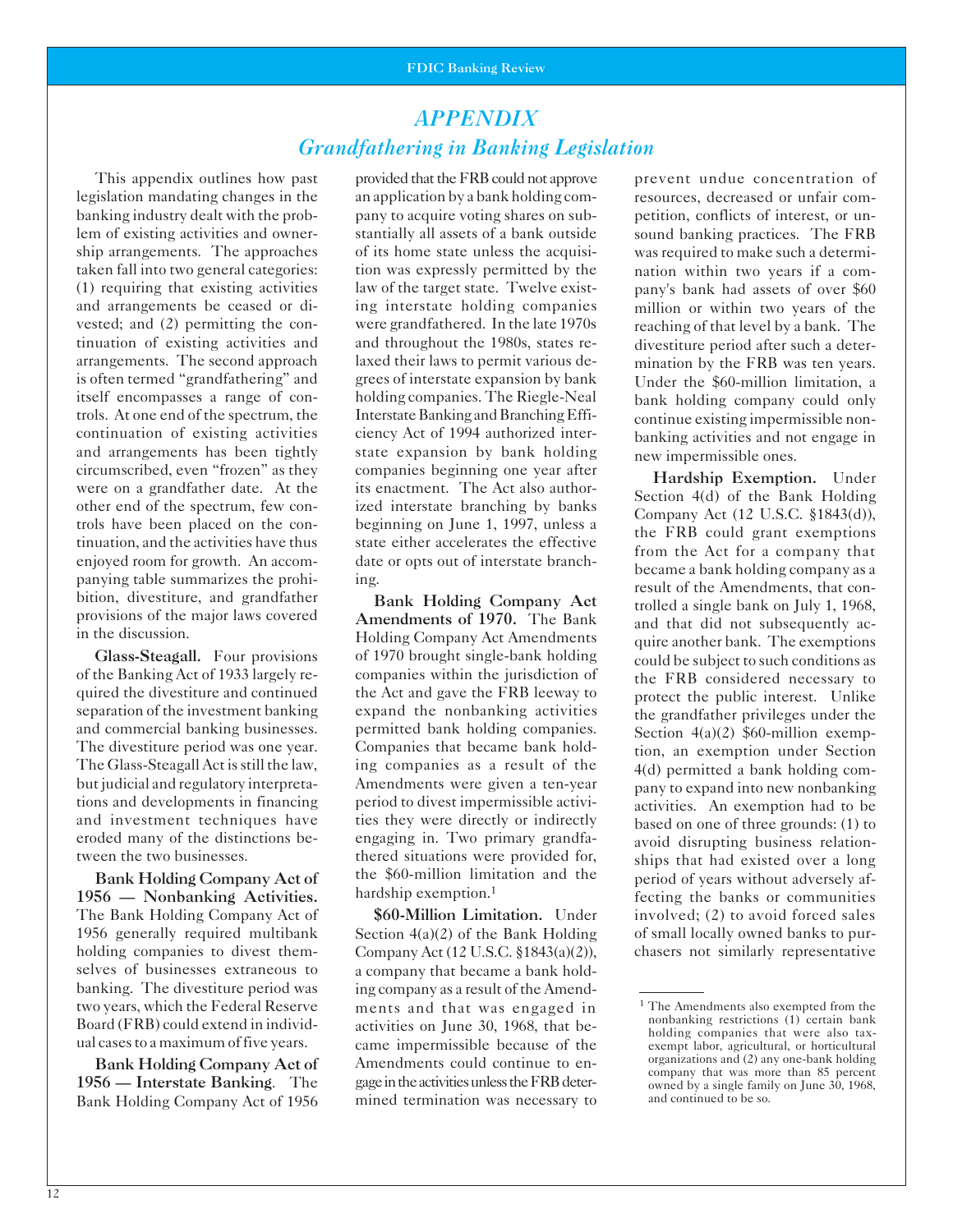# *APPENDIX*

## *Grandfathering in Banking Legislation*

This appendix outlines how past legislation mandating changes in the banking industry dealt with the problem of existing activities and ownership arrangements. The approaches taken fall into two general categories: (1) requiring that existing activities and arrangements be ceased or divested; and (2) permitting the continuation of existing activities and arrangements. The second approach is often termed "grandfathering" and itself encompasses a range of controls. At one end of the spectrum, the continuation of existing activities and arrangements has been tightly circumscribed, even "frozen" as they were on a grandfather date. At the other end of the spectrum, few controls have been placed on the continuation, and the activities have thus enjoyed room for growth. An accompanying table summarizes the prohibition, divestiture, and grandfather provisions of the major laws covered in the discussion.

**Glass-Steagall.** Four provisions of the Banking Act of 1933 largely required the divestiture and continued separation of the investment banking and commercial banking businesses. The divestiture period was one year. The Glass-Steagall Act is still the law, but judicial and regulatory interpretations and developments in financing and investment techniques have eroded many of the distinctions between the two businesses.

**Bank Holding Company Act of 1956 — Nonbanking Activities.** The Bank Holding Company Act of 1956 generally required multibank holding companies to divest themselves of businesses extraneous to banking. The divestiture period was two years, which the Federal Reserve Board (FRB) could extend in individual cases to a maximum of five years.

**Bank Holding Company Act of 1956 — Interstate Banking.** The Bank Holding Company Act of 1956 provided that the FRB could not approve an application by a bank holding company to acquire voting shares on substantially all assets of a bank outside of its home state unless the acquisition was expressly permitted by the law of the target state. Twelve existing interstate holding companies were grandfathered. In the late 1970s and throughout the 1980s, states relaxed their laws to permit various degrees of interstate expansion by bank holding companies. The Riegle-Neal Interstate Banking and Branching Efficiency Act of 1994 authorized interstate expansion by bank holding companies beginning one year after its enactment. The Act also authorized interstate branching by banks beginning on June 1, 1997, unless a state either accelerates the effective date or opts out of interstate branching.

**Bank Holding Company Act Amendments of 1970.** The Bank Holding Company Act Amendments of 1970 brought single-bank holding companies within the jurisdiction of the Act and gave the FRB leeway to expand the nonbanking activities permitted bank holding companies. Companies that became bank holding companies as a result of the Amendments were given a ten-year period to divest impermissible activities they were directly or indirectly engaging in. Two primary grandfathered situations were provided for, the $60-million limitation and the hardship exemption.[1]

**$60-Million Limitation.** Under Section 4(a)(2) of the Bank Holding Company Act (12 U.S.C. §1843(a)(2)), a company that became a bank holding company as a result of the Amendments and that was engaged in activities on June 30, 1968, that became impermissible because of the Amendments could continue to engage in the activities unless the FRB determined termination was necessary to prevent undue concentration of resources, decreased or unfair competition, conflicts of interest, or unsound banking practices. The FRB was required to make such a determination within two years if a company's bank had assets of over $60 million or within two years of the reaching of that level by a bank. The divestiture period after such a determination by the FRB was ten years. Under the $60-million limitation, a bank holding company could only continue existing impermissible nonbanking activities and not engage in new impermissible ones.

**Hardship Exemption.** Under Section 4(d) of the Bank Holding Company Act (12 U.S.C. §1843(d)), the FRB could grant exemptions from the Act for a company that became a bank holding company as a result of the Amendments, that controlled a single bank on July 1, 1968, and that did not subsequently acquire another bank. The exemptions could be subject to such conditions as the FRB considered necessary to protect the public interest. Unlike the grandfather privileges under the Section 4(a)(2) $60-million exemption, an exemption under Section 4(d) permitted a bank holding company to expand into new nonbanking activities. An exemption had to be based on one of three grounds: (1) to avoid disrupting business relationships that had existed over a long period of years without adversely affecting the banks or communities involved; (2) to avoid forced sales of small locally owned banks to purchasers not similarly representative

---

[1] The Amendments also exempted from the nonbanking restrictions (1) certain bank holding companies that were also tax-exempt labor, agricultural, or horticultural organizations and (2) any one-bank holding company that was more than 85 percent owned by a single family on June 30, 1968, and continued to be so.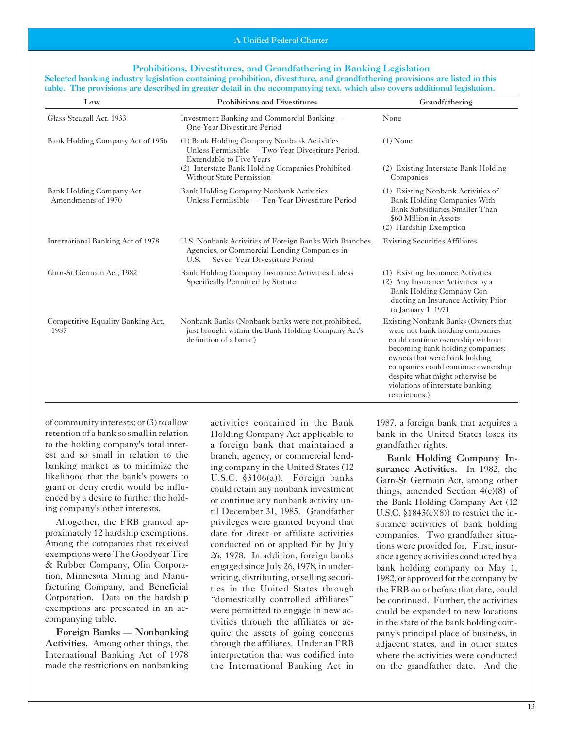## Prohibitions, Divestitures, and Grandfathering in Banking Legislation

**Selected banking industry legislation containing prohibition, divestiture, and grandfathering provisions are listed in this table. The provisions are described in greater detail in the accompanying text, which also covers additional legislation.**

| Law | Prohibitions and Divestitures | Grandfathering |
|---|---|---|
| Glass-Steagall Act, 1933 | Investment Banking and Commercial Banking — One-Year Divestiture Period | None |
| Bank Holding Company Act of 1956 | (1) Bank Holding Company Nonbank Activities Unless Permissible — Two-Year Divestiture Period, Extendable to Five Years<br>(2) Interstate Bank Holding Companies Prohibited Without State Permission | (1) None<br>(2) Existing Interstate Bank Holding Companies |
| Bank Holding Company Act Amendments of 1970 | Bank Holding Company Nonbank Activities Unless Permissible — Ten-Year Divestiture Period | (1) Existing Nonbank Activities of Bank Holding Companies With Bank Subsidiaries Smaller Than $60 Million in Assets<br>(2) Hardship Exemption |
| International Banking Act of 1978 | U.S. Nonbank Activities of Foreign Banks With Branches, Agencies, or Commercial Lending Companies in U.S. — Seven-Year Divestiture Period | Existing Securities Affiliates |
| Garn-St Germain Act, 1982 | Bank Holding Company Insurance Activities Unless Specifically Permitted by Statute | (1) Existing Insurance Activities<br>(2) Any Insurance Activities by a Bank Holding Company Conducting an Insurance Activity Prior to January 1, 1971 |
| Competitive Equality Banking Act, 1987 | Nonbank Banks (Nonbank banks were not prohibited, just brought within the Bank Holding Company Act's definition of a bank.) | Existing Nonbank Banks (Owners that were not bank holding companies could continue ownership without becoming bank holding companies; owners that were bank holding companies could continue ownership despite what might otherwise be violations of interstate banking restrictions.) |

of community interests; or (3) to allow retention of a bank so small in relation to the holding company's total interest and so small in relation to the banking market as to minimize the likelihood that the bank's powers to grant or deny credit would be influenced by a desire to further the holding company's other interests.

Altogether, the FRB granted approximately 12 hardship exemptions. Among the companies that received exemptions were The Goodyear Tire & Rubber Company, Olin Corporation, Minnesota Mining and Manufacturing Company, and Beneficial Corporation. Data on the hardship exemptions are presented in an accompanying table.

**Foreign Banks — Nonbanking Activities.** Among other things, the International Banking Act of 1978 made the restrictions on nonbanking activities contained in the Bank Holding Company Act applicable to a foreign bank that maintained a branch, agency, or commercial lending company in the United States (12 U.S.C. §3106(a)). Foreign banks could retain any nonbank investment or continue any nonbank activity until December 31, 1985. Grandfather privileges were granted beyond that date for direct or affiliate activities conducted on or applied for by July 26, 1978. In addition, foreign banks engaged since July 26, 1978, in underwriting, distributing, or selling securities in the United States through "domestically controlled affiliates" were permitted to engage in new activities through the affiliates or acquire the assets of going concerns through the affiliates. Under an FRB interpretation that was codified into the International Banking Act in 1987, a foreign bank that acquires a bank in the United States loses its grandfather rights.

**Bank Holding Company Insurance Activities.** In 1982, the Garn-St Germain Act, among other things, amended Section 4(c)(8) of the Bank Holding Company Act (12 U.S.C. §1843(c)(8)) to restrict the insurance activities of bank holding companies. Two grandfather situations were provided for. First, insurance agency activities conducted by a bank holding company on May 1, 1982, or approved for the company by the FRB on or before that date, could be continued. Further, the activities could be expanded to new locations in the state of the bank holding company's principal place of business, in adjacent states, and in other states where the activities were conducted on the grandfather date. And the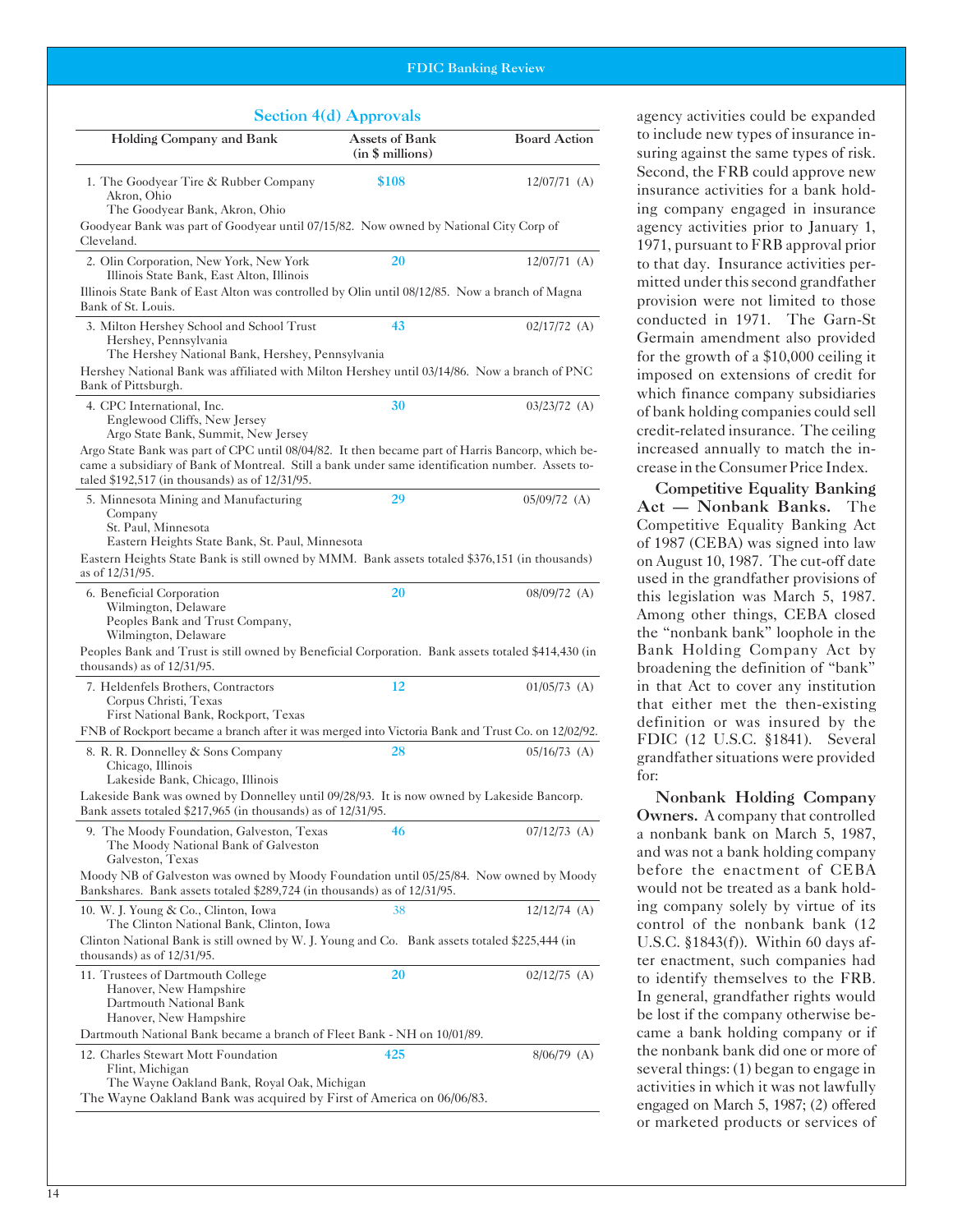### Section 4(d) Approvals

| Holding Company and Bank | Assets of Bank (in $ millions) | Board Action |
|---|---|---|
| 1. The Goodyear Tire & Rubber Company, Akron, Ohio; The Goodyear Bank, Akron, Ohio | $108 | 12/07/71 (A) |
| Goodyear Bank was part of Goodyear until 07/15/82. Now owned by National City Corp of Cleveland. | | |
| 2. Olin Corporation, New York, New York; Illinois State Bank, East Alton, Illinois | 20 | 12/07/71 (A) |
| Illinois State Bank of East Alton was controlled by Olin until 08/12/85. Now a branch of Magna Bank of St. Louis. | | |
| 3. Milton Hershey School and School Trust, Hershey, Pennsylvania; The Hershey National Bank, Hershey, Pennsylvania | 43 | 02/17/72 (A) |
| Hershey National Bank was affiliated with Milton Hershey until 03/14/86. Now a branch of PNC Bank of Pittsburgh. | | |
| 4. CPC International, Inc., Englewood Cliffs, New Jersey; Argo State Bank, Summit, New Jersey | 30 | 03/23/72 (A) |
| Argo State Bank was part of CPC until 08/04/82. It then became part of Harris Bancorp, which became a subsidiary of Bank of Montreal. Still a bank under same identification number. Assets totaled $192,517 (in thousands) as of 12/31/95. | | |
| 5. Minnesota Mining and Manufacturing Company, St. Paul, Minnesota; Eastern Heights State Bank, St. Paul, Minnesota | 29 | 05/09/72 (A) |
| Eastern Heights State Bank is still owned by MMM. Bank assets totaled $376,151 (in thousands) as of 12/31/95. | | |
| 6. Beneficial Corporation, Wilmington, Delaware; Peoples Bank and Trust Company, Wilmington, Delaware | 20 | 08/09/72 (A) |
| Peoples Bank and Trust is still owned by Beneficial Corporation. Bank assets totaled $414,430 (in thousands) as of 12/31/95. | | |
| 7. Heldenfels Brothers, Contractors, Corpus Christi, Texas; First National Bank, Rockport, Texas | 12 | 01/05/73 (A) |
| FNB of Rockport became a branch after it was merged into Victoria Bank and Trust Co. on 12/02/92. | | |
| 8. R. R. Donnelley & Sons Company, Chicago, Illinois; Lakeside Bank, Chicago, Illinois | 28 | 05/16/73 (A) |
| Lakeside Bank was owned by Donnelley until 09/28/93. It is now owned by Lakeside Bancorp. Bank assets totaled $217,965 (in thousands) as of 12/31/95. | | |
| 9. The Moody Foundation, Galveston, Texas; The Moody National Bank of Galveston, Galveston, Texas | 46 | 07/12/73 (A) |
| Moody NB of Galveston was owned by Moody Foundation until 05/25/84. Now owned by Moody Bankshares. Bank assets totaled $289,724 (in thousands) as of 12/31/95. | | |
| 10. W. J. Young & Co., Clinton, Iowa; The Clinton National Bank, Clinton, Iowa | 38 | 12/12/74 (A) |
| Clinton National Bank is still owned by W. J. Young and Co. Bank assets totaled $225,444 (in thousands) as of 12/31/95. | | |
| 11. Trustees of Dartmouth College, Hanover, New Hampshire; Dartmouth National Bank, Hanover, New Hampshire | 20 | 02/12/75 (A) |
| Dartmouth National Bank became a branch of Fleet Bank - NH on 10/01/89. | | |
| 12. Charles Stewart Mott Foundation, Flint, Michigan; The Wayne Oakland Bank, Royal Oak, Michigan | 425 | 8/06/79 (A) |
| The Wayne Oakland Bank was acquired by First of America on 06/06/83. | | |

agency activities could be expanded to include new types of insurance insuring against the same types of risk. Second, the FRB could approve new insurance activities for a bank holding company engaged in insurance agency activities prior to January 1, 1971, pursuant to FRB approval prior to that day. Insurance activities permitted under this second grandfather provision were not limited to those conducted in 1971. The Garn-St Germain amendment also provided for the growth of a $10,000 ceiling it imposed on extensions of credit for which finance company subsidiaries of bank holding companies could sell credit-related insurance. The ceiling increased annually to match the increase in the Consumer Price Index.

**Competitive Equality Banking Act — Nonbank Banks.** The Competitive Equality Banking Act of 1987 (CEBA) was signed into law on August 10, 1987. The cut-off date used in the grandfather provisions of this legislation was March 5, 1987. Among other things, CEBA closed the "nonbank bank" loophole in the Bank Holding Company Act by broadening the definition of "bank" in that Act to cover any institution that either met the then-existing definition or was insured by the FDIC (12 U.S.C. §1841). Several grandfather situations were provided for:

**Nonbank Holding Company Owners.** A company that controlled a nonbank bank on March 5, 1987, and was not a bank holding company before the enactment of CEBA would not be treated as a bank holding company solely by virtue of its control of the nonbank bank (12 U.S.C. §1843(f)). Within 60 days after enactment, such companies had to identify themselves to the FRB. In general, grandfather rights would be lost if the company otherwise became a bank holding company or if the nonbank bank did one or more of several things: (1) began to engage in activities in which it was not lawfully engaged on March 5, 1987; (2) offered or marketed products or services of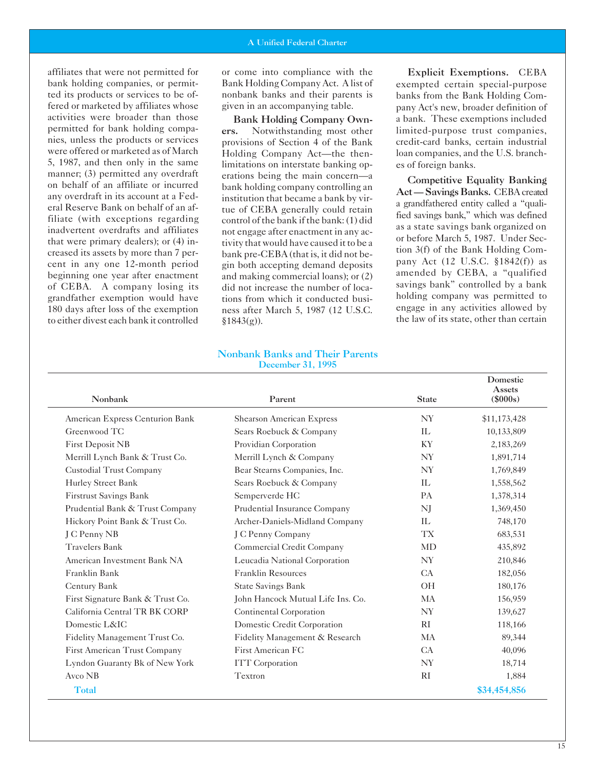affiliates that were not permitted for bank holding companies, or permitted its products or services to be offered or marketed by affiliates whose activities were broader than those permitted for bank holding companies, unless the products or services were offered or marketed as of March 5, 1987, and then only in the same manner; (3) permitted any overdraft on behalf of an affiliate or incurred any overdraft in its account at a Federal Reserve Bank on behalf of an affiliate (with exceptions regarding inadvertent overdrafts and affiliates that were primary dealers); or (4) increased its assets by more than 7 percent in any one 12-month period beginning one year after enactment of CEBA. A company losing its grandfather exemption would have 180 days after loss of the exemption to either divest each bank it controlled or come into compliance with the Bank Holding Company Act. A list of nonbank banks and their parents is given in an accompanying table.

**Bank Holding Company Owners.** Notwithstanding most other provisions of Section 4 of the Bank Holding Company Act—the then-limitations on interstate banking operations being the main concern—a bank holding company controlling an institution that became a bank by virtue of CEBA generally could retain control of the bank if the bank: (1) did not engage after enactment in any activity that would have caused it to be a bank pre-CEBA (that is, it did not begin both accepting demand deposits and making commercial loans); or (2) did not increase the number of locations from which it conducted business after March 5, 1987 (12 U.S.C. §1843(g)).

**Explicit Exemptions.** CEBA exempted certain special-purpose banks from the Bank Holding Company Act's new, broader definition of a bank. These exemptions included limited-purpose trust companies, credit-card banks, certain industrial loan companies, and the U.S. branches of foreign banks.

**Competitive Equality Banking Act — Savings Banks.** CEBA created a grandfathered entity called a "qualified savings bank," which was defined as a state savings bank organized on or before March 5, 1987. Under Section 3(f) of the Bank Holding Company Act (12 U.S.C. §1842(f)) as amended by CEBA, a "qualified savings bank" controlled by a bank holding company was permitted to engage in any activities allowed by the law of its state, other than certain

**Nonbank Banks and Their Parents**
**December 31, 1995**

| Nonbank | Parent | State | Domestic Assets ($000s) |
|---|---|---|---|
| American Express Centurion Bank | Shearson American Express | NY | $11,173,428 |
| Greenwood TC | Sears Roebuck & Company | IL | 10,133,809 |
| First Deposit NB | Providian Corporation | KY | 2,183,269 |
| Merrill Lynch Bank & Trust Co. | Merrill Lynch & Company | NY | 1,891,714 |
| Custodial Trust Company | Bear Stearns Companies, Inc. | NY | 1,769,849 |
| Hurley Street Bank | Sears Roebuck & Company | IL | 1,558,562 |
| Firstrust Savings Bank | Semperverde HC | PA | 1,378,314 |
| Prudential Bank & Trust Company | Prudential Insurance Company | NJ | 1,369,450 |
| Hickory Point Bank & Trust Co. | Archer-Daniels-Midland Company | IL | 748,170 |
| J C Penny NB | J C Penny Company | TX | 683,531 |
| Travelers Bank | Commercial Credit Company | MD | 435,892 |
| American Investment Bank NA | Leucadia National Corporation | NY | 210,846 |
| Franklin Bank | Franklin Resources | CA | 182,056 |
| Century Bank | State Savings Bank | OH | 180,176 |
| First Signature Bank & Trust Co. | John Hancock Mutual Life Ins. Co. | MA | 156,959 |
| California Central TR BK CORP | Continental Corporation | NY | 139,627 |
| Domestic L&IC | Domestic Credit Corporation | RI | 118,166 |
| Fidelity Management Trust Co. | Fidelity Management & Research | MA | 89,344 |
| First American Trust Company | First American FC | CA | 40,096 |
| Lyndon Guaranty Bk of New York | ITT Corporation | NY | 18,714 |
| Avco NB | Textron | RI | 1,884 |
| **Total** | | | **$34,454,856** |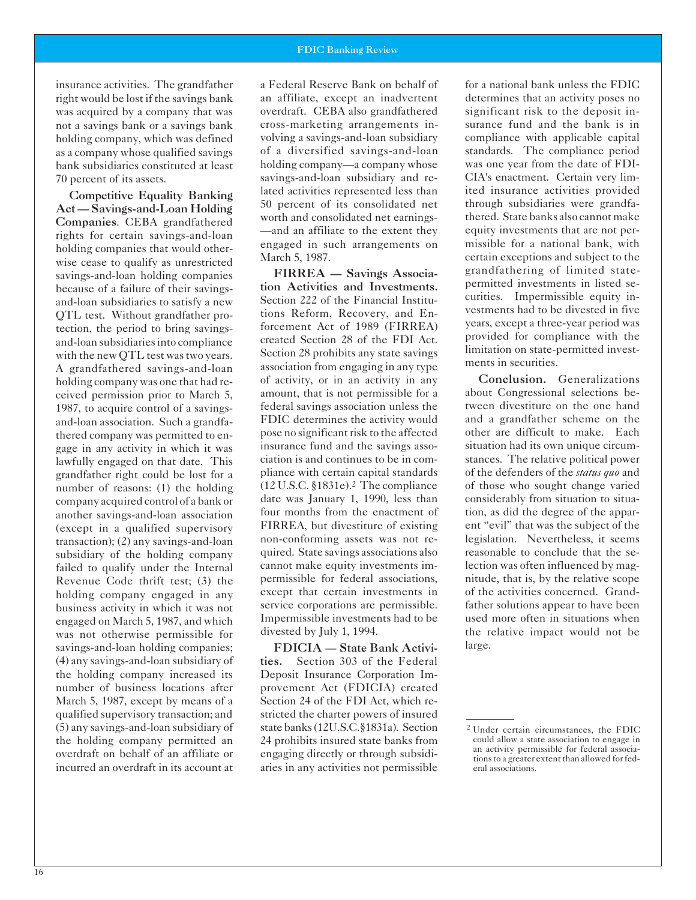insurance activities. The grandfather right would be lost if the savings bank was acquired by a company that was not a savings bank or a savings bank holding company, which was defined as a company whose qualified savings bank subsidiaries constituted at least 70 percent of its assets.

**Competitive Equality Banking Act — Savings-and-Loan Holding Companies**. CEBA grandfathered rights for certain savings-and-loan holding companies that would otherwise cease to qualify as unrestricted savings-and-loan holding companies because of a failure of their savings-and-loan subsidiaries to satisfy a new QTL test. Without grandfather protection, the period to bring savings-and-loan subsidiaries into compliance with the new QTL test was two years. A grandfathered savings-and-loan holding company was one that had received permission prior to March 5, 1987, to acquire control of a savings-and-loan association. Such a grandfathered company was permitted to engage in any activity in which it was lawfully engaged on that date. This grandfather right could be lost for a number of reasons: (1) the holding company acquired control of a bank or another savings-and-loan association (except in a qualified supervisory transaction); (2) any savings-and-loan subsidiary of the holding company failed to qualify under the Internal Revenue Code thrift test; (3) the holding company engaged in any business activity in which it was not engaged on March 5, 1987, and which was not otherwise permissible for savings-and-loan holding companies; (4) any savings-and-loan subsidiary of the holding company increased its number of business locations after March 5, 1987, except by means of a qualified supervisory transaction; and (5) any savings-and-loan subsidiary of the holding company permitted an overdraft on behalf of an affiliate or incurred an overdraft in its account at a Federal Reserve Bank on behalf of an affiliate, except an inadvertent overdraft. CEBA also grandfathered cross-marketing arrangements involving a savings-and-loan subsidiary of a diversified savings-and-loan holding company—a company whose savings-and-loan subsidiary and related activities represented less than 50 percent of its consolidated net worth and consolidated net earnings—and an affiliate to the extent they engaged in such arrangements on March 5, 1987.

**FIRREA — Savings Association Activities and Investments.** Section 222 of the Financial Institutions Reform, Recovery, and Enforcement Act of 1989 (FIRREA) created Section 28 of the FDI Act. Section 28 prohibits any state savings association from engaging in any type of activity, or in an activity in any amount, that is not permissible for a federal savings association unless the FDIC determines the activity would pose no significant risk to the affected insurance fund and the savings association is and continues to be in compliance with certain capital standards (12 U.S.C. §1831e).[2] The compliance date was January 1, 1990, less than four months from the enactment of FIRREA, but divestiture of existing non-conforming assets was not required. State savings associations also cannot make equity investments impermissible for federal associations, except that certain investments in service corporations are permissible. Impermissible investments had to be divested by July 1, 1994.

**FDICIA — State Bank Activities.** Section 303 of the Federal Deposit Insurance Corporation Improvement Act (FDICIA) created Section 24 of the FDI Act, which restricted the charter powers of insured state banks (12U.S.C.§1831a). Section 24 prohibits insured state banks from engaging directly or through subsidiaries in any activities not permissible for a national bank unless the FDIC determines that an activity poses no significant risk to the deposit insurance fund and the bank is in compliance with applicable capital standards. The compliance period was one year from the date of FDICIA's enactment. Certain very limited insurance activities provided through subsidiaries were grandfathered. State banks also cannot make equity investments that are not permissible for a national bank, with certain exceptions and subject to the grandfathering of limited state-permitted investments in listed securities. Impermissible equity investments had to be divested in five years, except a three-year period was provided for compliance with the limitation on state-permitted investments in securities.

**Conclusion.** Generalizations about Congressional selections between divestiture on the one hand and a grandfather scheme on the other are difficult to make. Each situation had its own unique circumstances. The relative political power of the defenders of the *status quo* and of those who sought change varied considerably from situation to situation, as did the degree of the apparent "evil" that was the subject of the legislation. Nevertheless, it seems reasonable to conclude that the selection was often influenced by magnitude, that is, by the relative scope of the activities concerned. Grandfather solutions appear to have been used more often in situations when the relative impact would not be large.

[2] Under certain circumstances, the FDIC could allow a state association to engage in an activity permissible for federal associations to a greater extent than allowed for federal associations.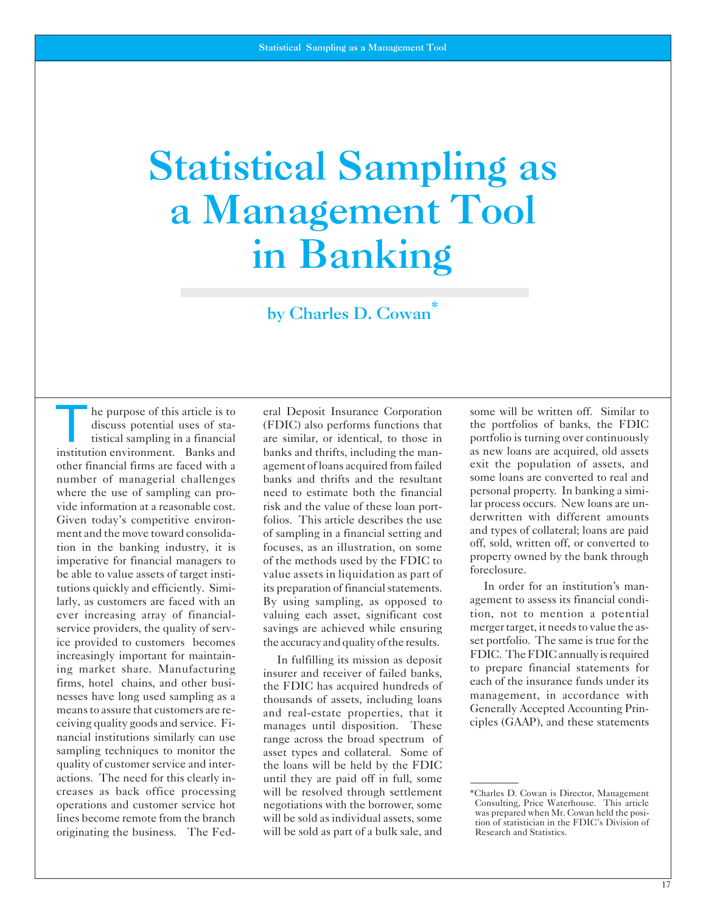# Statistical Sampling as a Management Tool in Banking

**by Charles D. Cowan***

The purpose of this article is to discuss potential uses of statistical sampling in a financial institution environment. Banks and other financial firms are faced with a number of managerial challenges where the use of sampling can provide information at a reasonable cost. Given today's competitive environment and the move toward consolidation in the banking industry, it is imperative for financial managers to be able to value assets of target institutions quickly and efficiently. Similarly, as customers are faced with an ever increasing array of financial-service providers, the quality of service provided to customers becomes increasingly important for maintaining market share. Manufacturing firms, hotel chains, and other businesses have long used sampling as a means to assure that customers are receiving quality goods and service. Financial institutions similarly can use sampling techniques to monitor the quality of customer service and interactions. The need for this clearly increases as back office processing operations and customer service hot lines become remote from the branch originating the business. The Federal Deposit Insurance Corporation (FDIC) also performs functions that are similar, or identical, to those in banks and thrifts, including the management of loans acquired from failed banks and thrifts and the resultant need to estimate both the financial risk and the value of these loan portfolios. This article describes the use of sampling in a financial setting and focuses, as an illustration, on some of the methods used by the FDIC to value assets in liquidation as part of its preparation of financial statements. By using sampling, as opposed to valuing each asset, significant cost savings are achieved while ensuring the accuracy and quality of the results.

In fulfilling its mission as deposit insurer and receiver of failed banks, the FDIC has acquired hundreds of thousands of assets, including loans and real-estate properties, that it manages until disposition. These range across the broad spectrum of asset types and collateral. Some of the loans will be held by the FDIC until they are paid off in full, some will be resolved through settlement negotiations with the borrower, some will be sold as individual assets, some will be sold as part of a bulk sale, and some will be written off. Similar to the portfolios of banks, the FDIC portfolio is turning over continuously as new loans are acquired, old assets exit the population of assets, and some loans are converted to real and personal property. In banking a similar process occurs. New loans are underwritten with different amounts and types of collateral; loans are paid off, sold, written off, or converted to property owned by the bank through foreclosure.

In order for an institution's management to assess its financial condition, not to mention a potential merger target, it needs to value the asset portfolio. The same is true for the FDIC. The FDIC annually is required to prepare financial statements for each of the insurance funds under its management, in accordance with Generally Accepted Accounting Principles (GAAP), and these statements

---

*Charles D. Cowan is Director, Management Consulting, Price Waterhouse. This article was prepared when Mr. Cowan held the position of statistician in the FDIC's Division of Research and Statistics.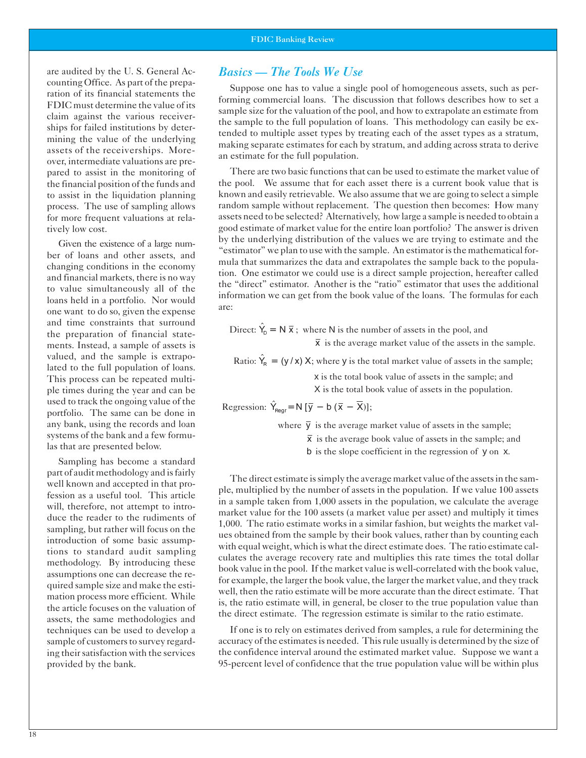are audited by the U. S. General Accounting Office. As part of the preparation of its financial statements the FDIC must determine the value of its claim against the various receiverships for failed institutions by determining the value of the underlying assets of the receiverships. Moreover, intermediate valuations are prepared to assist in the monitoring of the financial position of the funds and to assist in the liquidation planning process. The use of sampling allows for more frequent valuations at relatively low cost.

Given the existence of a large number of loans and other assets, and changing conditions in the economy and financial markets, there is no way to value simultaneously all of the loans held in a portfolio. Nor would one want to do so, given the expense and time constraints that surround the preparation of financial statements. Instead, a sample of assets is valued, and the sample is extrapolated to the full population of loans. This process can be repeated multiple times during the year and can be used to track the ongoing value of the portfolio. The same can be done in any bank, using the records and loan systems of the bank and a few formulas that are presented below.

Sampling has become a standard part of audit methodology and is fairly well known and accepted in that profession as a useful tool. This article will, therefore, not attempt to introduce the reader to the rudiments of sampling, but rather will focus on the introduction of some basic assumptions to standard audit sampling methodology. By introducing these assumptions one can decrease the required sample size and make the estimation process more efficient. While the article focuses on the valuation of assets, the same methodologies and techniques can be used to develop a sample of customers to survey regarding their satisfaction with the services provided by the bank.

## *Basics — The Tools We Use*

Suppose one has to value a single pool of homogeneous assets, such as performing commercial loans. The discussion that follows describes how to set a sample size for the valuation of the pool, and how to extrapolate an estimate from the sample to the full population of loans. This methodology can easily be extended to multiple asset types by treating each of the asset types as a stratum, making separate estimates for each by stratum, and adding across strata to derive an estimate for the full population.

There are two basic functions that can be used to estimate the market value of the pool. We assume that for each asset there is a current book value that is known and easily retrievable. We also assume that we are going to select a simple random sample without replacement. The question then becomes: How many assets need to be selected? Alternatively, how large a sample is needed to obtain a good estimate of market value for the entire loan portfolio? The answer is driven by the underlying distribution of the values we are trying to estimate and the "estimator" we plan to use with the sample. An estimator is the mathematical formula that summarizes the data and extrapolates the sample back to the population. One estimator we could use is a direct sample projection, hereafter called the "direct" estimator. Another is the "ratio" estimator that uses the additional information we can get from the book value of the loans. The formulas for each are:

Direct: $\hat{Y}_D = N\,\bar{x}$; where $N$ is the number of assets in the pool, and
$\bar{x}$ is the average market value of the assets in the sample.

Ratio: $\hat{Y}_R = (y/x)\,X$; where $y$ is the total market value of assets in the sample;
$x$ is the total book value of assets in the sample; and
$X$ is the total book value of assets in the population.

Regression: $\hat{Y}_{Regr} = N\,[\bar{y} - b\,(\bar{x} - \bar{X})]$;

where $\bar{y}$ is the average market value of assets in the sample;
$\bar{x}$ is the average book value of assets in the sample; and
$b$ is the slope coefficient in the regression of $y$ on $x$.

The direct estimate is simply the average market value of the assets in the sample, multiplied by the number of assets in the population. If we value 100 assets in a sample taken from 1,000 assets in the population, we calculate the average market value for the 100 assets (a market value per asset) and multiply it times 1,000. The ratio estimate works in a similar fashion, but weights the market values obtained from the sample by their book values, rather than by counting each with equal weight, which is what the direct estimate does. The ratio estimate calculates the average recovery rate and multiplies this rate times the total dollar book value in the pool. If the market value is well-correlated with the book value, for example, the larger the book value, the larger the market value, and they track well, then the ratio estimate will be more accurate than the direct estimate. That is, the ratio estimate will, in general, be closer to the true population value than the direct estimate. The regression estimate is similar to the ratio estimate.

If one is to rely on estimates derived from samples, a rule for determining the accuracy of the estimates is needed. This rule usually is determined by the size of the confidence interval around the estimated market value. Suppose we want a 95-percent level of confidence that the true population value will be within plus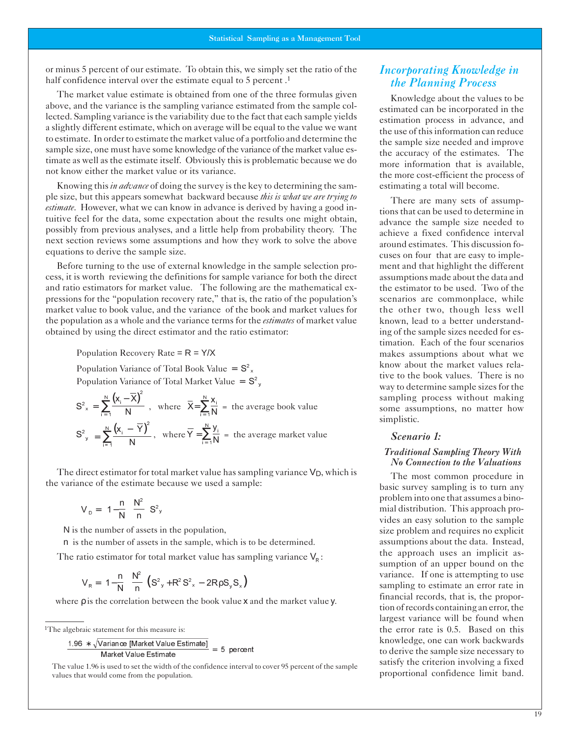or minus 5 percent of our estimate. To obtain this, we simply set the ratio of the half confidence interval over the estimate equal to 5 percent .[1]

The market value estimate is obtained from one of the three formulas given above, and the variance is the sampling variance estimated from the sample collected. Sampling variance is the variability due to the fact that each sample yields a slightly different estimate, which on average will be equal to the value we want to estimate. In order to estimate the market value of a portfolio and determine the sample size, one must have some knowledge of the variance of the market value estimate as well as the estimate itself. Obviously this is problematic because we do not know either the market value or its variance.

Knowing this *in advance* of doing the survey is the key to determining the sample size, but this appears somewhat backward because *this is what we are trying to estimate*. However, what we can know in advance is derived by having a good intuitive feel for the data, some expectation about the results one might obtain, possibly from previous analyses, and a little help from probability theory. The next section reviews some assumptions and how they work to solve the above equations to derive the sample size.

Before turning to the use of external knowledge in the sample selection process, it is worth reviewing the definitions for sample variance for both the direct and ratio estimators for market value. The following are the mathematical expressions for the "population recovery rate," that is, the ratio of the population's market value to book value, and the variance of the book and market values for the population as a whole and the variance terms for the *estimates* of market value obtained by using the direct estimator and the ratio estimator:

Population Recovery Rate = $R = Y/X$

Population Variance of Total Book Value $= S^2_x$

Population Variance of Total Market Value $= S^2_y$

$$S^2_x = \sum_{i=1}^{N} \frac{(x_i - \overline{X})^2}{N}, \quad \text{where } \overline{X} = \sum_{i=1}^{N} \frac{x_i}{N} = \text{the average book value}$$

$$S^2_y = \sum_{i=1}^{N} \frac{(x_i - \overline{Y})^2}{N}, \quad \text{where } \overline{Y} = \sum_{i=1}^{N} \frac{y_i}{N} = \text{the average market value}$$

The direct estimator for total market value has sampling variance $V_D$, which is the variance of the estimate because we used a sample:

$$V_D = 1 - \frac{n}{N} \; \frac{N^2}{n} \; S^2_y$$

$N$ is the number of assets in the population,

$n$ is the number of assets in the sample, which is to be determined.

The ratio estimator for total market value has sampling variance $V_R$:

$$V_R = 1 - \frac{n}{N} \; \frac{N^2}{n} \left( S^2_y + R^2 S^2_x - 2R\rho S_y S_x \right)$$

where $\rho$ is the correlation between the book value $x$ and the market value $y$.

## *Incorporating Knowledge in the Planning Process*

Knowledge about the values to be estimated can be incorporated in the estimation process in advance, and the use of this information can reduce the sample size needed and improve the accuracy of the estimates. The more information that is available, the more cost-efficient the process of estimating a total will become.

There are many sets of assumptions that can be used to determine in advance the sample size needed to achieve a fixed confidence interval around estimates. This discussion focuses on four that are easy to implement and that highlight the different assumptions made about the data and the estimator to be used. Two of the scenarios are commonplace, while the other two, though less well known, lead to a better understanding of the sample sizes needed for estimation. Each of the four scenarios makes assumptions about what we know about the market values relative to the book values. There is no way to determine sample sizes for the sampling process without making some assumptions, no matter how simplistic.

### *Scenario 1:*

#### *Traditional Sampling Theory With No Connection to the Valuations*

The most common procedure in basic survey sampling is to turn any problem into one that assumes a binomial distribution. This approach provides an easy solution to the sample size problem and requires no explicit assumptions about the data. Instead, the approach uses an implicit assumption of an upper bound on the variance. If one is attempting to use sampling to estimate an error rate in financial records, that is, the proportion of records containing an error, the largest variance will be found when the error rate is 0.5. Based on this knowledge, one can work backwards to derive the sample size necessary to satisfy the criterion involving a fixed proportional confidence limit band.

---

[1] The algebraic statement for this measure is:

$$\frac{1.96 * \sqrt{\text{Variance [Market Value Estimate]}}}{\text{Market Value Estimate}} = 5 \text{ percent}$$

The value 1.96 is used to set the width of the confidence interval to cover 95 percent of the sample values that would come from the population.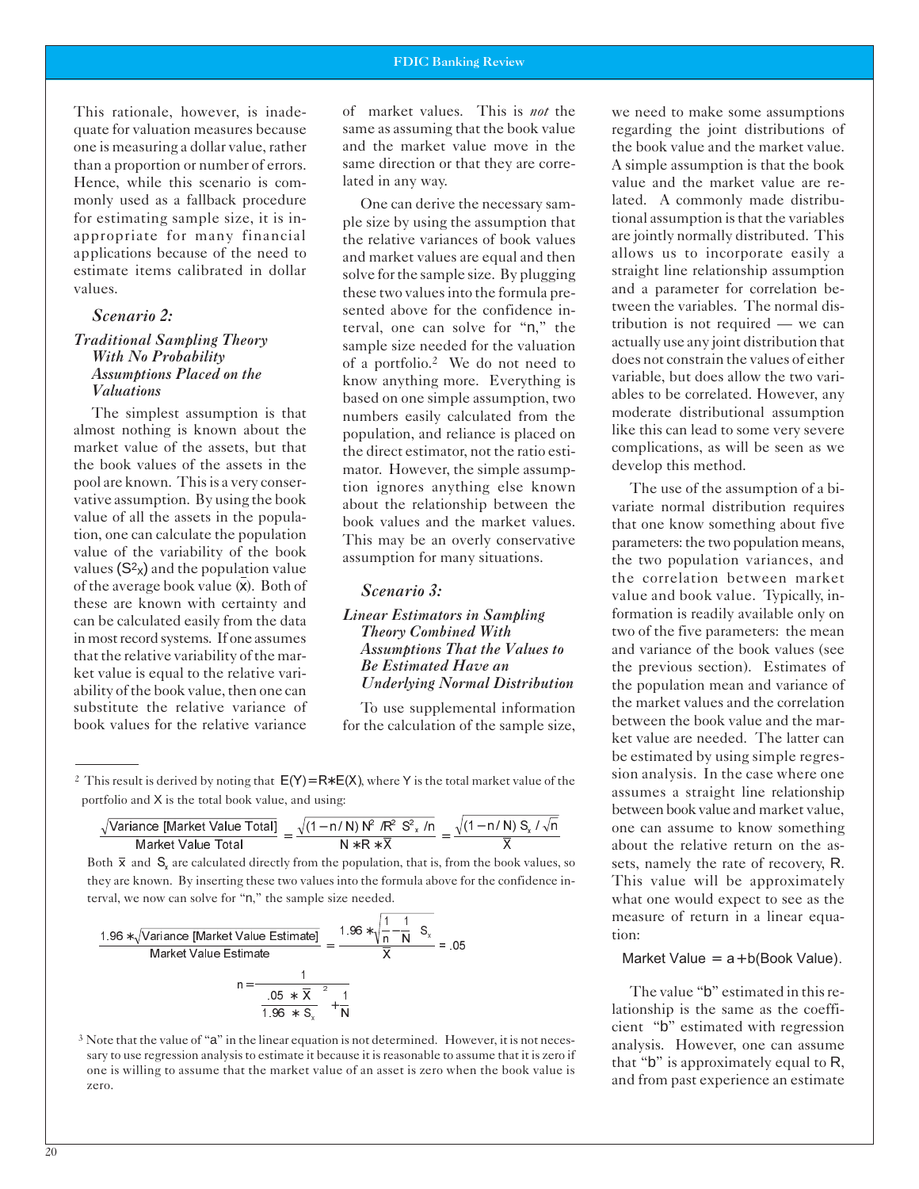This rationale, however, is inadequate for valuation measures because one is measuring a dollar value, rather than a proportion or number of errors. Hence, while this scenario is commonly used as a fallback procedure for estimating sample size, it is inappropriate for many financial applications because of the need to estimate items calibrated in dollar values.

### *Scenario 2:*

### *Traditional Sampling Theory With No Probability Assumptions Placed on the Valuations*

The simplest assumption is that almost nothing is known about the market value of the assets, but that the book values of the assets in the pool are known. This is a very conservative assumption. By using the book value of all the assets in the population, one can calculate the population value of the variability of the book values ($S^2_X$) and the population value of the average book value ($\bar{x}$). Both of these are known with certainty and can be calculated easily from the data in most record systems. If one assumes that the relative variability of the market value is equal to the relative variability of the book value, then one can substitute the relative variance of book values for the relative variance of market values. This is *not* the same as assuming that the book value and the market value move in the same direction or that they are correlated in any way.

One can derive the necessary sample size by using the assumption that the relative variances of book values and market values are equal and then solve for the sample size. By plugging these two values into the formula presented above for the confidence interval, one can solve for "n," the sample size needed for the valuation of a portfolio.[2] We do not need to know anything more. Everything is based on one simple assumption, two numbers easily calculated from the population, and reliance is placed on the direct estimator, not the ratio estimator. However, the simple assumption ignores anything else known about the relationship between the book values and the market values. This may be an overly conservative assumption for many situations.

### *Scenario 3:*

### *Linear Estimators in Sampling Theory Combined With Assumptions That the Values to Be Estimated Have an Underlying Normal Distribution*

To use supplemental information for the calculation of the sample size, we need to make some assumptions regarding the joint distributions of the book value and the market value. A simple assumption is that the book value and the market value are related. A commonly made distributional assumption is that the variables are jointly normally distributed. This allows us to incorporate easily a straight line relationship assumption and a parameter for correlation between the variables. The normal distribution is not required — we can actually use any joint distribution that does not constrain the values of either variable, but does allow the two variables to be correlated. However, any moderate distributional assumption like this can lead to some very severe complications, as will be seen as we develop this method.

The use of the assumption of a bivariate normal distribution requires that one know something about five parameters: the two population means, the two population variances, and the correlation between market value and book value. Typically, information is readily available only on two of the five parameters: the mean and variance of the book values (see the previous section). Estimates of the population mean and variance of the market values and the correlation between the book value and the market value are needed. The latter can be estimated by using simple regression analysis. In the case where one assumes a straight line relationship between book value and market value, one can assume to know something about the relative return on the assets, namely the rate of recovery, R. This value will be approximately what one would expect to see as the measure of return in a linear equation:

$$\text{Market Value} = a + b(\text{Book Value}).$$

The value "b" estimated in this relationship is the same as the coefficient "b" estimated with regression analysis. However, one can assume that "b" is approximately equal to R, and from past experience an estimate

---

[2] This result is derived by noting that $E(Y) = R * E(X)$, where Y is the total market value of the portfolio and X is the total book value, and using:

$$\frac{\sqrt{\text{Variance [Market Value Total]}}}{\text{Market Value Total}} = \frac{\sqrt{(1-n/N)\, N^2\, /R^2\, S^2_x\, /n}}{N * R * \bar{X}} = \frac{\sqrt{(1-n/N)}\, S_x / \sqrt{n}}{\bar{X}}$$

Both $\bar{x}$ and $S_x$ are calculated directly from the population, that is, from the book values, so they are known. By inserting these two values into the formula above for the confidence interval, we now can solve for "n," the sample size needed.

$$\frac{1.96 * \sqrt{\text{Variance [Market Value Estimate]}}}{\text{Market Value Estimate}} = \frac{1.96 * \sqrt{\frac{1}{n} - \frac{1}{N}}\; S_x}{\bar{X}} = .05$$

$$n = \frac{1}{\left(\frac{.05 * \bar{X}}{1.96 * S_x}\right)^2 + \frac{1}{N}}$$

[3] Note that the value of "a" in the linear equation is not determined. However, it is not necessary to use regression analysis to estimate it because it is reasonable to assume that it is zero if one is willing to assume that the market value of an asset is zero when the book value is zero.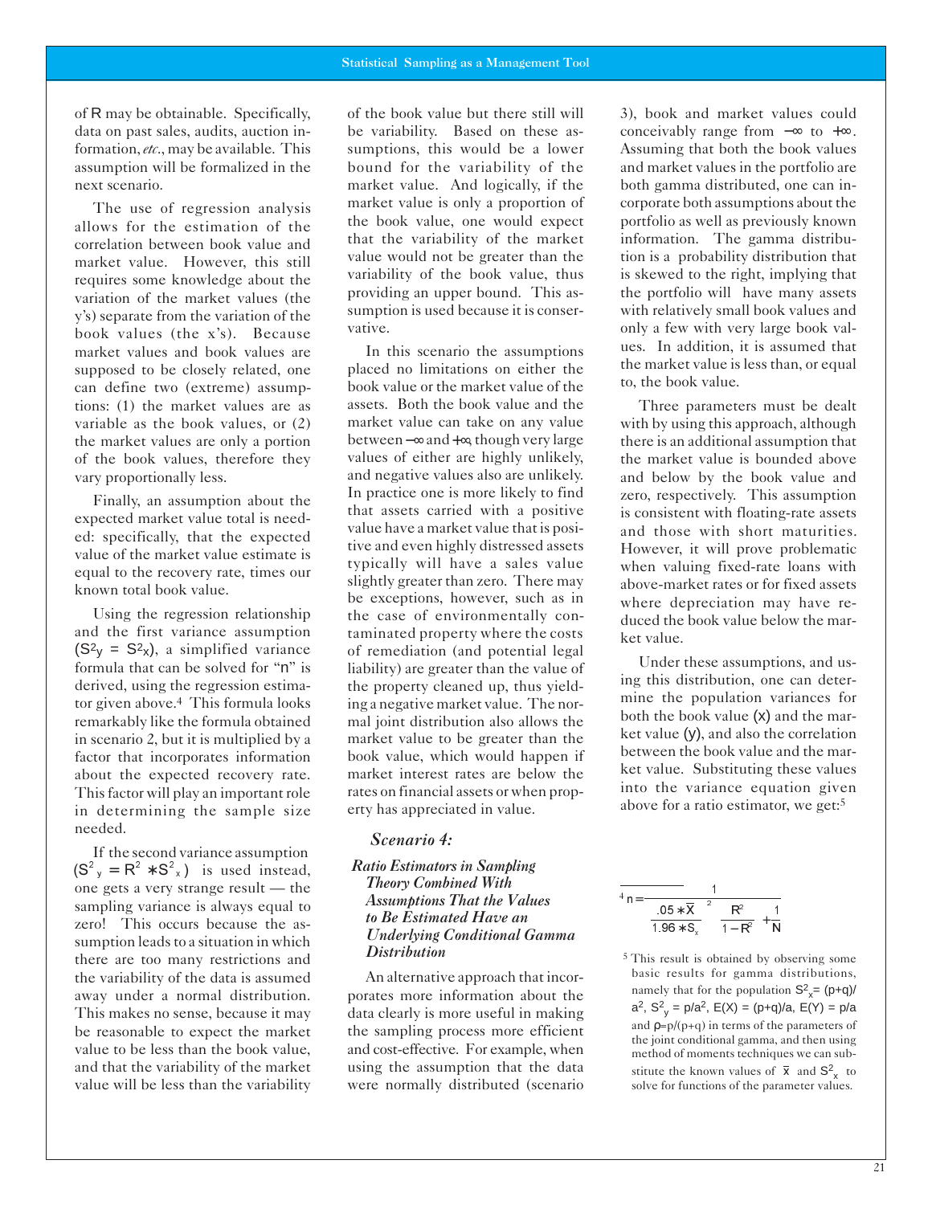of R may be obtainable. Specifically, data on past sales, audits, auction information, *etc*., may be available. This assumption will be formalized in the next scenario.

The use of regression analysis allows for the estimation of the correlation between book value and market value. However, this still requires some knowledge about the variation of the market values (the y's) separate from the variation of the book values (the x's). Because market values and book values are supposed to be closely related, one can define two (extreme) assumptions: (1) the market values are as variable as the book values, or (2) the market values are only a portion of the book values, therefore they vary proportionally less.

Finally, an assumption about the expected market value total is needed: specifically, that the expected value of the market value estimate is equal to the recovery rate, times our known total book value.

Using the regression relationship and the first variance assumption ($S^2_y = S^2_x$), a simplified variance formula that can be solved for "n" is derived, using the regression estimator given above.[4] This formula looks remarkably like the formula obtained in scenario 2, but it is multiplied by a factor that incorporates information about the expected recovery rate. This factor will play an important role in determining the sample size needed.

If the second variance assumption ($S^2_y = R^2 * S^2_x$) is used instead, one gets a very strange result — the sampling variance is always equal to zero! This occurs because the assumption leads to a situation in which there are too many restrictions and the variability of the data is assumed away under a normal distribution. This makes no sense, because it may be reasonable to expect the market value to be less than the book value, and that the variability of the market value will be less than the variability of the book value but there still will be variability. Based on these assumptions, this would be a lower bound for the variability of the market value. And logically, if the market value is only a proportion of the book value, one would expect that the variability of the market value would not be greater than the variability of the book value, thus providing an upper bound. This assumption is used because it is conservative.

In this scenario the assumptions placed no limitations on either the book value or the market value of the assets. Both the book value and the market value can take on any value between $-\infty$ and $+\infty$, though very large values of either are highly unlikely, and negative values also are unlikely. In practice one is more likely to find that assets carried with a positive value have a market value that is positive and even highly distressed assets typically will have a sales value slightly greater than zero. There may be exceptions, however, such as in the case of environmentally contaminated property where the costs of remediation (and potential legal liability) are greater than the value of the property cleaned up, thus yielding a negative market value. The normal joint distribution also allows the market value to be greater than the book value, which would happen if market interest rates are below the rates on financial assets or when property has appreciated in value.

### *Scenario 4:*

***Ratio Estimators in Sampling Theory Combined With Assumptions That the Values to Be Estimated Have an Underlying Conditional Gamma Distribution***

An alternative approach that incorporates more information about the data clearly is more useful in making the sampling process more efficient and cost-effective. For example, when using the assumption that the data were normally distributed (scenario 3), book and market values could conceivably range from $-\infty$ to $+\infty$. Assuming that both the book values and market values in the portfolio are both gamma distributed, one can incorporate both assumptions about the portfolio as well as previously known information. The gamma distribution is a probability distribution that is skewed to the right, implying that the portfolio will have many assets with relatively small book values and only a few with very large book values. In addition, it is assumed that the market value is less than, or equal to, the book value.

Three parameters must be dealt with by using this approach, although there is an additional assumption that the market value is bounded above and below by the book value and zero, respectively. This assumption is consistent with floating-rate assets and those with short maturities. However, it will prove problematic when valuing fixed-rate loans with above-market rates or for fixed assets where depreciation may have reduced the book value below the market value.

Under these assumptions, and using this distribution, one can determine the population variances for both the book value (x) and the market value (y), and also the correlation between the book value and the market value. Substituting these values into the variance equation given above for a ratio estimator, we get:[5]

---

[4] $$n = \frac{1}{\left(\frac{.05 * \bar{X}}{1.96 * S_x}\right)^2 \frac{R^2}{1 - R^2} + \frac{1}{N}}$$

[5] This result is obtained by observing some basic results for gamma distributions, namely that for the population $S^2_x = (p+q)/a^2$, $S^2_y = p/a^2$, $E(X) = (p+q)/a$, $E(Y) = p/a$ and $\rho = p/(p+q)$ in terms of the parameters of the joint conditional gamma, and then using method of moments techniques we can substitute the known values of $\bar{x}$ and $S^2_x$ to solve for functions of the parameter values.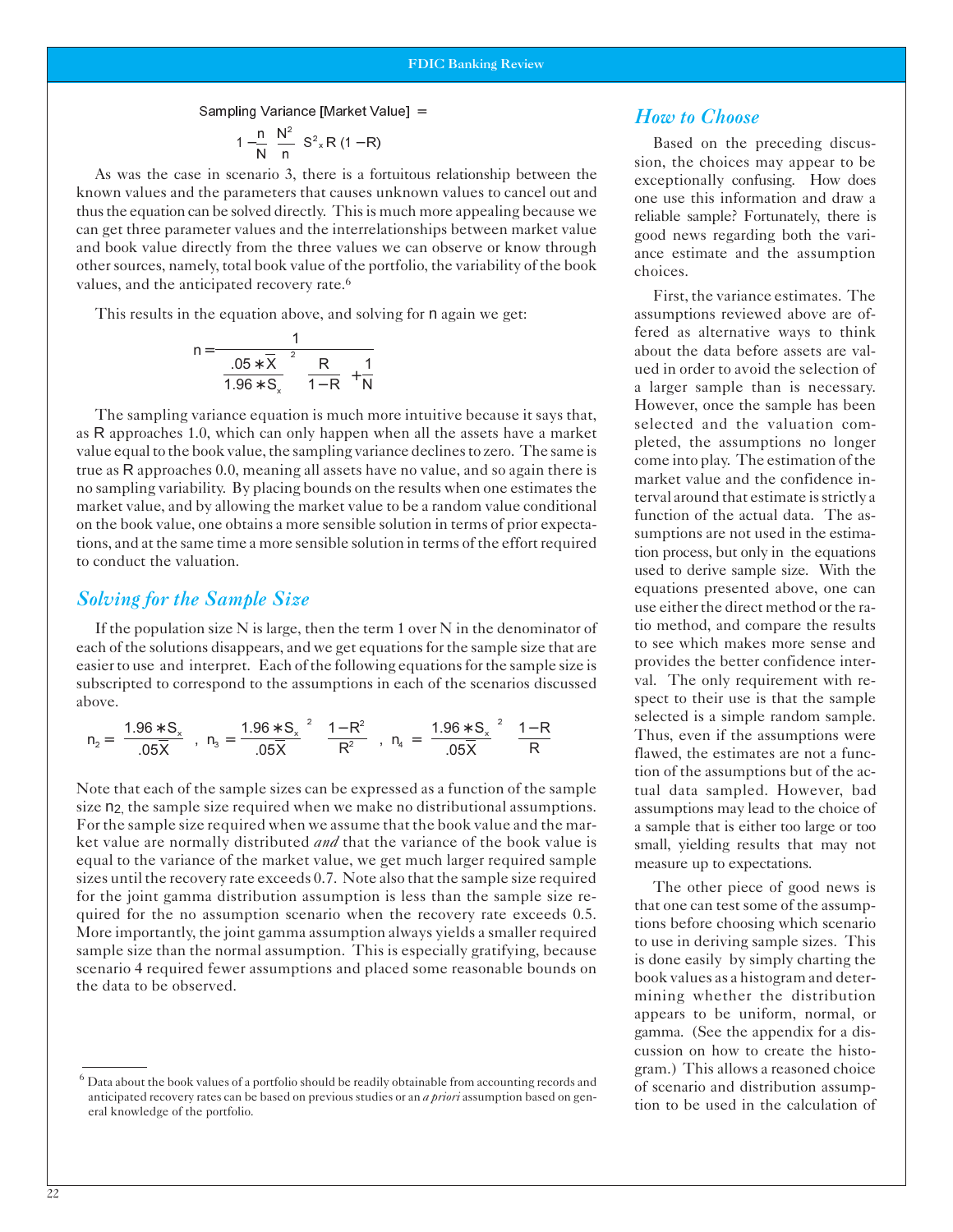$$\text{Sampling Variance [Market Value]} = \left(1 - \frac{n}{N}\right)\left(\frac{N^2}{n}\right) S_x^2 R(1-R)$$

As was the case in scenario 3, there is a fortuitous relationship between the known values and the parameters that causes unknown values to cancel out and thus the equation can be solved directly. This is much more appealing because we can get three parameter values and the interrelationships between market value and book value directly from the three values we can observe or know through other sources, namely, total book value of the portfolio, the variability of the book values, and the anticipated recovery rate.[6]

This results in the equation above, and solving for $n$ again we get:

$$n = \frac{1}{\left(\frac{.05 * \bar{X}}{1.96 * S_x}\right)^2 \left(\frac{R}{1-R}\right) + \frac{1}{N}}$$

The sampling variance equation is much more intuitive because it says that, as $R$ approaches 1.0, which can only happen when all the assets have a market value equal to the book value, the sampling variance declines to zero. The same is true as $R$ approaches 0.0, meaning all assets have no value, and so again there is no sampling variability. By placing bounds on the results when one estimates the market value, and by allowing the market value to be a random value conditional on the book value, one obtains a more sensible solution in terms of prior expectations, and at the same time a more sensible solution in terms of the effort required to conduct the valuation.

## *Solving for the Sample Size*

If the population size N is large, then the term 1 over N in the denominator of each of the solutions disappears, and we get equations for the sample size that are easier to use and interpret. Each of the following equations for the sample size is subscripted to correspond to the assumptions in each of the scenarios discussed above.

$$n_2 = \left(\frac{1.96 * S_x}{.05\bar{X}}\right)^2, \quad n_3 = \left(\frac{1.96 * S_x}{.05\bar{X}}\right)^2 \left(\frac{1-R^2}{R^2}\right), \quad n_4 = \left(\frac{1.96 * S_x}{.05\bar{X}}\right)^2 \left(\frac{1-R}{R}\right)$$

Note that each of the sample sizes can be expressed as a function of the sample size $n_2$, the sample size required when we make no distributional assumptions. For the sample size required when we assume that the book value and the market value are normally distributed *and* that the variance of the book value is equal to the variance of the market value, we get much larger required sample sizes until the recovery rate exceeds 0.7. Note also that the sample size required for the joint gamma distribution assumption is less than the sample size required for the no assumption scenario when the recovery rate exceeds 0.5. More importantly, the joint gamma assumption always yields a smaller required sample size than the normal assumption. This is especially gratifying, because scenario 4 required fewer assumptions and placed some reasonable bounds on the data to be observed.

## *How to Choose*

Based on the preceding discussion, the choices may appear to be exceptionally confusing. How does one use this information and draw a reliable sample? Fortunately, there is good news regarding both the variance estimate and the assumption choices.

First, the variance estimates. The assumptions reviewed above are offered as alternative ways to think about the data before assets are valued in order to avoid the selection of a larger sample than is necessary. However, once the sample has been selected and the valuation completed, the assumptions no longer come into play. The estimation of the market value and the confidence interval around that estimate is strictly a function of the actual data. The assumptions are not used in the estimation process, but only in the equations used to derive sample size. With the equations presented above, one can use either the direct method or the ratio method, and compare the results to see which makes more sense and provides the better confidence interval. The only requirement with respect to their use is that the sample selected is a simple random sample. Thus, even if the assumptions were flawed, the estimates are not a function of the assumptions but of the actual data sampled. However, bad assumptions may lead to the choice of a sample that is either too large or too small, yielding results that may not measure up to expectations.

The other piece of good news is that one can test some of the assumptions before choosing which scenario to use in deriving sample sizes. This is done easily by simply charting the book values as a histogram and determining whether the distribution appears to be uniform, normal, or gamma. (See the appendix for a discussion on how to create the histogram.) This allows a reasoned choice of scenario and distribution assumption to be used in the calculation of

---

[6] Data about the book values of a portfolio should be readily obtainable from accounting records and anticipated recovery rates can be based on previous studies or an *a priori* assumption based on general knowledge of the portfolio.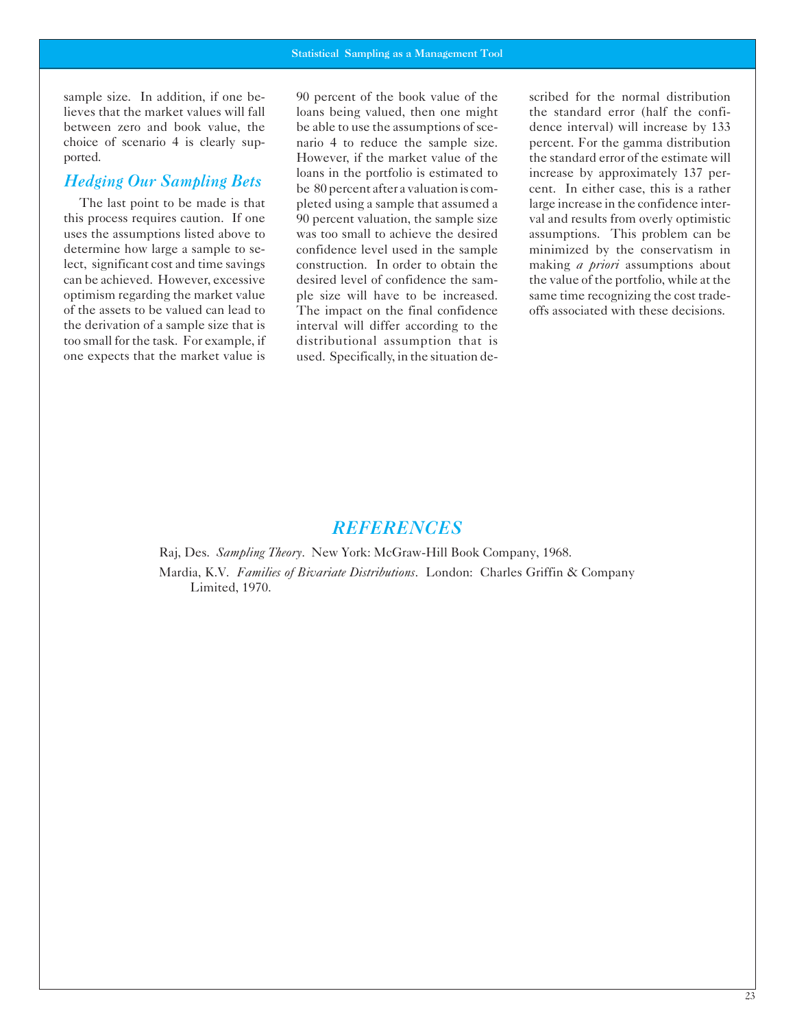sample size. In addition, if one believes that the market values will fall between zero and book value, the choice of scenario 4 is clearly supported.

### *Hedging Our Sampling Bets*

The last point to be made is that this process requires caution. If one uses the assumptions listed above to determine how large a sample to select, significant cost and time savings can be achieved. However, excessive optimism regarding the market value of the assets to be valued can lead to the derivation of a sample size that is too small for the task. For example, if one expects that the market value is 90 percent of the book value of the loans being valued, then one might be able to use the assumptions of scenario 4 to reduce the sample size. However, if the market value of the loans in the portfolio is estimated to be 80 percent after a valuation is completed using a sample that assumed a 90 percent valuation, the sample size was too small to achieve the desired confidence level used in the sample construction. In order to obtain the desired level of confidence the sample size will have to be increased. The impact on the final confidence interval will differ according to the distributional assumption that is used. Specifically, in the situation described for the normal distribution the standard error (half the confidence interval) will increase by 133 percent. For the gamma distribution the standard error of the estimate will increase by approximately 137 percent. In either case, this is a rather large increase in the confidence interval and results from overly optimistic assumptions. This problem can be minimized by the conservatism in making *a priori* assumptions about the value of the portfolio, while at the same time recognizing the cost tradeoffs associated with these decisions.

## *REFERENCES*

Raj, Des. *Sampling Theory*. New York: McGraw-Hill Book Company, 1968.

Mardia, K.V. *Families of Bivariate Distributions*. London: Charles Griffin & Company Limited, 1970.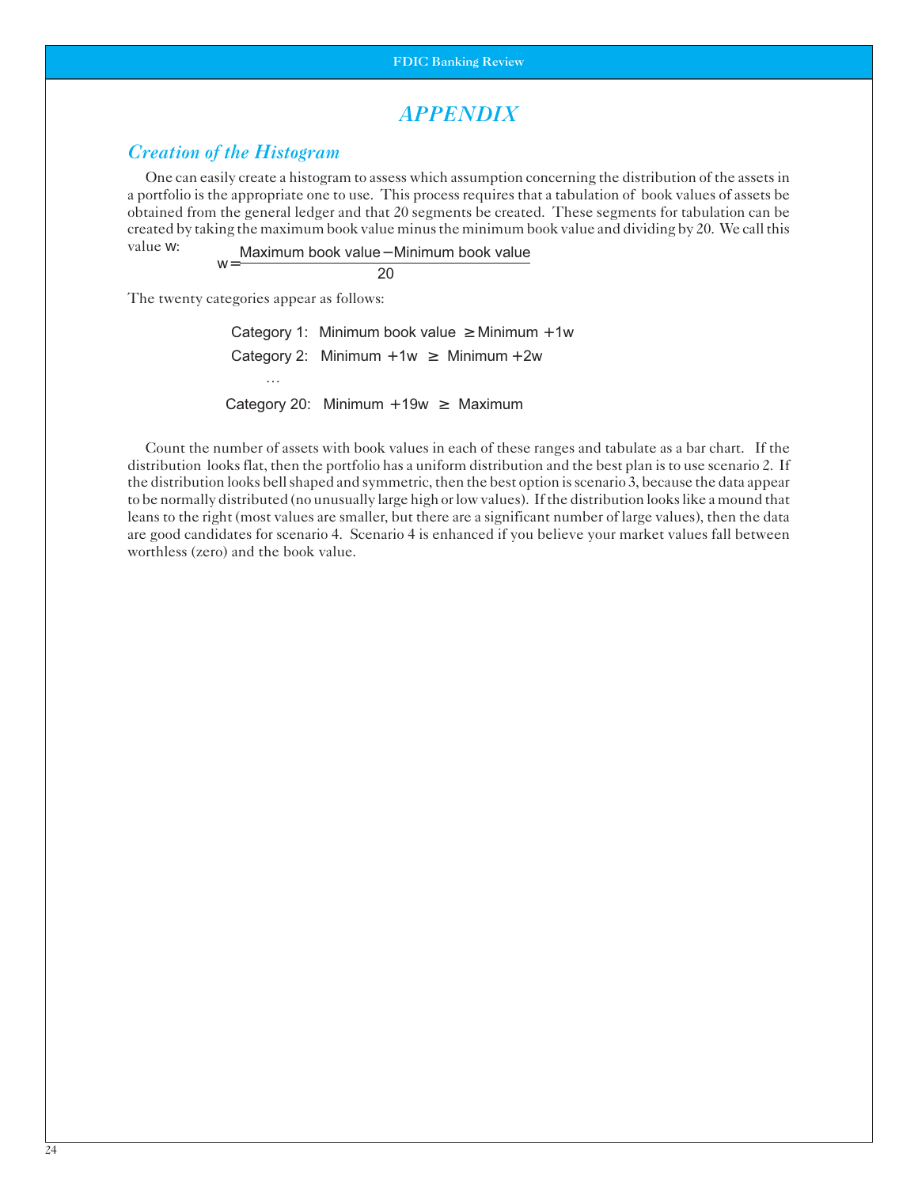# APPENDIX

## *Creation of the Histogram*

One can easily create a histogram to assess which assumption concerning the distribution of the assets in a portfolio is the appropriate one to use. This process requires that a tabulation of book values of assets be obtained from the general ledger and that 20 segments be created. These segments for tabulation can be created by taking the maximum book value minus the minimum book value and dividing by 20. We call this value w:

$$w = \frac{\text{Maximum book value} - \text{Minimum book value}}{20}$$

The twenty categories appear as follows:

Category 1: Minimum book value $\geq$ Minimum $+ 1w$

Category 2: Minimum $+ 1w \geq$ Minimum $+ 2w$

...

Category 20: Minimum $+ 19w \geq$ Maximum

Count the number of assets with book values in each of these ranges and tabulate as a bar chart. If the distribution looks flat, then the portfolio has a uniform distribution and the best plan is to use scenario 2. If the distribution looks bell shaped and symmetric, then the best option is scenario 3, because the data appear to be normally distributed (no unusually large high or low values). If the distribution looks like a mound that leans to the right (most values are smaller, but there are a significant number of large values), then the data are good candidates for scenario 4. Scenario 4 is enhanced if you believe your market values fall between worthless (zero) and the book value.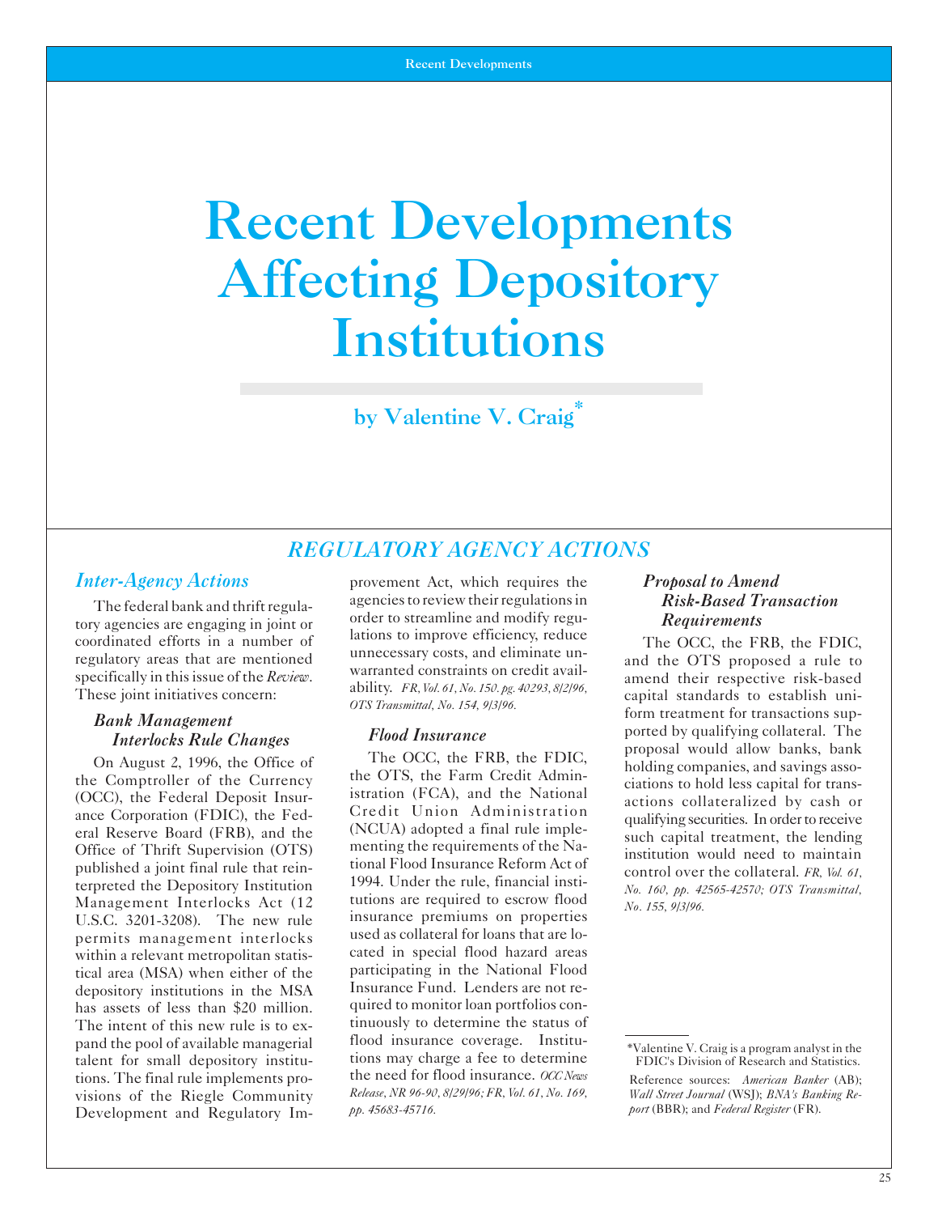# Recent Developments Affecting Depository Institutions

**by Valentine V. Craig***

## REGULATORY AGENCY ACTIONS

### *Inter-Agency Actions*

The federal bank and thrift regulatory agencies are engaging in joint or coordinated efforts in a number of regulatory areas that are mentioned specifically in this issue of the *Review*. These joint initiatives concern:

#### *Bank Management Interlocks Rule Changes*

On August 2, 1996, the Office of the Comptroller of the Currency (OCC), the Federal Deposit Insurance Corporation (FDIC), the Federal Reserve Board (FRB), and the Office of Thrift Supervision (OTS) published a joint final rule that reinterpreted the Depository Institution Management Interlocks Act (12 U.S.C. 3201-3208). The new rule permits management interlocks within a relevant metropolitan statistical area (MSA) when either of the depository institutions in the MSA has assets of less than $20 million. The intent of this new rule is to expand the pool of available managerial talent for small depository institutions. The final rule implements provisions of the Riegle Community Development and Regulatory Improvement Act, which requires the agencies to review their regulations in order to streamline and modify regulations to improve efficiency, reduce unnecessary costs, and eliminate unwarranted constraints on credit availability. *FR, Vol. 61, No. 150, pg. 40293, 8/2/96, OTS Transmittal, No. 154, 9/3/96.*

#### *Flood Insurance*

The OCC, the FRB, the FDIC, the OTS, the Farm Credit Administration (FCA), and the National Credit Union Administration (NCUA) adopted a final rule implementing the requirements of the National Flood Insurance Reform Act of 1994. Under the rule, financial institutions are required to escrow flood insurance premiums on properties used as collateral for loans that are located in special flood hazard areas participating in the National Flood Insurance Fund. Lenders are not required to monitor loan portfolios continuously to determine the status of flood insurance coverage. Institutions may charge a fee to determine the need for flood insurance. *OCC News Release, NR 96-90, 8/29/96; FR, Vol. 61, No. 169, pp. 45683-45716.*

#### *Proposal to Amend Risk-Based Transaction Requirements*

The OCC, the FRB, the FDIC, and the OTS proposed a rule to amend their respective risk-based capital standards to establish uniform treatment for transactions supported by qualifying collateral. The proposal would allow banks, bank holding companies, and savings associations to hold less capital for transactions collateralized by cash or qualifying securities. In order to receive such capital treatment, the lending institution would need to maintain control over the collateral. *FR, Vol. 61, No. 160, pp. 42565-42570; OTS Transmittal, No. 155, 9/3/96.*

---

*Valentine V. Craig is a program analyst in the FDIC's Division of Research and Statistics.

Reference sources: *American Banker* (AB); *Wall Street Journal* (WSJ); *BNA's Banking Report* (BBR); and *Federal Register* (FR).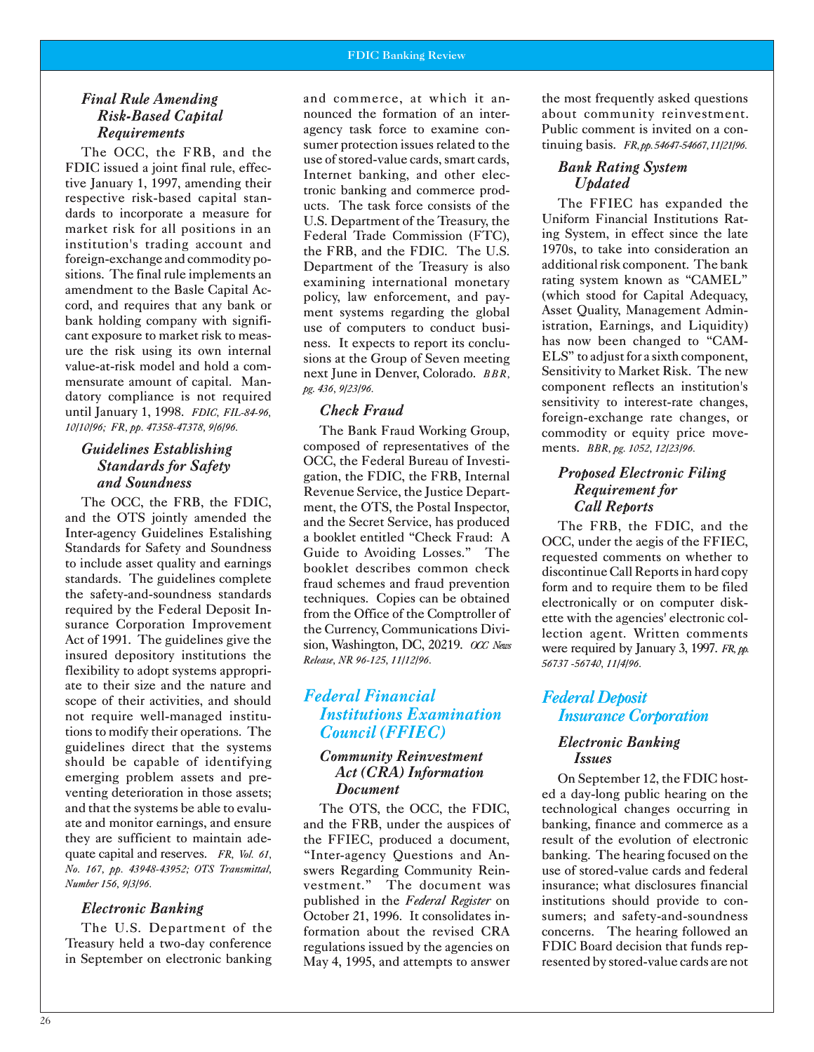### Final Rule Amending Risk-Based Capital Requirements

The OCC, the FRB, and the FDIC issued a joint final rule, effective January 1, 1997, amending their respective risk-based capital standards to incorporate a measure for market risk for all positions in an institution's trading account and foreign-exchange and commodity positions. The final rule implements an amendment to the Basle Capital Accord, and requires that any bank or bank holding company with significant exposure to market risk to measure the risk using its own internal value-at-risk model and hold a commensurate amount of capital. Mandatory compliance is not required until January 1, 1998. *FDIC, FIL-84-96, 10/10/96; FR, pp. 47358-47378, 9/6/96.*

### Guidelines Establishing Standards for Safety and Soundness

The OCC, the FRB, the FDIC, and the OTS jointly amended the Inter-agency Guidelines Estalishing Standards for Safety and Soundness to include asset quality and earnings standards. The guidelines complete the safety-and-soundness standards required by the Federal Deposit Insurance Corporation Improvement Act of 1991. The guidelines give the insured depository institutions the flexibility to adopt systems appropriate to their size and the nature and scope of their activities, and should not require well-managed institutions to modify their operations. The guidelines direct that the systems should be capable of identifying emerging problem assets and preventing deterioration in those assets; and that the systems be able to evaluate and monitor earnings, and ensure they are sufficient to maintain adequate capital and reserves. *FR, Vol. 61, No. 167, pp. 43948-43952; OTS Transmittal, Number 156, 9/3/96.*

### Electronic Banking

The U.S. Department of the Treasury held a two-day conference in September on electronic banking and commerce, at which it announced the formation of an inter-agency task force to examine consumer protection issues related to the use of stored-value cards, smart cards, Internet banking, and other electronic banking and commerce products. The task force consists of the U.S. Department of the Treasury, the Federal Trade Commission (FTC), the FRB, and the FDIC. The U.S. Department of the Treasury is also examining international monetary policy, law enforcement, and payment systems regarding the global use of computers to conduct business. It expects to report its conclusions at the Group of Seven meeting next June in Denver, Colorado. *BBR, pg. 436, 9/23/96.*

### Check Fraud

The Bank Fraud Working Group, composed of representatives of the OCC, the Federal Bureau of Investigation, the FDIC, the FRB, Internal Revenue Service, the Justice Department, the OTS, the Postal Inspector, and the Secret Service, has produced a booklet entitled "Check Fraud: A Guide to Avoiding Losses." The booklet describes common check fraud schemes and fraud prevention techniques. Copies can be obtained from the Office of the Comptroller of the Currency, Communications Division, Washington, DC, 20219. *OCC News Release, NR 96-125, 11/12/96.*

## Federal Financial Institutions Examination Council (FFIEC)

### Community Reinvestment Act (CRA) Information Document

The OTS, the OCC, the FDIC, and the FRB, under the auspices of the FFIEC, produced a document, "Inter-agency Questions and Answers Regarding Community Reinvestment." The document was published in the *Federal Register* on October 21, 1996. It consolidates information about the revised CRA regulations issued by the agencies on May 4, 1995, and attempts to answer the most frequently asked questions about community reinvestment. Public comment is invited on a continuing basis. *FR, pp. 54647-54667, 11/21/96.*

### Bank Rating System Updated

The FFIEC has expanded the Uniform Financial Institutions Rating System, in effect since the late 1970s, to take into consideration an additional risk component. The bank rating system known as "CAMEL" (which stood for Capital Adequacy, Asset Quality, Management Administration, Earnings, and Liquidity) has now been changed to "CAMELS" to adjust for a sixth component, Sensitivity to Market Risk. The new component reflects an institution's sensitivity to interest-rate changes, foreign-exchange rate changes, or commodity or equity price movements. *BBR, pg. 1052, 12/23/96.*

### Proposed Electronic Filing Requirement for Call Reports

The FRB, the FDIC, and the OCC, under the aegis of the FFIEC, requested comments on whether to discontinue Call Reports in hard copy form and to require them to be filed electronically or on computer diskette with the agencies' electronic collection agent. Written comments were required by January 3, 1997. *FR, pp. 56737 -56740, 11/4/96.*

## Federal Deposit Insurance Corporation

### Electronic Banking Issues

On September 12, the FDIC hosted a day-long public hearing on the technological changes occurring in banking, finance and commerce as a result of the evolution of electronic banking. The hearing focused on the use of stored-value cards and federal insurance; what disclosures financial institutions should provide to consumers; and safety-and-soundness concerns. The hearing followed an FDIC Board decision that funds represented by stored-value cards are not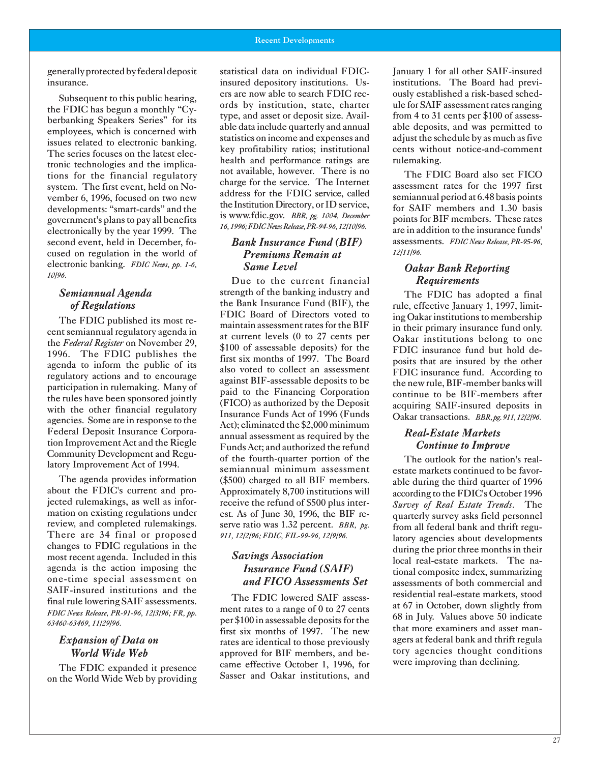generally protected by federal deposit insurance.

Subsequent to this public hearing, the FDIC has begun a monthly "Cyberbanking Speakers Series" for its employees, which is concerned with issues related to electronic banking. The series focuses on the latest electronic technologies and the implications for the financial regulatory system. The first event, held on November 6, 1996, focused on two new developments: "smart-cards" and the government's plans to pay all benefits electronically by the year 1999. The second event, held in December, focused on regulation in the world of electronic banking. *FDIC News, pp. 1-6, 10/96.*

### *Semiannual Agenda of Regulations*

The FDIC published its most recent semiannual regulatory agenda in the *Federal Register* on November 29, 1996. The FDIC publishes the agenda to inform the public of its regulatory actions and to encourage participation in rulemaking. Many of the rules have been sponsored jointly with the other financial regulatory agencies. Some are in response to the Federal Deposit Insurance Corporation Improvement Act and the Riegle Community Development and Regulatory Improvement Act of 1994.

The agenda provides information about the FDIC's current and projected rulemakings, as well as information on existing regulations under review, and completed rulemakings. There are 34 final or proposed changes to FDIC regulations in the most recent agenda. Included in this agenda is the action imposing the one-time special assessment on SAIF-insured institutions and the final rule lowering SAIF assessments. *FDIC News Release, PR-91-96, 12/3/96; FR, pp. 63460-63469, 11/29/96.*

### *Expansion of Data on World Wide Web*

The FDIC expanded it presence on the World Wide Web by providing statistical data on individual FDIC-insured depository institutions. Users are now able to search FDIC records by institution, state, charter type, and asset or deposit size. Available data include quarterly and annual statistics on income and expenses and key profitability ratios; institutional health and performance ratings are not available, however. There is no charge for the service. The Internet address for the FDIC service, called the Institution Directory, or ID service, is www.fdic.gov. *BBR, pg. 1004, December 16, 1996; FDIC News Release, PR-94-96, 12/10/96.*

### *Bank Insurance Fund (BIF) Premiums Remain at Same Level*

Due to the current financial strength of the banking industry and the Bank Insurance Fund (BIF), the FDIC Board of Directors voted to maintain assessment rates for the BIF at current levels (0 to 27 cents per $100 of assessable deposits) for the first six months of 1997. The Board also voted to collect an assessment against BIF-assessable deposits to be paid to the Financing Corporation (FICO) as authorized by the Deposit Insurance Funds Act of 1996 (Funds Act); eliminated the $2,000 minimum annual assessment as required by the Funds Act; and authorized the refund of the fourth-quarter portion of the semiannual minimum assessment ($500) charged to all BIF members. Approximately 8,700 institutions will receive the refund of $500 plus interest. As of June 30, 1996, the BIF reserve ratio was 1.32 percent. *BBR, pg. 911, 12/2/96; FDIC, FIL-99-96, 12/9/96.*

### *Savings Association Insurance Fund (SAIF) and FICO Assessments Set*

The FDIC lowered SAIF assessment rates to a range of 0 to 27 cents per $100 in assessable deposits for the first six months of 1997. The new rates are identical to those previously approved for BIF members, and became effective October 1, 1996, for Sasser and Oakar institutions, and January 1 for all other SAIF-insured institutions. The Board had previously established a risk-based schedule for SAIF assessment rates ranging from 4 to 31 cents per $100 of assessable deposits, and was permitted to adjust the schedule by as much as five cents without notice-and-comment rulemaking.

The FDIC Board also set FICO assessment rates for the 1997 first semiannual period at 6.48 basis points for SAIF members and 1.30 basis points for BIF members. These rates are in addition to the insurance funds' assessments. *FDIC News Release, PR-95-96, 12/11/96.*

### *Oakar Bank Reporting Requirements*

The FDIC has adopted a final rule, effective January 1, 1997, limiting Oakar institutions to membership in their primary insurance fund only. Oakar institutions belong to one FDIC insurance fund but hold deposits that are insured by the other FDIC insurance fund. According to the new rule, BIF-member banks will continue to be BIF-members after acquiring SAIF-insured deposits in Oakar transactions. *BBR, pg. 911, 12/2/96.*

### *Real-Estate Markets Continue to Improve*

The outlook for the nation's real-estate markets continued to be favorable during the third quarter of 1996 according to the FDIC's October 1996 *Survey of Real Estate Trends*. The quarterly survey asks field personnel from all federal bank and thrift regulatory agencies about developments during the prior three months in their local real-estate markets. The national composite index, summarizing assessments of both commercial and residential real-estate markets, stood at 67 in October, down slightly from 68 in July. Values above 50 indicate that more examiners and asset managers at federal bank and thrift regula tory agencies thought conditions were improving than declining.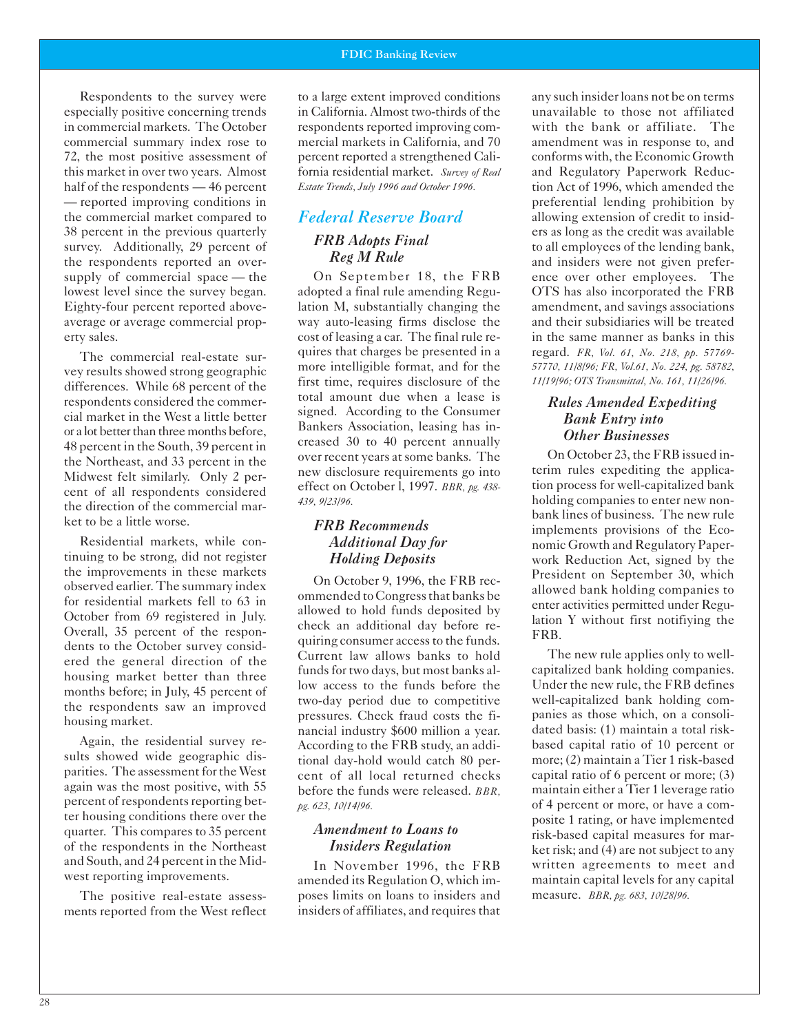Respondents to the survey were especially positive concerning trends in commercial markets. The October commercial summary index rose to 72, the most positive assessment of this market in over two years. Almost half of the respondents — 46 percent — reported improving conditions in the commercial market compared to 38 percent in the previous quarterly survey. Additionally, 29 percent of the respondents reported an oversupply of commercial space — the lowest level since the survey began. Eighty-four percent reported above-average or average commercial property sales.

The commercial real-estate survey results showed strong geographic differences. While 68 percent of the respondents considered the commercial market in the West a little better or a lot better than three months before, 48 percent in the South, 39 percent in the Northeast, and 33 percent in the Midwest felt similarly. Only 2 percent of all respondents considered the direction of the commercial market to be a little worse.

Residential markets, while continuing to be strong, did not register the improvements in these markets observed earlier. The summary index for residential markets fell to 63 in October from 69 registered in July. Overall, 35 percent of the respondents to the October survey considered the general direction of the housing market better than three months before; in July, 45 percent of the respondents saw an improved housing market.

Again, the residential survey results showed wide geographic disparities. The assessment for the West again was the most positive, with 55 percent of respondents reporting better housing conditions there over the quarter. This compares to 35 percent of the respondents in the Northeast and South, and 24 percent in the Midwest reporting improvements.

The positive real-estate assessments reported from the West reflect to a large extent improved conditions in California. Almost two-thirds of the respondents reported improving commercial markets in California, and 70 percent reported a strengthened California residential market. *Survey of Real Estate Trends, July 1996 and October 1996.*

## Federal Reserve Board

### FRB Adopts Final Reg M Rule

On September 18, the FRB adopted a final rule amending Regulation M, substantially changing the way auto-leasing firms disclose the cost of leasing a car. The final rule requires that charges be presented in a more intelligible format, and for the first time, requires disclosure of the total amount due when a lease is signed. According to the Consumer Bankers Association, leasing has increased 30 to 40 percent annually over recent years at some banks. The new disclosure requirements go into effect on October 1, 1997. *BBR, pg. 438-439, 9/23/96.*

### FRB Recommends Additional Day for Holding Deposits

On October 9, 1996, the FRB recommended to Congress that banks be allowed to hold funds deposited by check an additional day before requiring consumer access to the funds. Current law allows banks to hold funds for two days, but most banks allow access to the funds before the two-day period due to competitive pressures. Check fraud costs the financial industry $600 million a year. According to the FRB study, an additional day-hold would catch 80 percent of all local returned checks before the funds were released. *BBR, pg. 623, 10/14/96.*

### Amendment to Loans to Insiders Regulation

In November 1996, the FRB amended its Regulation O, which imposes limits on loans to insiders and insiders of affiliates, and requires that any such insider loans not be on terms unavailable to those not affiliated with the bank or affiliate. The amendment was in response to, and conforms with, the Economic Growth and Regulatory Paperwork Reduction Act of 1996, which amended the preferential lending prohibition by allowing extension of credit to insiders as long as the credit was available to all employees of the lending bank, and insiders were not given preference over other employees. The OTS has also incorporated the FRB amendment, and savings associations and their subsidiaries will be treated in the same manner as banks in this regard. *FR, Vol. 61, No. 218, pp. 57769-57770, 11/8/96; FR, Vol.61, No. 224, pg. 58782, 11/19/96; OTS Transmittal, No. 161, 11/26/96.*

### Rules Amended Expediting Bank Entry into Other Businesses

On October 23, the FRB issued interim rules expediting the application process for well-capitalized bank holding companies to enter new nonbank lines of business. The new rule implements provisions of the Economic Growth and Regulatory Paperwork Reduction Act, signed by the President on September 30, which allowed bank holding companies to enter activities permitted under Regulation Y without first notifying the FRB.

The new rule applies only to well-capitalized bank holding companies. Under the new rule, the FRB defines well-capitalized bank holding companies as those which, on a consolidated basis: (1) maintain a total risk-based capital ratio of 10 percent or more; (2) maintain a Tier 1 risk-based capital ratio of 6 percent or more; (3) maintain either a Tier 1 leverage ratio of 4 percent or more, or have a composite 1 rating, or have implemented risk-based capital measures for market risk; and (4) are not subject to any written agreements to meet and maintain capital levels for any capital measure. *BBR, pg. 683, 10/28/96.*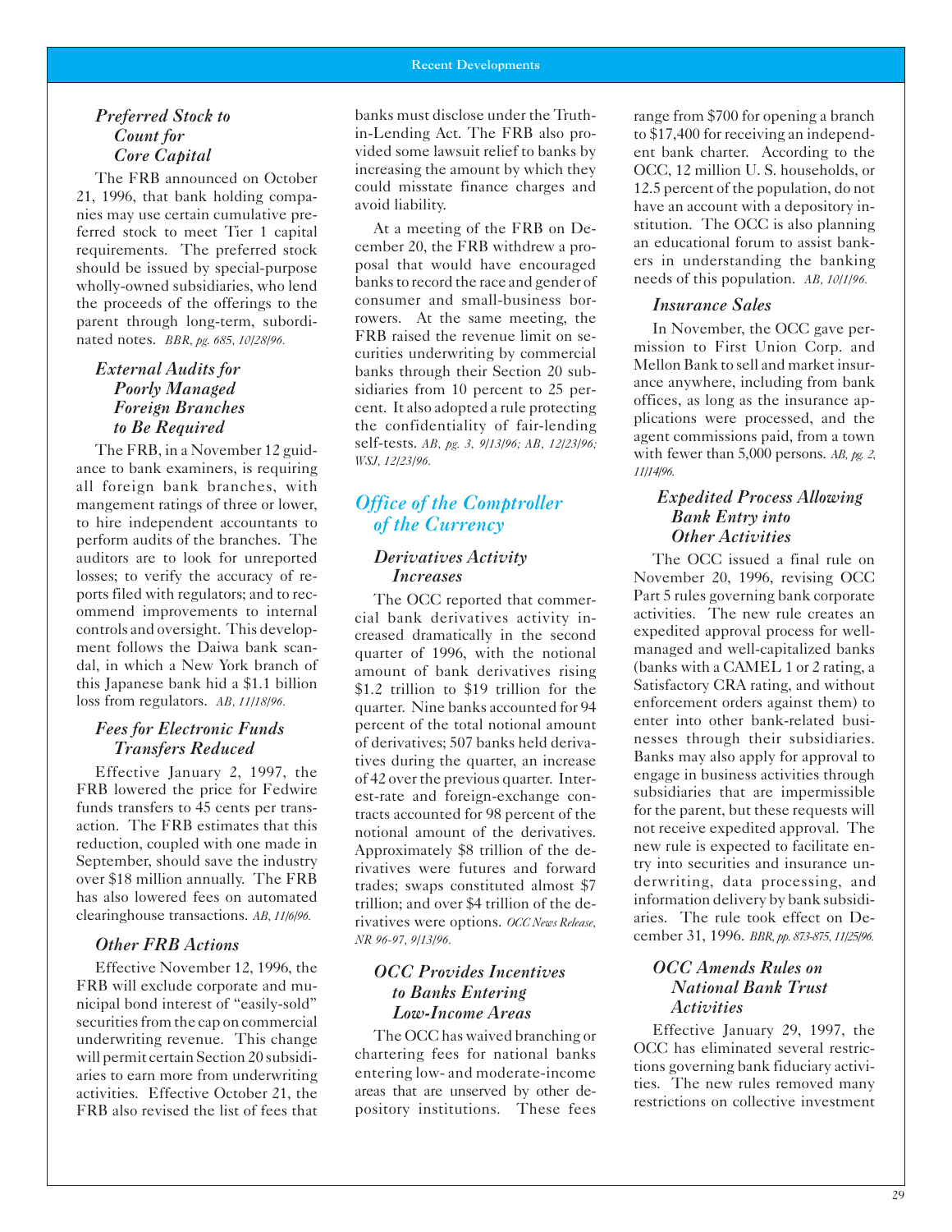### Preferred Stock to Count for Core Capital

The FRB announced on October 21, 1996, that bank holding companies may use certain cumulative preferred stock to meet Tier 1 capital requirements. The preferred stock should be issued by special-purpose wholly-owned subsidiaries, who lend the proceeds of the offerings to the parent through long-term, subordinated notes. *BBR, pg. 685, 10/28/96.*

### External Audits for Poorly Managed Foreign Branches to Be Required

The FRB, in a November 12 guidance to bank examiners, is requiring all foreign bank branches, with mangement ratings of three or lower, to hire independent accountants to perform audits of the branches. The auditors are to look for unreported losses; to verify the accuracy of reports filed with regulators; and to recommend improvements to internal controls and oversight. This development follows the Daiwa bank scandal, in which a New York branch of this Japanese bank hid a $1.1 billion loss from regulators. *AB, 11/18/96.*

### Fees for Electronic Funds Transfers Reduced

Effective January 2, 1997, the FRB lowered the price for Fedwire funds transfers to 45 cents per transaction. The FRB estimates that this reduction, coupled with one made in September, should save the industry over $18 million annually. The FRB has also lowered fees on automated clearinghouse transactions. *AB, 11/6/96.*

### Other FRB Actions

Effective November 12, 1996, the FRB will exclude corporate and municipal bond interest of "easily-sold" securities from the cap on commercial underwriting revenue. This change will permit certain Section 20 subsidiaries to earn more from underwriting activities. Effective October 21, the FRB also revised the list of fees that banks must disclose under the Truth-in-Lending Act. The FRB also provided some lawsuit relief to banks by increasing the amount by which they could misstate finance charges and avoid liability.

At a meeting of the FRB on December 20, the FRB withdrew a proposal that would have encouraged banks to record the race and gender of consumer and small-business borrowers. At the same meeting, the FRB raised the revenue limit on securities underwriting by commercial banks through their Section 20 subsidiaries from 10 percent to 25 percent. It also adopted a rule protecting the confidentiality of fair-lending self-tests. *AB, pg. 3, 9/13/96; AB, 12/23/96; WSJ, 12/23/96.*

## Office of the Comptroller of the Currency

### Derivatives Activity Increases

The OCC reported that commercial bank derivatives activity increased dramatically in the second quarter of 1996, with the notional amount of bank derivatives rising $1.2 trillion to $19 trillion for the quarter. Nine banks accounted for 94 percent of the total notional amount of derivatives; 507 banks held derivatives during the quarter, an increase of 42 over the previous quarter. Interest-rate and foreign-exchange contracts accounted for 98 percent of the notional amount of the derivatives. Approximately $8 trillion of the derivatives were futures and forward trades; swaps constituted almost $7 trillion; and over $4 trillion of the derivatives were options. *OCC News Release, NR 96-97, 9/13/96.*

### OCC Provides Incentives to Banks Entering Low-Income Areas

The OCC has waived branching or chartering fees for national banks entering low- and moderate-income areas that are unserved by other depository institutions. These fees range from $700 for opening a branch to $17,400 for receiving an independent bank charter. According to the OCC, 12 million U. S. households, or 12.5 percent of the population, do not have an account with a depository institution. The OCC is also planning an educational forum to assist bankers in understanding the banking needs of this population. *AB, 10/1/96.*

### Insurance Sales

In November, the OCC gave permission to First Union Corp. and Mellon Bank to sell and market insurance anywhere, including from bank offices, as long as the insurance applications were processed, and the agent commissions paid, from a town with fewer than 5,000 persons. *AB, pg. 2, 11/14/96.*

### Expedited Process Allowing Bank Entry into Other Activities

The OCC issued a final rule on November 20, 1996, revising OCC Part 5 rules governing bank corporate activities. The new rule creates an expedited approval process for well-managed and well-capitalized banks (banks with a CAMEL 1 or 2 rating, a Satisfactory CRA rating, and without enforcement orders against them) to enter into other bank-related businesses through their subsidiaries. Banks may also apply for approval to engage in business activities through subsidiaries that are impermissible for the parent, but these requests will not receive expedited approval. The new rule is expected to facilitate entry into securities and insurance underwriting, data processing, and information delivery by bank subsidiaries. The rule took effect on December 31, 1996. *BBR, pp. 873-875, 11/25/96.*

### OCC Amends Rules on National Bank Trust Activities

Effective January 29, 1997, the OCC has eliminated several restrictions governing bank fiduciary activities. The new rules removed many restrictions on collective investment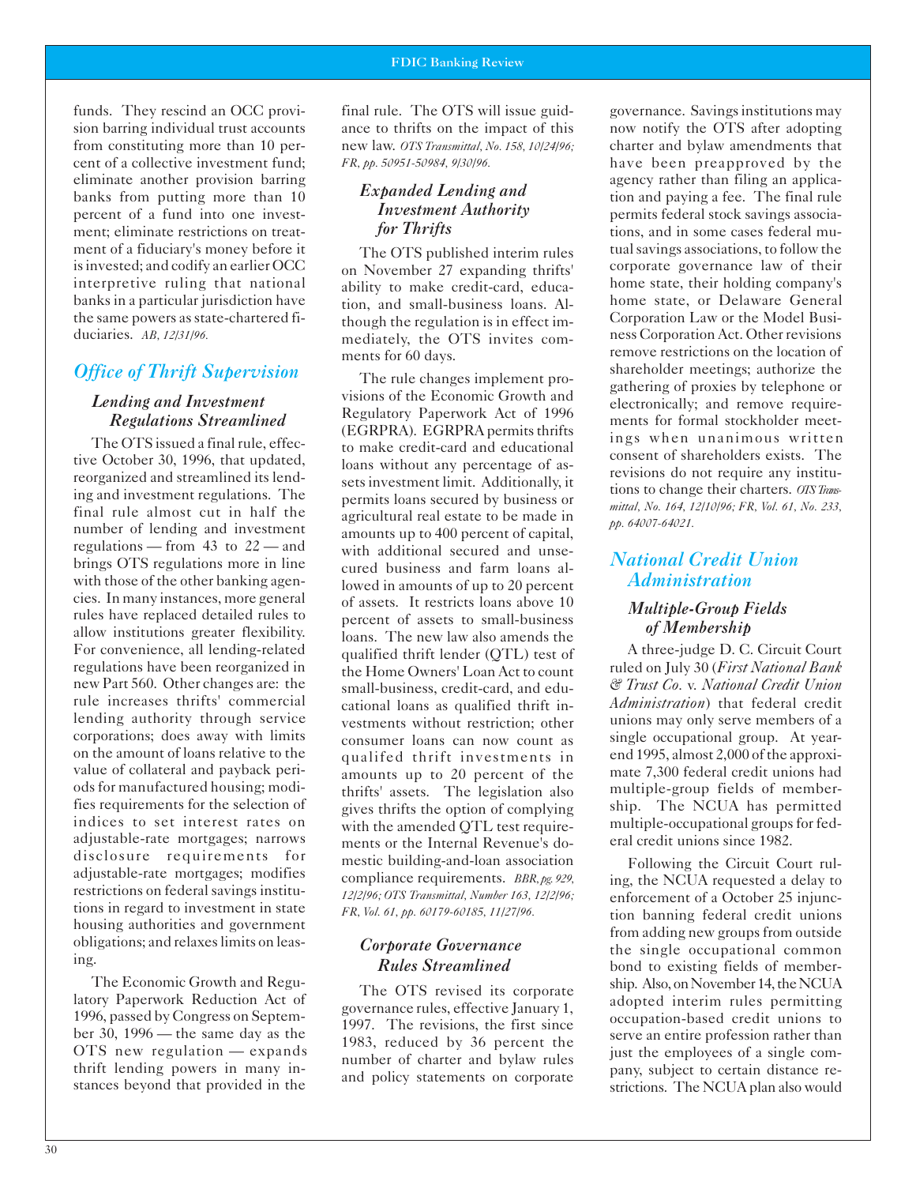funds. They rescind an OCC provision barring individual trust accounts from constituting more than 10 percent of a collective investment fund; eliminate another provision barring banks from putting more than 10 percent of a fund into one investment; eliminate restrictions on treatment of a fiduciary's money before it is invested; and codify an earlier OCC interpretive ruling that national banks in a particular jurisdiction have the same powers as state-chartered fiduciaries. *AB, 12/31/96.*

## Office of Thrift Supervision

### Lending and Investment Regulations Streamlined

The OTS issued a final rule, effective October 30, 1996, that updated, reorganized and streamlined its lending and investment regulations. The final rule almost cut in half the number of lending and investment regulations — from 43 to 22 — and brings OTS regulations more in line with those of the other banking agencies. In many instances, more general rules have replaced detailed rules to allow institutions greater flexibility. For convenience, all lending-related regulations have been reorganized in new Part 560. Other changes are: the rule increases thrifts' commercial lending authority through service corporations; does away with limits on the amount of loans relative to the value of collateral and payback periods for manufactured housing; modifies requirements for the selection of indices to set interest rates on adjustable-rate mortgages; narrows disclosure requirements for adjustable-rate mortgages; modifies restrictions on federal savings institutions in regard to investment in state housing authorities and government obligations; and relaxes limits on leasing.

The Economic Growth and Regulatory Paperwork Reduction Act of 1996, passed by Congress on September 30, 1996 — the same day as the OTS new regulation — expands thrift lending powers in many instances beyond that provided in the final rule. The OTS will issue guidance to thrifts on the impact of this new law. *OTS Transmittal, No. 158, 10/24/96; FR, pp. 50951-50984, 9/30/96.*

### Expanded Lending and Investment Authority for Thrifts

The OTS published interim rules on November 27 expanding thrifts' ability to make credit-card, education, and small-business loans. Although the regulation is in effect immediately, the OTS invites comments for 60 days.

The rule changes implement provisions of the Economic Growth and Regulatory Paperwork Act of 1996 (EGRPRA). EGRPRA permits thrifts to make credit-card and educational loans without any percentage of assets investment limit. Additionally, it permits loans secured by business or agricultural real estate to be made in amounts up to 400 percent of capital, with additional secured and unsecured business and farm loans allowed in amounts of up to 20 percent of assets. It restricts loans above 10 percent of assets to small-business loans. The new law also amends the qualified thrift lender (QTL) test of the Home Owners' Loan Act to count the small-business, credit-card, and educational loans as qualified thrift investments without restriction; other consumer loans can now count as qualifed thrift investments in amounts up to 20 percent of the thrifts' assets. The legislation also gives thrifts the option of complying with the amended QTL test requirements or the Internal Revenue's domestic building-and-loan association compliance requirements. *BBR, pg. 929, 12/2/96; OTS Transmittal, Number 163, 12/2/96; FR, Vol. 61, pp. 60179-60185, 11/27/96.*

### Corporate Governance Rules Streamlined

The OTS revised its corporate governance rules, effective January 1, 1997. The revisions, the first since 1983, reduced by 36 percent the number of charter and bylaw rules and policy statements on corporate governance. Savings institutions may now notify the OTS after adopting charter and bylaw amendments that have been preapproved by the agency rather than filing an application and paying a fee. The final rule permits federal stock savings associations, and in some cases federal mutual savings associations, to follow the corporate governance law of their home state, their holding company's home state, or Delaware General Corporation Law or the Model Business Corporation Act. Other revisions remove restrictions on the location of shareholder meetings; authorize the gathering of proxies by telephone or electronically; and remove requirements for formal stockholder meetings when unanimous written consent of shareholders exists. The revisions do not require any institutions to change their charters. *OTS Transmittal, No. 164, 12/10/96; FR, Vol. 61, No. 233, pp. 64007-64021.*

## National Credit Union Administration

### Multiple-Group Fields of Membership

A three-judge D. C. Circuit Court ruled on July 30 (*First National Bank & Trust Co.* v. *National Credit Union Administration*) that federal credit unions may only serve members of a single occupational group. At year-end 1995, almost 2,000 of the approximate 7,300 federal credit unions had multiple-group fields of membership. The NCUA has permitted multiple-occupational groups for federal credit unions since 1982.

Following the Circuit Court ruling, the NCUA requested a delay to enforcement of a October 25 injunction banning federal credit unions from adding new groups from outside the single occupational common bond to existing fields of membership. Also, on November 14, the NCUA adopted interim rules permitting occupation-based credit unions to serve an entire profession rather than just the employees of a single company, subject to certain distance restrictions. The NCUA plan also would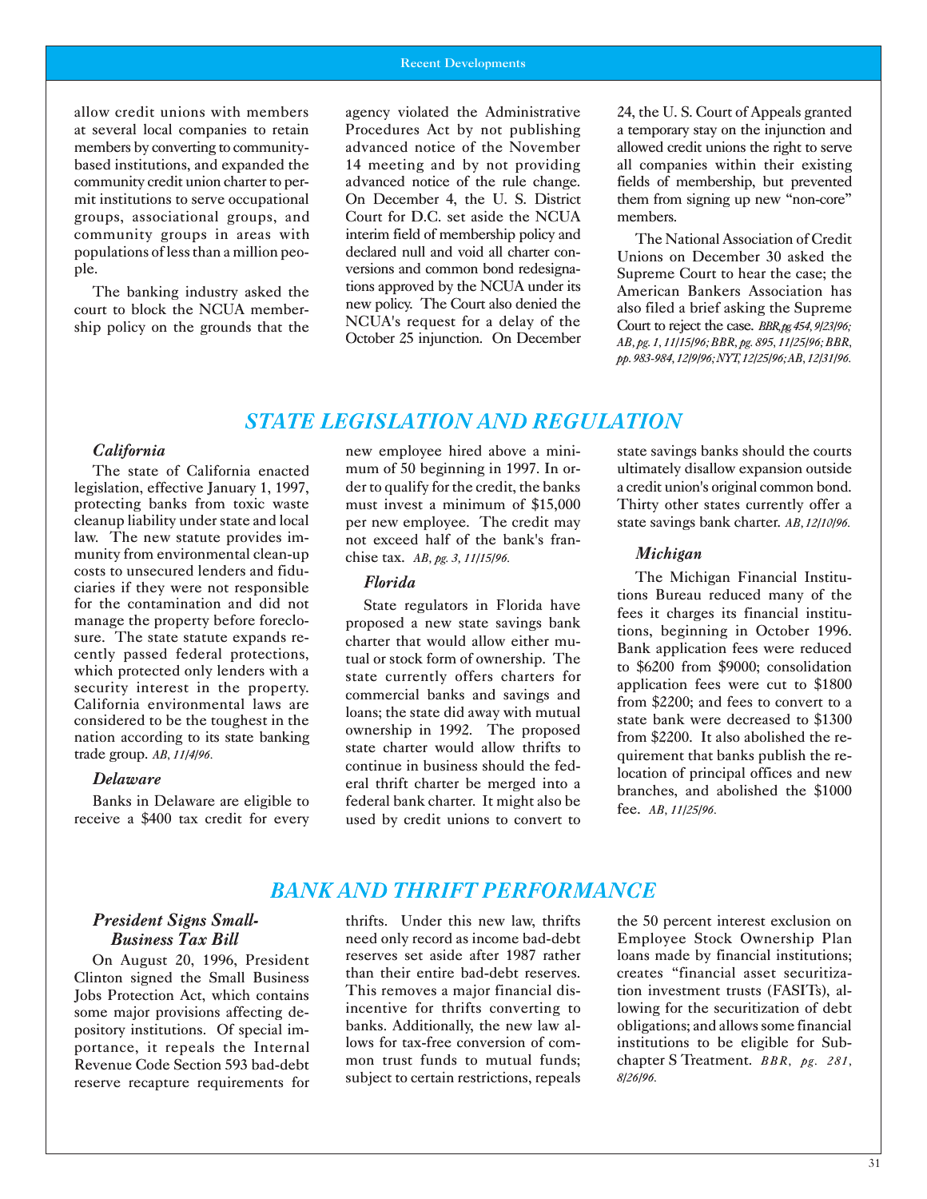allow credit unions with members at several local companies to retain members by converting to community-based institutions, and expanded the community credit union charter to permit institutions to serve occupational groups, associational groups, and community groups in areas with populations of less than a million people.

The banking industry asked the court to block the NCUA membership policy on the grounds that the agency violated the Administrative Procedures Act by not publishing advanced notice of the November 14 meeting and by not providing advanced notice of the rule change. On December 4, the U. S. District Court for D.C. set aside the NCUA interim field of membership policy and declared null and void all charter conversions and common bond redesignations approved by the NCUA under its new policy. The Court also denied the NCUA's request for a delay of the October 25 injunction. On December 24, the U. S. Court of Appeals granted a temporary stay on the injunction and allowed credit unions the right to serve all companies within their existing fields of membership, but prevented them from signing up new "non-core" members.

The National Association of Credit Unions on December 30 asked the Supreme Court to hear the case; the American Bankers Association has also filed a brief asking the Supreme Court to reject the case. *BBR, pg 454, 9/23/96; AB, pg. 1, 11/15/96; BBR, pg. 895, 11/25/96; BBR, pp. 983-984, 12/9/96; NYT, 12/25/96; AB, 12/31/96.*

## STATE LEGISLATION AND REGULATION

### *California*

The state of California enacted legislation, effective January 1, 1997, protecting banks from toxic waste cleanup liability under state and local law. The new statute provides immunity from environmental clean-up costs to unsecured lenders and fiduciaries if they were not responsible for the contamination and did not manage the property before foreclosure. The state statute expands recently passed federal protections, which protected only lenders with a security interest in the property. California environmental laws are considered to be the toughest in the nation according to its state banking trade group. *AB, 11/4/96.*

### *Delaware*

Banks in Delaware are eligible to receive a $400 tax credit for every new employee hired above a minimum of 50 beginning in 1997. In order to qualify for the credit, the banks must invest a minimum of $15,000 per new employee. The credit may not exceed half of the bank's franchise tax. *AB, pg. 3, 11/15/96.*

### *Florida*

State regulators in Florida have proposed a new state savings bank charter that would allow either mutual or stock form of ownership. The state currently offers charters for commercial banks and savings and loans; the state did away with mutual ownership in 1992. The proposed state charter would allow thrifts to continue in business should the federal thrift charter be merged into a federal bank charter. It might also be used by credit unions to convert to state savings banks should the courts ultimately disallow expansion outside a credit union's original common bond. Thirty other states currently offer a state savings bank charter. *AB, 12/10/96.*

### *Michigan*

The Michigan Financial Institutions Bureau reduced many of the fees it charges its financial institutions, beginning in October 1996. Bank application fees were reduced to $6200 from $9000; consolidation application fees were cut to $1800 from $2200; and fees to convert to a state bank were decreased to $1300 from $2200. It also abolished the requirement that banks publish the relocation of principal offices and new branches, and abolished the $1000 fee. *AB, 11/25/96.*

## BANK AND THRIFT PERFORMANCE

### *President Signs Small-Business Tax Bill*

On August 20, 1996, President Clinton signed the Small Business Jobs Protection Act, which contains some major provisions affecting depository institutions. Of special importance, it repeals the Internal Revenue Code Section 593 bad-debt reserve recapture requirements for thrifts. Under this new law, thrifts need only record as income bad-debt reserves set aside after 1987 rather than their entire bad-debt reserves. This removes a major financial disincentive for thrifts converting to banks. Additionally, the new law allows for tax-free conversion of common trust funds to mutual funds; subject to certain restrictions, repeals the 50 percent interest exclusion on Employee Stock Ownership Plan loans made by financial institutions; creates "financial asset securitization investment trusts (FASITs), allowing for the securitization of debt obligations; and allows some financial institutions to be eligible for Subchapter S Treatment. *BBR, pg. 281, 8/26/96.*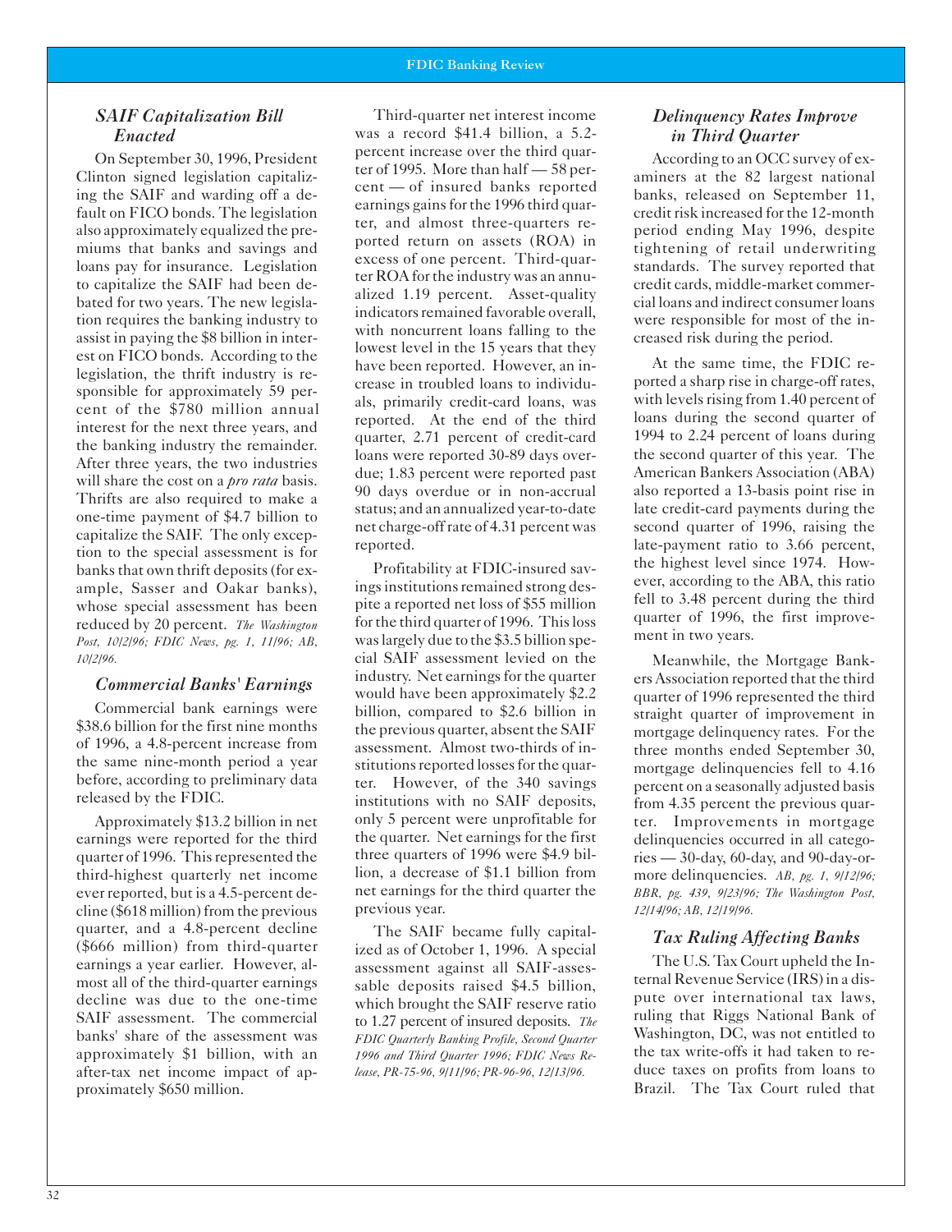### *SAIF Capitalization Bill Enacted*

On September 30, 1996, President Clinton signed legislation capitalizing the SAIF and warding off a default on FICO bonds. The legislation also approximately equalized the premiums that banks and savings and loans pay for insurance. Legislation to capitalize the SAIF had been debated for two years. The new legislation requires the banking industry to assist in paying the $8 billion in interest on FICO bonds. According to the legislation, the thrift industry is responsible for approximately 59 percent of the $780 million annual interest for the next three years, and the banking industry the remainder. After three years, the two industries will share the cost on a *pro rata* basis. Thrifts are also required to make a one-time payment of $4.7 billion to capitalize the SAIF. The only exception to the special assessment is for banks that own thrift deposits (for example, Sasser and Oakar banks), whose special assessment has been reduced by 20 percent. *The Washington Post, 10/2/96; FDIC News, pg. 1, 11/96; AB, 10/2/96.*

### *Commercial Banks' Earnings*

Commercial bank earnings were $38.6 billion for the first nine months of 1996, a 4.8-percent increase from the same nine-month period a year before, according to preliminary data released by the FDIC.

Approximately $13.2 billion in net earnings were reported for the third quarter of 1996. This represented the third-highest quarterly net income ever reported, but is a 4.5-percent decline ($618 million) from the previous quarter, and a 4.8-percent decline ($666 million) from third-quarter earnings a year earlier. However, almost all of the third-quarter earnings decline was due to the one-time SAIF assessment. The commercial banks' share of the assessment was approximately $1 billion, with an after-tax net income impact of approximately $650 million.

Third-quarter net interest income was a record $41.4 billion, a 5.2-percent increase over the third quarter of 1995. More than half — 58 percent — of insured banks reported earnings gains for the 1996 third quarter, and almost three-quarters reported return on assets (ROA) in excess of one percent. Third-quarter ROA for the industry was an annualized 1.19 percent. Asset-quality indicators remained favorable overall, with noncurrent loans falling to the lowest level in the 15 years that they have been reported. However, an increase in troubled loans to individuals, primarily credit-card loans, was reported. At the end of the third quarter, 2.71 percent of credit-card loans were reported 30-89 days overdue; 1.83 percent were reported past 90 days overdue or in non-accrual status; and an annualized year-to-date net charge-off rate of 4.31 percent was reported.

Profitability at FDIC-insured savings institutions remained strong despite a reported net loss of $55 million for the third quarter of 1996. This loss was largely due to the $3.5 billion special SAIF assessment levied on the industry. Net earnings for the quarter would have been approximately $2.2 billion, compared to $2.6 billion in the previous quarter, absent the SAIF assessment. Almost two-thirds of institutions reported losses for the quarter. However, of the 340 savings institutions with no SAIF deposits, only 5 percent were unprofitable for the quarter. Net earnings for the first three quarters of 1996 were $4.9 billion, a decrease of $1.1 billion from net earnings for the third quarter the previous year.

The SAIF became fully capitalized as of October 1, 1996. A special assessment against all SAIF-assessable deposits raised $4.5 billion, which brought the SAIF reserve ratio to 1.27 percent of insured deposits. *The FDIC Quarterly Banking Profile, Second Quarter 1996 and Third Quarter 1996; FDIC News Release, PR-75-96, 9/11/96; PR-96-96, 12/13/96.*

### *Delinquency Rates Improve in Third Quarter*

According to an OCC survey of examiners at the 82 largest national banks, released on September 11, credit risk increased for the 12-month period ending May 1996, despite tightening of retail underwriting standards. The survey reported that credit cards, middle-market commercial loans and indirect consumer loans were responsible for most of the increased risk during the period.

At the same time, the FDIC reported a sharp rise in charge-off rates, with levels rising from 1.40 percent of loans during the second quarter of 1994 to 2.24 percent of loans during the second quarter of this year. The American Bankers Association (ABA) also reported a 13-basis point rise in late credit-card payments during the second quarter of 1996, raising the late-payment ratio to 3.66 percent, the highest level since 1974. However, according to the ABA, this ratio fell to 3.48 percent during the third quarter of 1996, the first improvement in two years.

Meanwhile, the Mortgage Bankers Association reported that the third quarter of 1996 represented the third straight quarter of improvement in mortgage delinquency rates. For the three months ended September 30, mortgage delinquencies fell to 4.16 percent on a seasonally adjusted basis from 4.35 percent the previous quarter. Improvements in mortgage delinquencies occurred in all categories — 30-day, 60-day, and 90-day-or-more delinquencies. *AB, pg. 1, 9/12/96; BBR, pg. 439, 9/23/96; The Washington Post, 12/14/96; AB, 12/19/96.*

### *Tax Ruling Affecting Banks*

The U.S. Tax Court upheld the Internal Revenue Service (IRS) in a dispute over international tax laws, ruling that Riggs National Bank of Washington, DC, was not entitled to the tax write-offs it had taken to reduce taxes on profits from loans to Brazil. The Tax Court ruled that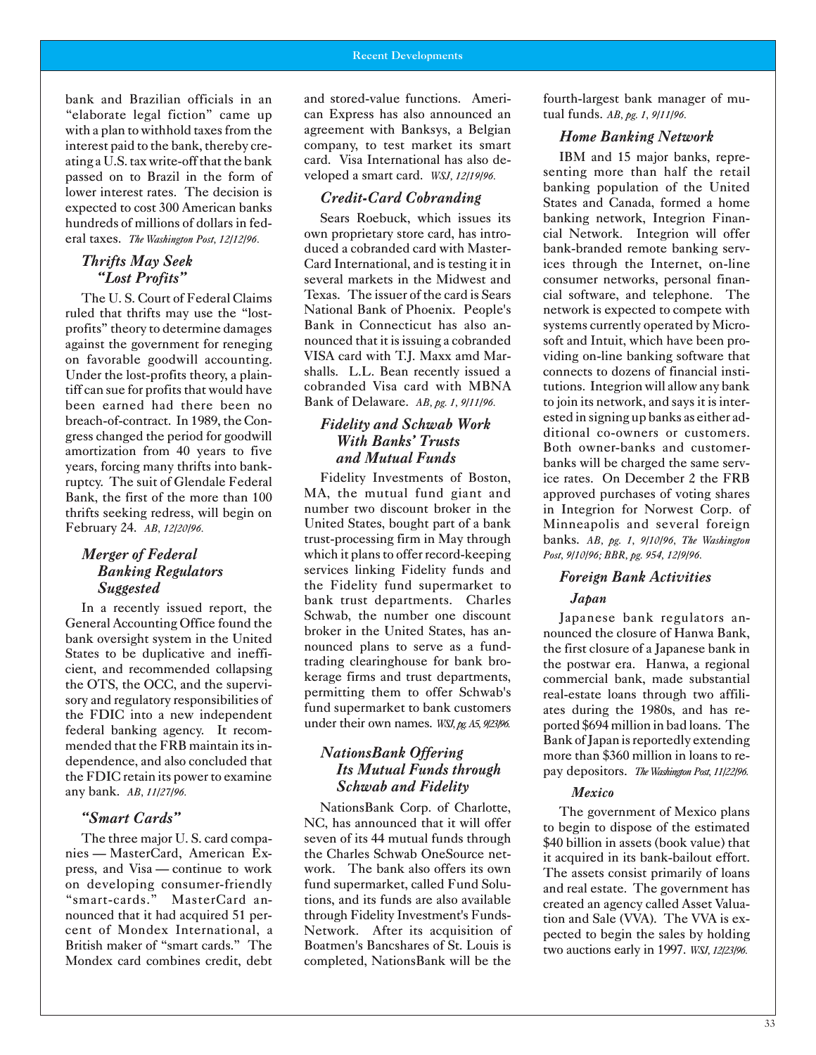bank and Brazilian officials in an "elaborate legal fiction" came up with a plan to withhold taxes from the interest paid to the bank, thereby creating a U.S. tax write-off that the bank passed on to Brazil in the form of lower interest rates. The decision is expected to cost 300 American banks hundreds of millions of dollars in federal taxes. *The Washington Post, 12/12/96.*

### *Thrifts May Seek "Lost Profits"*

The U. S. Court of Federal Claims ruled that thrifts may use the "lost-profits" theory to determine damages against the government for reneging on favorable goodwill accounting. Under the lost-profits theory, a plaintiff can sue for profits that would have been earned had there been no breach-of-contract. In 1989, the Congress changed the period for goodwill amortization from 40 years to five years, forcing many thrifts into bankruptcy. The suit of Glendale Federal Bank, the first of the more than 100 thrifts seeking redress, will begin on February 24. *AB, 12/20/96.*

### *Merger of Federal Banking Regulators Suggested*

In a recently issued report, the General Accounting Office found the bank oversight system in the United States to be duplicative and inefficient, and recommended collapsing the OTS, the OCC, and the supervisory and regulatory responsibilities of the FDIC into a new independent federal banking agency. It recommended that the FRB maintain its independence, and also concluded that the FDIC retain its power to examine any bank. *AB, 11/27/96.*

### *"Smart Cards"*

The three major U. S. card companies — MasterCard, American Express, and Visa — continue to work on developing consumer-friendly "smart-cards." MasterCard announced that it had acquired 51 percent of Mondex International, a British maker of "smart cards." The Mondex card combines credit, debt and stored-value functions. American Express has also announced an agreement with Banksys, a Belgian company, to test market its smart card. Visa International has also developed a smart card. *WSJ, 12/19/96.*

### *Credit-Card Cobranding*

Sears Roebuck, which issues its own proprietary store card, has introduced a cobranded card with MasterCard International, and is testing it in several markets in the Midwest and Texas. The issuer of the card is Sears National Bank of Phoenix. People's Bank in Connecticut has also announced that it is issuing a cobranded VISA card with T.J. Maxx amd Marshalls. L.L. Bean recently issued a cobranded Visa card with MBNA Bank of Delaware. *AB, pg. 1, 9/11/96.*

### *Fidelity and Schwab Work With Banks' Trusts and Mutual Funds*

Fidelity Investments of Boston, MA, the mutual fund giant and number two discount broker in the United States, bought part of a bank trust-processing firm in May through which it plans to offer record-keeping services linking Fidelity funds and the Fidelity fund supermarket to bank trust departments. Charles Schwab, the number one discount broker in the United States, has announced plans to serve as a fund-trading clearinghouse for bank brokerage firms and trust departments, permitting them to offer Schwab's fund supermarket to bank customers under their own names. *WSJ, pg. A5, 9/23/96.*

### *NationsBank Offering Its Mutual Funds through Schwab and Fidelity*

NationsBank Corp. of Charlotte, NC, has announced that it will offer seven of its 44 mutual funds through the Charles Schwab OneSource network. The bank also offers its own fund supermarket, called Fund Solutions, and its funds are also available through Fidelity Investment's Funds-Network. After its acquisition of Boatmen's Bancshares of St. Louis is completed, NationsBank will be the fourth-largest bank manager of mutual funds. *AB, pg. 1, 9/11/96.*

### *Home Banking Network*

IBM and 15 major banks, representing more than half the retail banking population of the United States and Canada, formed a home banking network, Integrion Financial Network. Integrion will offer bank-branded remote banking services through the Internet, on-line consumer networks, personal financial software, and telephone. The network is expected to compete with systems currently operated by Microsoft and Intuit, which have been providing on-line banking software that connects to dozens of financial institutions. Integrion will allow any bank to join its network, and says it is interested in signing up banks as either additional co-owners or customers. Both owner-banks and customer-banks will be charged the same service rates. On December 2 the FRB approved purchases of voting shares in Integrion for Norwest Corp. of Minneapolis and several foreign banks. *AB, pg. 1, 9/10/96, The Washington Post, 9/10/96; BBR, pg. 954, 12/9/96.*

### *Foreign Bank Activities*

#### *Japan*

Japanese bank regulators announced the closure of Hanwa Bank, the first closure of a Japanese bank in the postwar era. Hanwa, a regional commercial bank, made substantial real-estate loans through two affiliates during the 1980s, and has reported $694 million in bad loans. The Bank of Japan is reportedly extending more than $360 million in loans to repay depositors. *The Washington Post, 11/22/96.*

#### *Mexico*

The government of Mexico plans to begin to dispose of the estimated $40 billion in assets (book value) that it acquired in its bank-bailout effort. The assets consist primarily of loans and real estate. The government has created an agency called Asset Valuation and Sale (VVA). The VVA is expected to begin the sales by holding two auctions early in 1997. *WSJ, 12/23/96.*